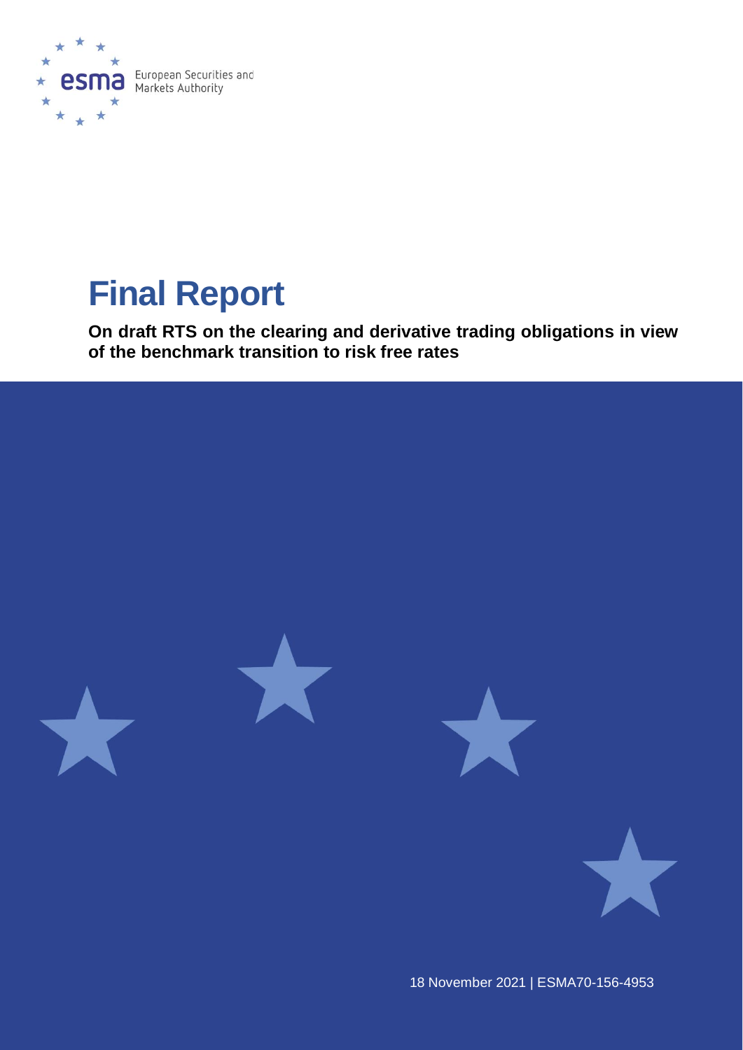esma European Securities and Markets Authority

# Final Report

**On draft RTS on the clearing and derivative trading obligations in view of the benchmark transition to risk free rates**

18 November 2021 | ESMA70-156-4953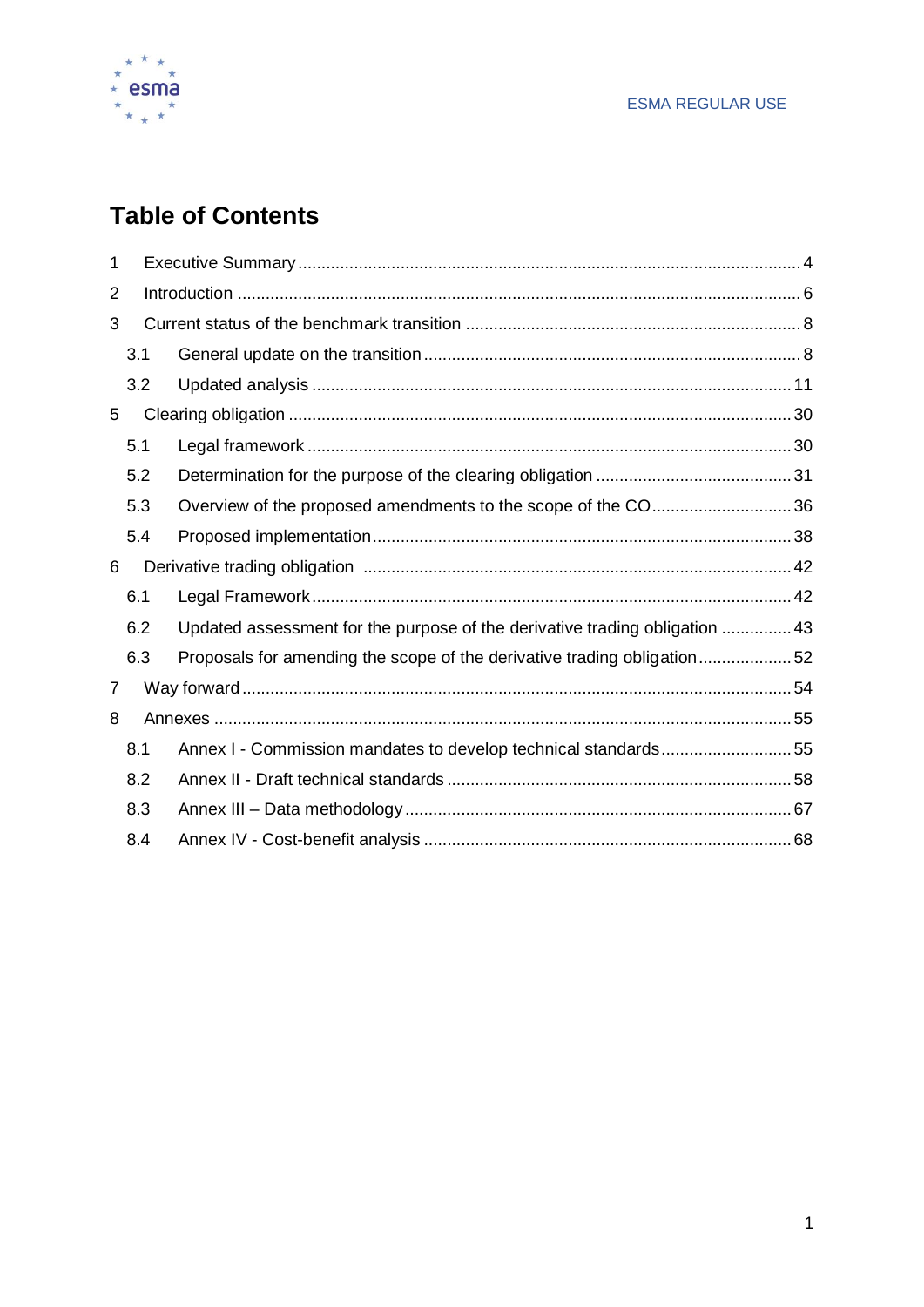# Table of Contents

1 Executive Summary ........................................................................................................ 4

2 Introduction ..................................................................................................................... 6

3 Current status of the benchmark transition ...................................................................... 8

3.1 General update on the transition ................................................................................ 8

3.2 Updated analysis ...................................................................................................... 11

5 Clearing obligation ........................................................................................................ 30

5.1 Legal framework ....................................................................................................... 30

5.2 Determination for the purpose of the clearing obligation .......................................... 31

5.3 Overview of the proposed amendments to the scope of the CO .............................. 36

5.4 Proposed implementation ......................................................................................... 38

6 Derivative trading obligation ......................................................................................... 42

6.1 Legal Framework ...................................................................................................... 42

6.2 Updated assessment for the purpose of the derivative trading obligation ............... 43

6.3 Proposals for amending the scope of the derivative trading obligation .................... 52

7 Way forward .................................................................................................................. 54

8 Annexes ........................................................................................................................ 55

8.1 Annex I - Commission mandates to develop technical standards ............................ 55

8.2 Annex II - Draft technical standards ......................................................................... 58

8.3 Annex III – Data methodology .................................................................................. 67

8.4 Annex IV - Cost-benefit analysis .............................................................................. 68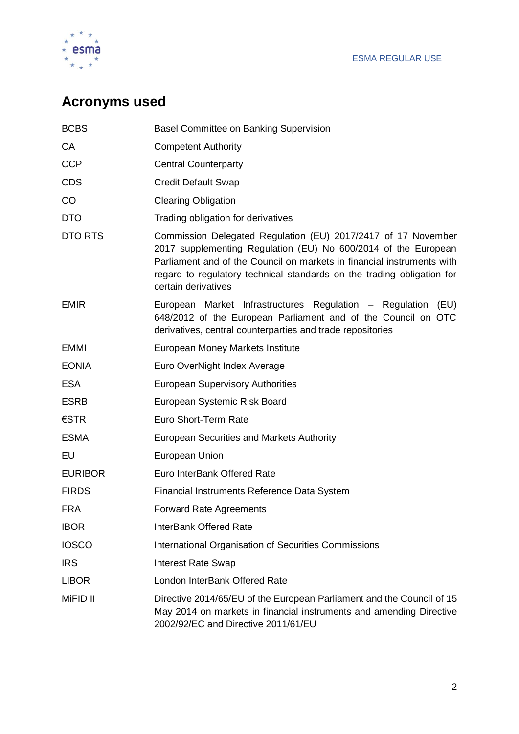## Acronyms used

| | |
|---|---|
| BCBS | Basel Committee on Banking Supervision |
| CA | Competent Authority |
| CCP | Central Counterparty |
| CDS | Credit Default Swap |
| CO | Clearing Obligation |
| DTO | Trading obligation for derivatives |
| DTO RTS | Commission Delegated Regulation (EU) 2017/2417 of 17 November 2017 supplementing Regulation (EU) No 600/2014 of the European Parliament and of the Council on markets in financial instruments with regard to regulatory technical standards on the trading obligation for certain derivatives |
| EMIR | European Market Infrastructures Regulation – Regulation (EU) 648/2012 of the European Parliament and of the Council on OTC derivatives, central counterparties and trade repositories |
| EMMI | European Money Markets Institute |
| EONIA | Euro OverNight Index Average |
| ESA | European Supervisory Authorities |
| ESRB | European Systemic Risk Board |
| €STR | Euro Short-Term Rate |
| ESMA | European Securities and Markets Authority |
| EU | European Union |
| EURIBOR | Euro InterBank Offered Rate |
| FIRDS | Financial Instruments Reference Data System |
| FRA | Forward Rate Agreements |
| IBOR | InterBank Offered Rate |
| IOSCO | International Organisation of Securities Commissions |
| IRS | Interest Rate Swap |
| LIBOR | London InterBank Offered Rate |
| MiFID II | Directive 2014/65/EU of the European Parliament and the Council of 15 May 2014 on markets in financial instruments and amending Directive 2002/92/EC and Directive 2011/61/EU |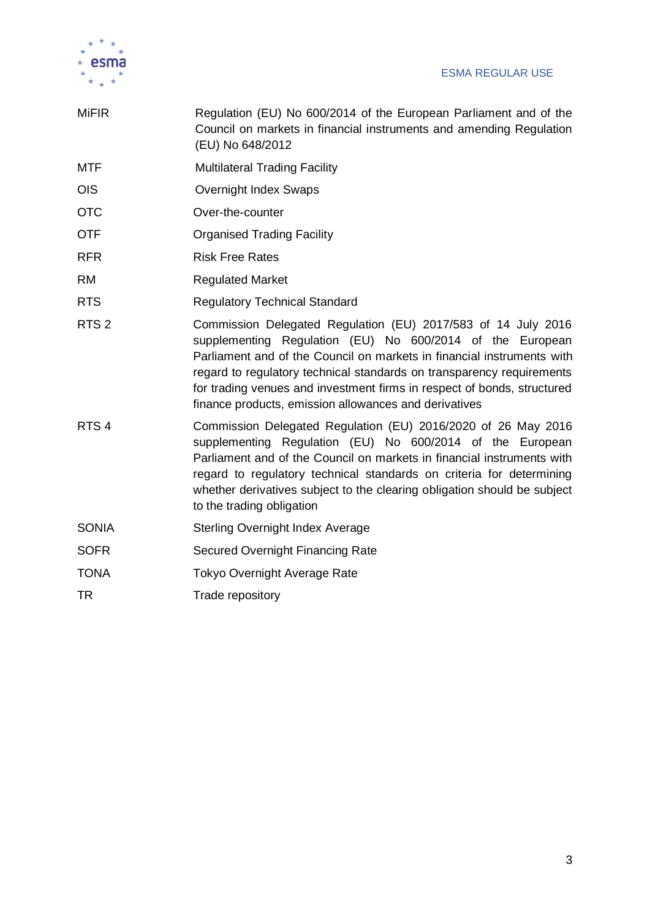| | |
|---|---|
| MiFIR | Regulation (EU) No 600/2014 of the European Parliament and of the Council on markets in financial instruments and amending Regulation (EU) No 648/2012 |
| MTF | Multilateral Trading Facility |
| OIS | Overnight Index Swaps |
| OTC | Over-the-counter |
| OTF | Organised Trading Facility |
| RFR | Risk Free Rates |
| RM | Regulated Market |
| RTS | Regulatory Technical Standard |
| RTS 2 | Commission Delegated Regulation (EU) 2017/583 of 14 July 2016 supplementing Regulation (EU) No 600/2014 of the European Parliament and of the Council on markets in financial instruments with regard to regulatory technical standards on transparency requirements for trading venues and investment firms in respect of bonds, structured finance products, emission allowances and derivatives |
| RTS 4 | Commission Delegated Regulation (EU) 2016/2020 of 26 May 2016 supplementing Regulation (EU) No 600/2014 of the European Parliament and of the Council on markets in financial instruments with regard to regulatory technical standards on criteria for determining whether derivatives subject to the clearing obligation should be subject to the trading obligation |
| SONIA | Sterling Overnight Index Average |
| SOFR | Secured Overnight Financing Rate |
| TONA | Tokyo Overnight Average Rate |
| TR | Trade repository |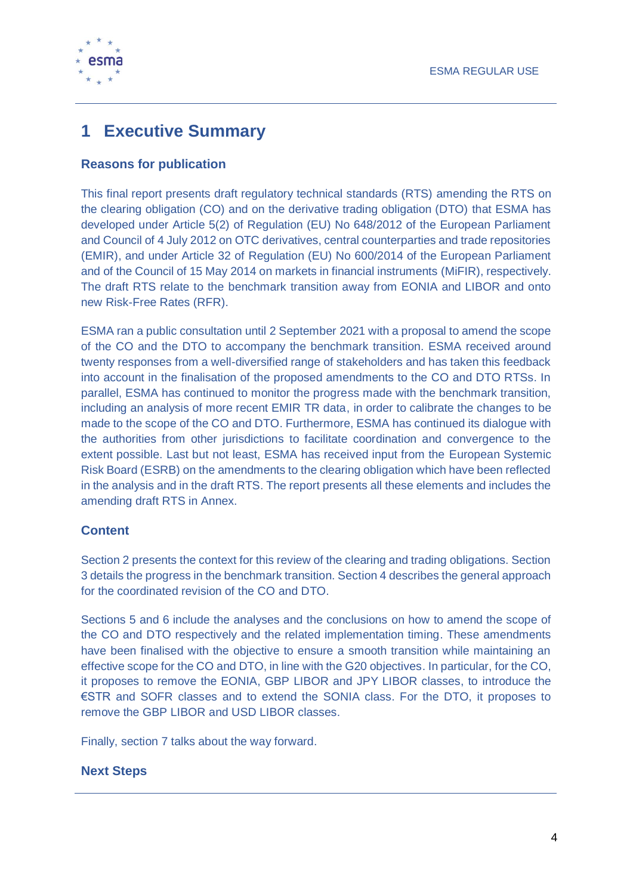# 1 Executive Summary

### Reasons for publication

This final report presents draft regulatory technical standards (RTS) amending the RTS on the clearing obligation (CO) and on the derivative trading obligation (DTO) that ESMA has developed under Article 5(2) of Regulation (EU) No 648/2012 of the European Parliament and Council of 4 July 2012 on OTC derivatives, central counterparties and trade repositories (EMIR), and under Article 32 of Regulation (EU) No 600/2014 of the European Parliament and of the Council of 15 May 2014 on markets in financial instruments (MiFIR), respectively. The draft RTS relate to the benchmark transition away from EONIA and LIBOR and onto new Risk-Free Rates (RFR).

ESMA ran a public consultation until 2 September 2021 with a proposal to amend the scope of the CO and the DTO to accompany the benchmark transition. ESMA received around twenty responses from a well-diversified range of stakeholders and has taken this feedback into account in the finalisation of the proposed amendments to the CO and DTO RTSs. In parallel, ESMA has continued to monitor the progress made with the benchmark transition, including an analysis of more recent EMIR TR data, in order to calibrate the changes to be made to the scope of the CO and DTO. Furthermore, ESMA has continued its dialogue with the authorities from other jurisdictions to facilitate coordination and convergence to the extent possible. Last but not least, ESMA has received input from the European Systemic Risk Board (ESRB) on the amendments to the clearing obligation which have been reflected in the analysis and in the draft RTS. The report presents all these elements and includes the amending draft RTS in Annex.

### Content

Section 2 presents the context for this review of the clearing and trading obligations. Section 3 details the progress in the benchmark transition. Section 4 describes the general approach for the coordinated revision of the CO and DTO.

Sections 5 and 6 include the analyses and the conclusions on how to amend the scope of the CO and DTO respectively and the related implementation timing. These amendments have been finalised with the objective to ensure a smooth transition while maintaining an effective scope for the CO and DTO, in line with the G20 objectives. In particular, for the CO, it proposes to remove the EONIA, GBP LIBOR and JPY LIBOR classes, to introduce the €STR and SOFR classes and to extend the SONIA class. For the DTO, it proposes to remove the GBP LIBOR and USD LIBOR classes.

Finally, section 7 talks about the way forward.

### Next Steps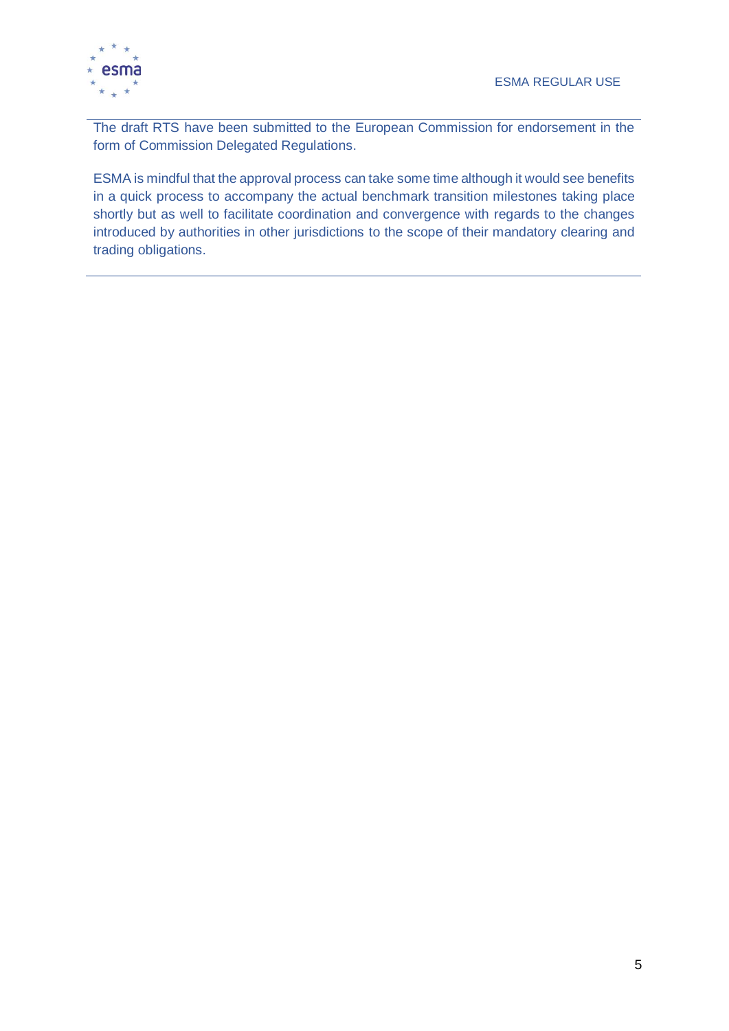The draft RTS have been submitted to the European Commission for endorsement in the form of Commission Delegated Regulations.

ESMA is mindful that the approval process can take some time although it would see benefits in a quick process to accompany the actual benchmark transition milestones taking place shortly but as well to facilitate coordination and convergence with regards to the changes introduced by authorities in other jurisdictions to the scope of their mandatory clearing and trading obligations.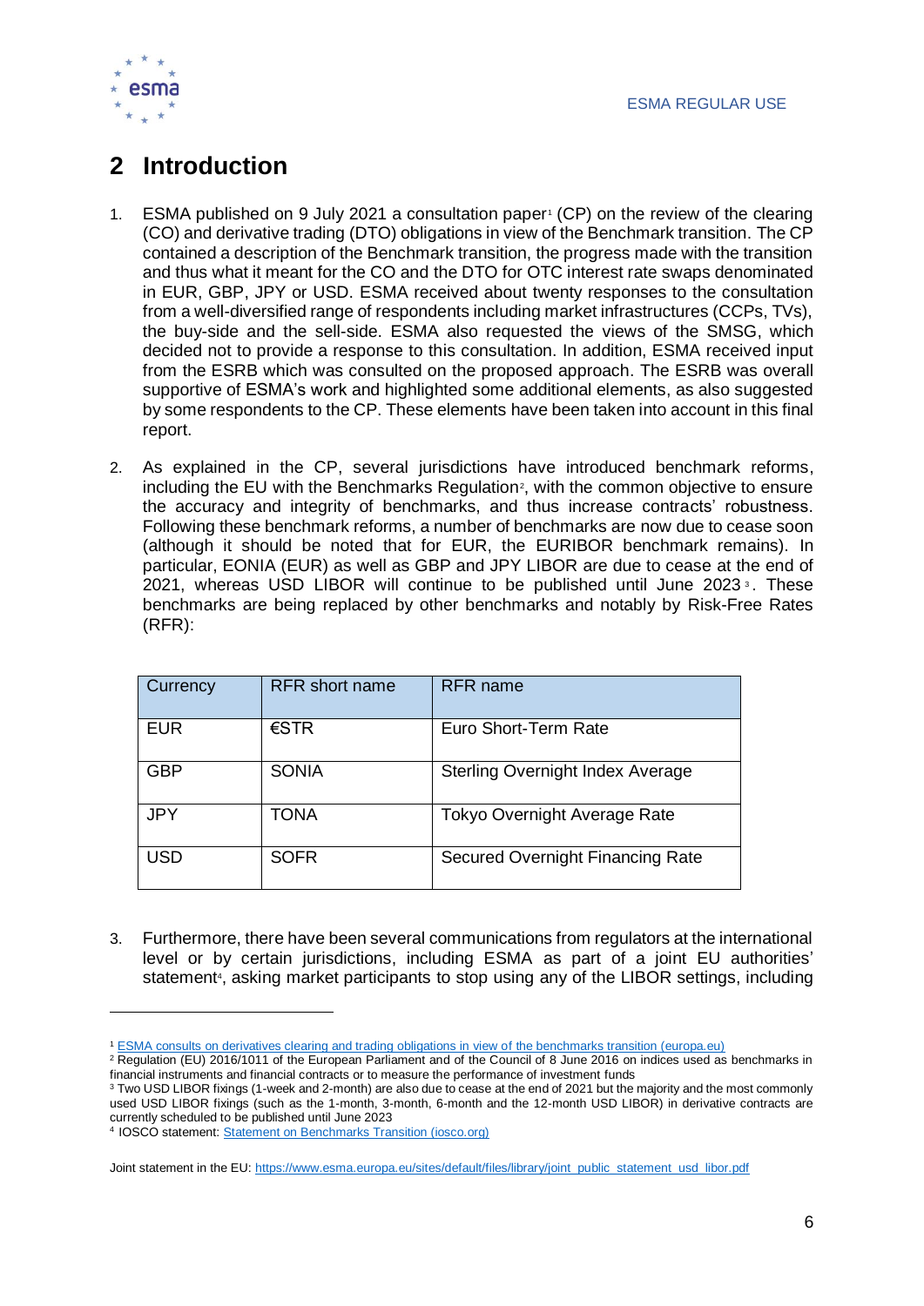# 2 Introduction

1. ESMA published on 9 July 2021 a consultation paper[1] (CP) on the review of the clearing (CO) and derivative trading (DTO) obligations in view of the Benchmark transition. The CP contained a description of the Benchmark transition, the progress made with the transition and thus what it meant for the CO and the DTO for OTC interest rate swaps denominated in EUR, GBP, JPY or USD. ESMA received about twenty responses to the consultation from a well-diversified range of respondents including market infrastructures (CCPs, TVs), the buy-side and the sell-side. ESMA also requested the views of the SMSG, which decided not to provide a response to this consultation. In addition, ESMA received input from the ESRB which was consulted on the proposed approach. The ESRB was overall supportive of ESMA's work and highlighted some additional elements, as also suggested by some respondents to the CP. These elements have been taken into account in this final report.

2. As explained in the CP, several jurisdictions have introduced benchmark reforms, including the EU with the Benchmarks Regulation[2], with the common objective to ensure the accuracy and integrity of benchmarks, and thus increase contracts' robustness. Following these benchmark reforms, a number of benchmarks are now due to cease soon (although it should be noted that for EUR, the EURIBOR benchmark remains). In particular, EONIA (EUR) as well as GBP and JPY LIBOR are due to cease at the end of 2021, whereas USD LIBOR will continue to be published until June 2023[3]. These benchmarks are being replaced by other benchmarks and notably by Risk-Free Rates (RFR):

| Currency | RFR short name | RFR name |
|---|---|---|
| EUR | €STR | Euro Short-Term Rate |
| GBP | SONIA | Sterling Overnight Index Average |
| JPY | TONA | Tokyo Overnight Average Rate |
| USD | SOFR | Secured Overnight Financing Rate |

3. Furthermore, there have been several communications from regulators at the international level or by certain jurisdictions, including ESMA as part of a joint EU authorities' statement[4], asking market participants to stop using any of the LIBOR settings, including

[1] ESMA consults on derivatives clearing and trading obligations in view of the benchmarks transition (europa.eu)

[2] Regulation (EU) 2016/1011 of the European Parliament and of the Council of 8 June 2016 on indices used as benchmarks in financial instruments and financial contracts or to measure the performance of investment funds

[3] Two USD LIBOR fixings (1-week and 2-month) are also due to cease at the end of 2021 but the majority and the most commonly used USD LIBOR fixings (such as the 1-month, 3-month, 6-month and the 12-month USD LIBOR) in derivative contracts are currently scheduled to be published until June 2023

[4] IOSCO statement: Statement on Benchmarks Transition (iosco.org)

Joint statement in the EU: https://www.esma.europa.eu/sites/default/files/library/joint_public_statement_usd_libor.pdf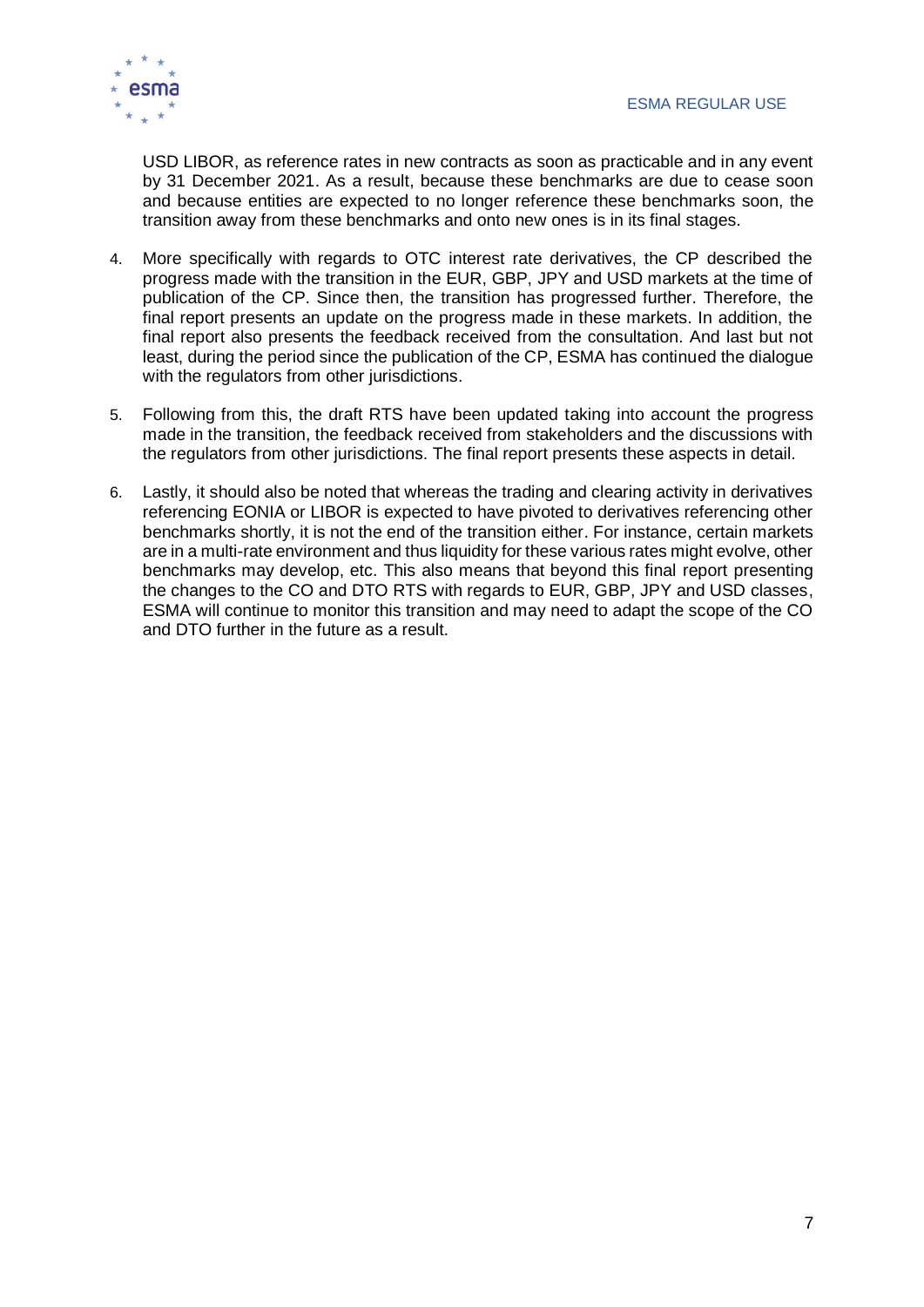USD LIBOR, as reference rates in new contracts as soon as practicable and in any event by 31 December 2021. As a result, because these benchmarks are due to cease soon and because entities are expected to no longer reference these benchmarks soon, the transition away from these benchmarks and onto new ones is in its final stages.

4. More specifically with regards to OTC interest rate derivatives, the CP described the progress made with the transition in the EUR, GBP, JPY and USD markets at the time of publication of the CP. Since then, the transition has progressed further. Therefore, the final report presents an update on the progress made in these markets. In addition, the final report also presents the feedback received from the consultation. And last but not least, during the period since the publication of the CP, ESMA has continued the dialogue with the regulators from other jurisdictions.

5. Following from this, the draft RTS have been updated taking into account the progress made in the transition, the feedback received from stakeholders and the discussions with the regulators from other jurisdictions. The final report presents these aspects in detail.

6. Lastly, it should also be noted that whereas the trading and clearing activity in derivatives referencing EONIA or LIBOR is expected to have pivoted to derivatives referencing other benchmarks shortly, it is not the end of the transition either. For instance, certain markets are in a multi-rate environment and thus liquidity for these various rates might evolve, other benchmarks may develop, etc. This also means that beyond this final report presenting the changes to the CO and DTO RTS with regards to EUR, GBP, JPY and USD classes, ESMA will continue to monitor this transition and may need to adapt the scope of the CO and DTO further in the future as a result.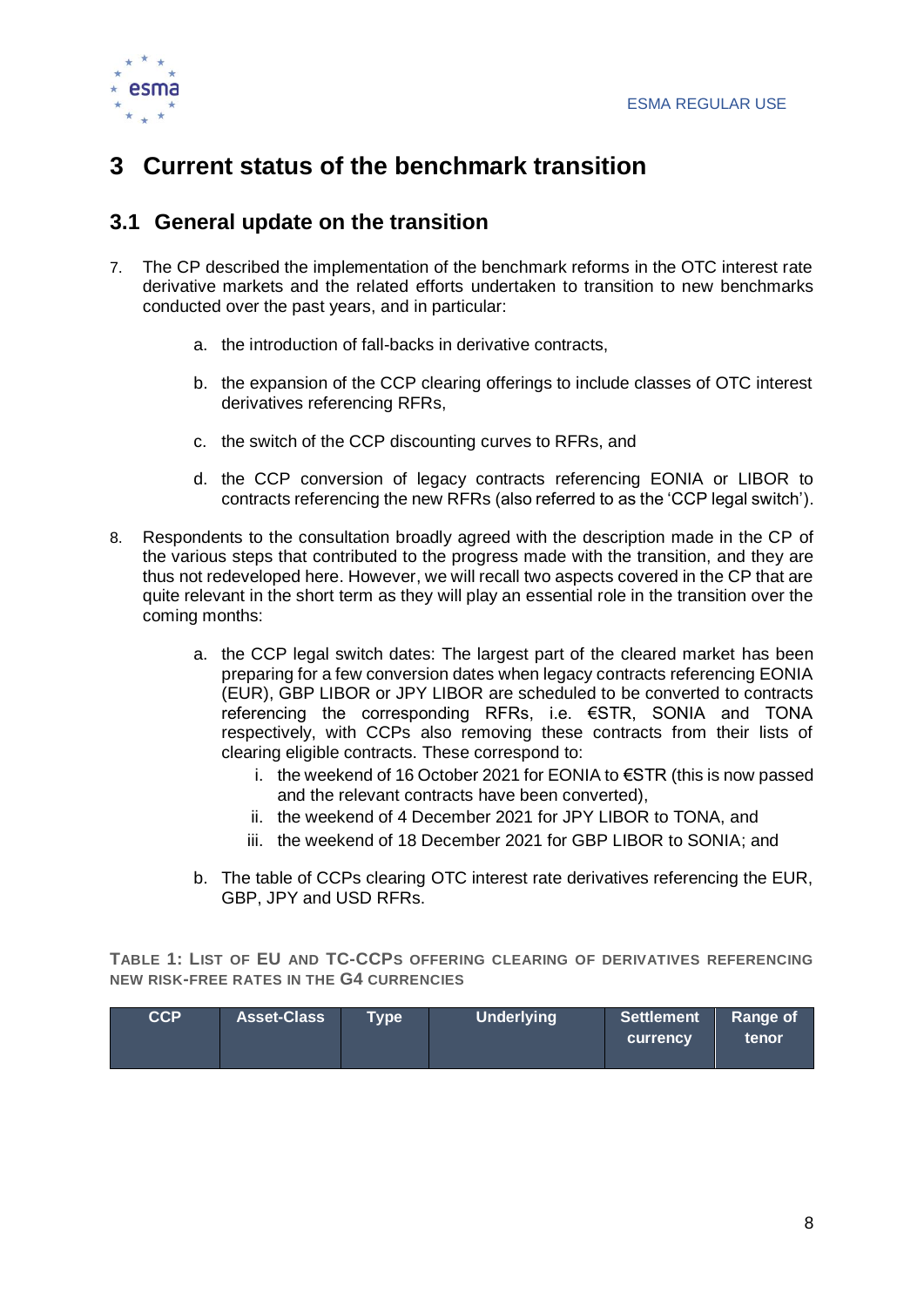# 3 Current status of the benchmark transition

## 3.1 General update on the transition

7. The CP described the implementation of the benchmark reforms in the OTC interest rate derivative markets and the related efforts undertaken to transition to new benchmarks conducted over the past years, and in particular:

   a. the introduction of fall-backs in derivative contracts,

   b. the expansion of the CCP clearing offerings to include classes of OTC interest derivatives referencing RFRs,

   c. the switch of the CCP discounting curves to RFRs, and

   d. the CCP conversion of legacy contracts referencing EONIA or LIBOR to contracts referencing the new RFRs (also referred to as the 'CCP legal switch').

8. Respondents to the consultation broadly agreed with the description made in the CP of the various steps that contributed to the progress made with the transition, and they are thus not redeveloped here. However, we will recall two aspects covered in the CP that are quite relevant in the short term as they will play an essential role in the transition over the coming months:

   a. the CCP legal switch dates: The largest part of the cleared market has been preparing for a few conversion dates when legacy contracts referencing EONIA (EUR), GBP LIBOR or JPY LIBOR are scheduled to be converted to contracts referencing the corresponding RFRs, i.e. €STR, SONIA and TONA respectively, with CCPs also removing these contracts from their lists of clearing eligible contracts. These correspond to:
      i. the weekend of 16 October 2021 for EONIA to €STR (this is now passed and the relevant contracts have been converted),
      ii. the weekend of 4 December 2021 for JPY LIBOR to TONA, and
      iii. the weekend of 18 December 2021 for GBP LIBOR to SONIA; and

   b. The table of CCPs clearing OTC interest rate derivatives referencing the EUR, GBP, JPY and USD RFRs.

**TABLE 1: LIST OF EU AND TC-CCPS OFFERING CLEARING OF DERIVATIVES REFERENCING NEW RISK-FREE RATES IN THE G4 CURRENCIES**

| CCP | Asset-Class | Type | Underlying | Settlement currency | Range of tenor |
|---|---|---|---|---|---|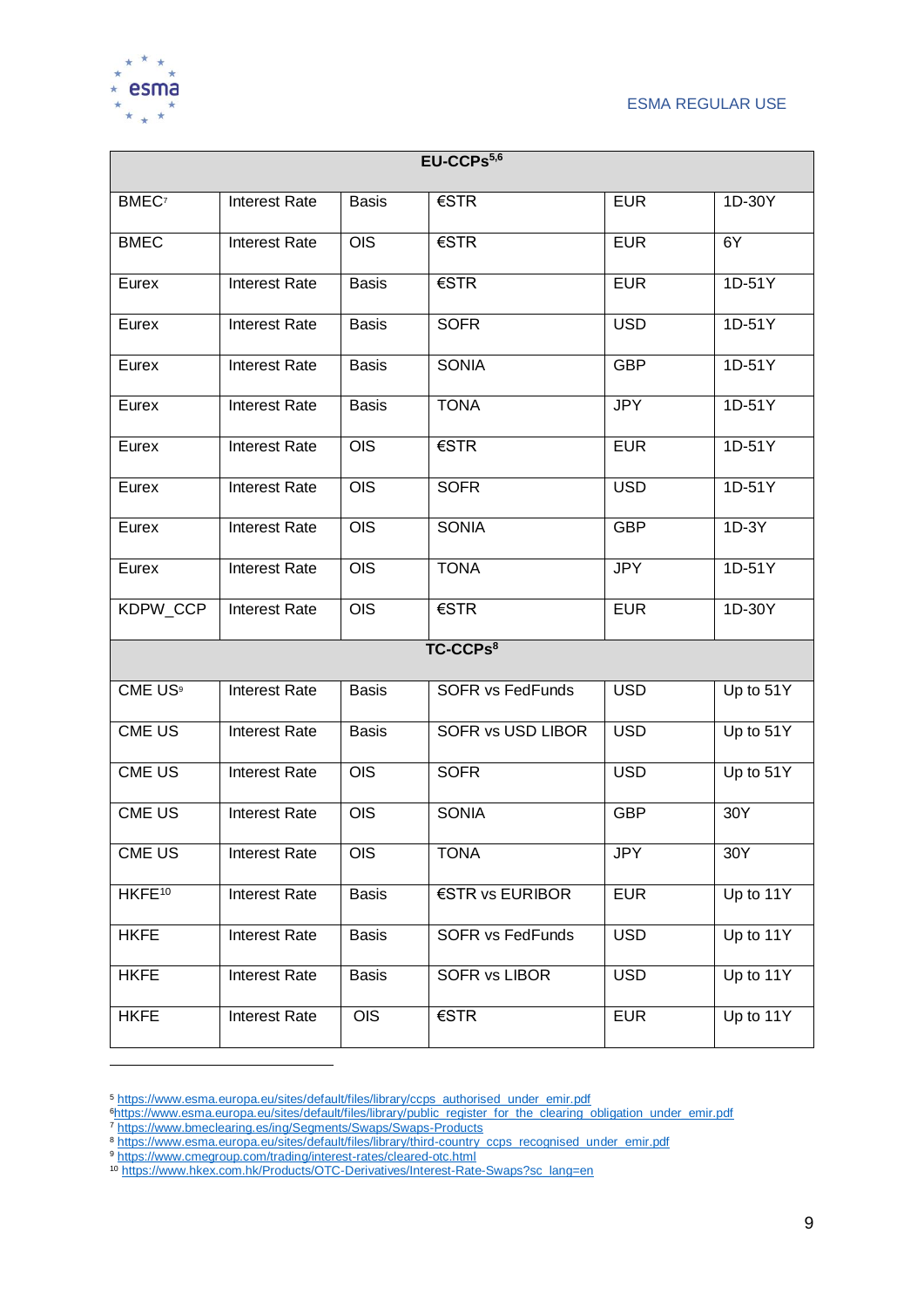| EU-CCPs[5,6] | | | | | |
|---|---|---|---|---|---|
| BMEC[7] | Interest Rate | Basis | €STR | EUR | 1D-30Y |
| BMEC | Interest Rate | OIS | €STR | EUR | 6Y |
| Eurex | Interest Rate | Basis | €STR | EUR | 1D-51Y |
| Eurex | Interest Rate | Basis | SOFR | USD | 1D-51Y |
| Eurex | Interest Rate | Basis | SONIA | GBP | 1D-51Y |
| Eurex | Interest Rate | Basis | TONA | JPY | 1D-51Y |
| Eurex | Interest Rate | OIS | €STR | EUR | 1D-51Y |
| Eurex | Interest Rate | OIS | SOFR | USD | 1D-51Y |
| Eurex | Interest Rate | OIS | SONIA | GBP | 1D-3Y |
| Eurex | Interest Rate | OIS | TONA | JPY | 1D-51Y |
| KDPW_CCP | Interest Rate | OIS | €STR | EUR | 1D-30Y |
| **TC-CCPs[8]** | | | | | |
| CME US[9] | Interest Rate | Basis | SOFR vs FedFunds | USD | Up to 51Y |
| CME US | Interest Rate | Basis | SOFR vs USD LIBOR | USD | Up to 51Y |
| CME US | Interest Rate | OIS | SOFR | USD | Up to 51Y |
| CME US | Interest Rate | OIS | SONIA | GBP | 30Y |
| CME US | Interest Rate | OIS | TONA | JPY | 30Y |
| HKFE[10] | Interest Rate | Basis | €STR vs EURIBOR | EUR | Up to 11Y |
| HKFE | Interest Rate | Basis | SOFR vs FedFunds | USD | Up to 11Y |
| HKFE | Interest Rate | Basis | SOFR vs LIBOR | USD | Up to 11Y |
| HKFE | Interest Rate | OIS | €STR | EUR | Up to 11Y |

[5] https://www.esma.europa.eu/sites/default/files/library/ccps_authorised_under_emir.pdf

[6] https://www.esma.europa.eu/sites/default/files/library/public_register_for_the_clearing_obligation_under_emir.pdf

[7] https://www.bmeclearing.es/ing/Segments/Swaps/Swaps-Products

[8] https://www.esma.europa.eu/sites/default/files/library/third-country_ccps_recognised_under_emir.pdf

[9] https://www.cmegroup.com/trading/interest-rates/cleared-otc.html

[10] https://www.hkex.com.hk/Products/OTC-Derivatives/Interest-Rate-Swaps?sc_lang=en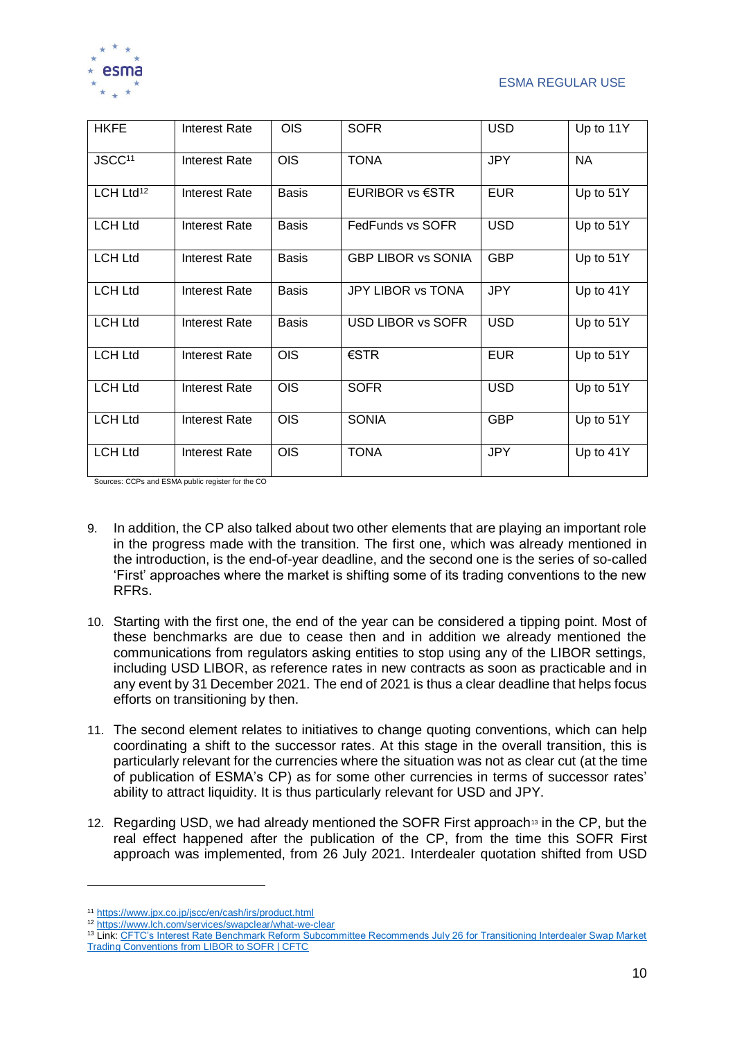| HKFE | Interest Rate | OIS | SOFR | USD | Up to 11Y |
|---|---|---|---|---|---|
| JSCC[11] | Interest Rate | OIS | TONA | JPY | NA |
| LCH Ltd[12] | Interest Rate | Basis | EURIBOR vs €STR | EUR | Up to 51Y |
| LCH Ltd | Interest Rate | Basis | FedFunds vs SOFR | USD | Up to 51Y |
| LCH Ltd | Interest Rate | Basis | GBP LIBOR vs SONIA | GBP | Up to 51Y |
| LCH Ltd | Interest Rate | Basis | JPY LIBOR vs TONA | JPY | Up to 41Y |
| LCH Ltd | Interest Rate | Basis | USD LIBOR vs SOFR | USD | Up to 51Y |
| LCH Ltd | Interest Rate | OIS | €STR | EUR | Up to 51Y |
| LCH Ltd | Interest Rate | OIS | SOFR | USD | Up to 51Y |
| LCH Ltd | Interest Rate | OIS | SONIA | GBP | Up to 51Y |
| LCH Ltd | Interest Rate | OIS | TONA | JPY | Up to 41Y |

Sources: CCPs and ESMA public register for the CO

9. In addition, the CP also talked about two other elements that are playing an important role in the progress made with the transition. The first one, which was already mentioned in the introduction, is the end-of-year deadline, and the second one is the series of so-called 'First' approaches where the market is shifting some of its trading conventions to the new RFRs.

10. Starting with the first one, the end of the year can be considered a tipping point. Most of these benchmarks are due to cease then and in addition we already mentioned the communications from regulators asking entities to stop using any of the LIBOR settings, including USD LIBOR, as reference rates in new contracts as soon as practicable and in any event by 31 December 2021. The end of 2021 is thus a clear deadline that helps focus efforts on transitioning by then.

11. The second element relates to initiatives to change quoting conventions, which can help coordinating a shift to the successor rates. At this stage in the overall transition, this is particularly relevant for the currencies where the situation was not as clear cut (at the time of publication of ESMA's CP) as for some other currencies in terms of successor rates' ability to attract liquidity. It is thus particularly relevant for USD and JPY.

12. Regarding USD, we had already mentioned the SOFR First approach[13] in the CP, but the real effect happened after the publication of the CP, from the time this SOFR First approach was implemented, from 26 July 2021. Interdealer quotation shifted from USD

[11] https://www.jpx.co.jp/jscc/en/cash/irs/product.html

[12] https://www.lch.com/services/swapclear/what-we-clear

[13] Link: CFTC's Interest Rate Benchmark Reform Subcommittee Recommends July 26 for Transitioning Interdealer Swap Market Trading Conventions from LIBOR to SOFR | CFTC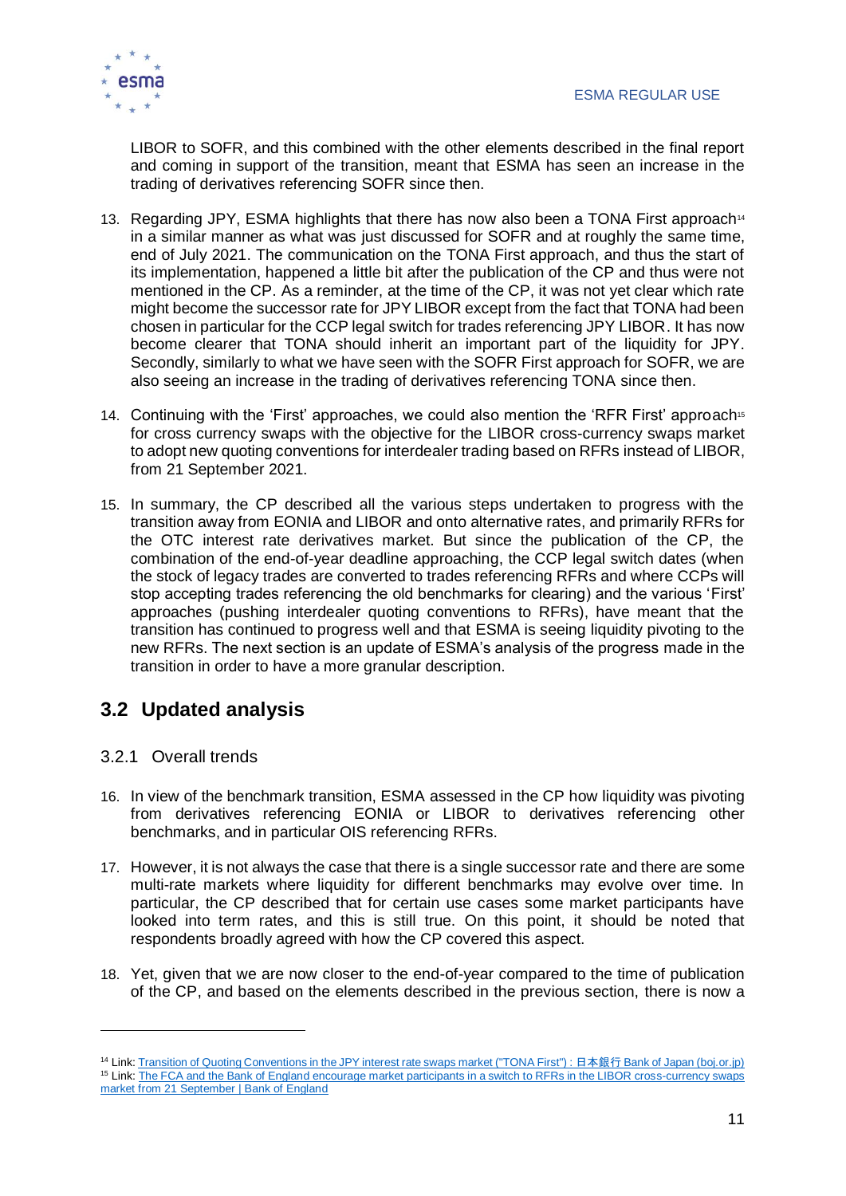LIBOR to SOFR, and this combined with the other elements described in the final report and coming in support of the transition, meant that ESMA has seen an increase in the trading of derivatives referencing SOFR since then.

13. Regarding JPY, ESMA highlights that there has now also been a TONA First approach[14] in a similar manner as what was just discussed for SOFR and at roughly the same time, end of July 2021. The communication on the TONA First approach, and thus the start of its implementation, happened a little bit after the publication of the CP and thus were not mentioned in the CP. As a reminder, at the time of the CP, it was not yet clear which rate might become the successor rate for JPY LIBOR except from the fact that TONA had been chosen in particular for the CCP legal switch for trades referencing JPY LIBOR. It has now become clearer that TONA should inherit an important part of the liquidity for JPY. Secondly, similarly to what we have seen with the SOFR First approach for SOFR, we are also seeing an increase in the trading of derivatives referencing TONA since then.

14. Continuing with the 'First' approaches, we could also mention the 'RFR First' approach[15] for cross currency swaps with the objective for the LIBOR cross-currency swaps market to adopt new quoting conventions for interdealer trading based on RFRs instead of LIBOR, from 21 September 2021.

15. In summary, the CP described all the various steps undertaken to progress with the transition away from EONIA and LIBOR and onto alternative rates, and primarily RFRs for the OTC interest rate derivatives market. But since the publication of the CP, the combination of the end-of-year deadline approaching, the CCP legal switch dates (when the stock of legacy trades are converted to trades referencing RFRs and where CCPs will stop accepting trades referencing the old benchmarks for clearing) and the various 'First' approaches (pushing interdealer quoting conventions to RFRs), have meant that the transition has continued to progress well and that ESMA is seeing liquidity pivoting to the new RFRs. The next section is an update of ESMA's analysis of the progress made in the transition in order to have a more granular description.

## 3.2 Updated analysis

### 3.2.1 Overall trends

16. In view of the benchmark transition, ESMA assessed in the CP how liquidity was pivoting from derivatives referencing EONIA or LIBOR to derivatives referencing other benchmarks, and in particular OIS referencing RFRs.

17. However, it is not always the case that there is a single successor rate and there are some multi-rate markets where liquidity for different benchmarks may evolve over time. In particular, the CP described that for certain use cases some market participants have looked into term rates, and this is still true. On this point, it should be noted that respondents broadly agreed with how the CP covered this aspect.

18. Yet, given that we are now closer to the end-of-year compared to the time of publication of the CP, and based on the elements described in the previous section, there is now a

---

[14] Link: [Transition of Quoting Conventions in the JPY interest rate swaps market ("TONA First") : 日本銀行 Bank of Japan (boj.or.jp)](#)

[15] Link: [The FCA and the Bank of England encourage market participants in a switch to RFRs in the LIBOR cross-currency swaps market from 21 September | Bank of England](#)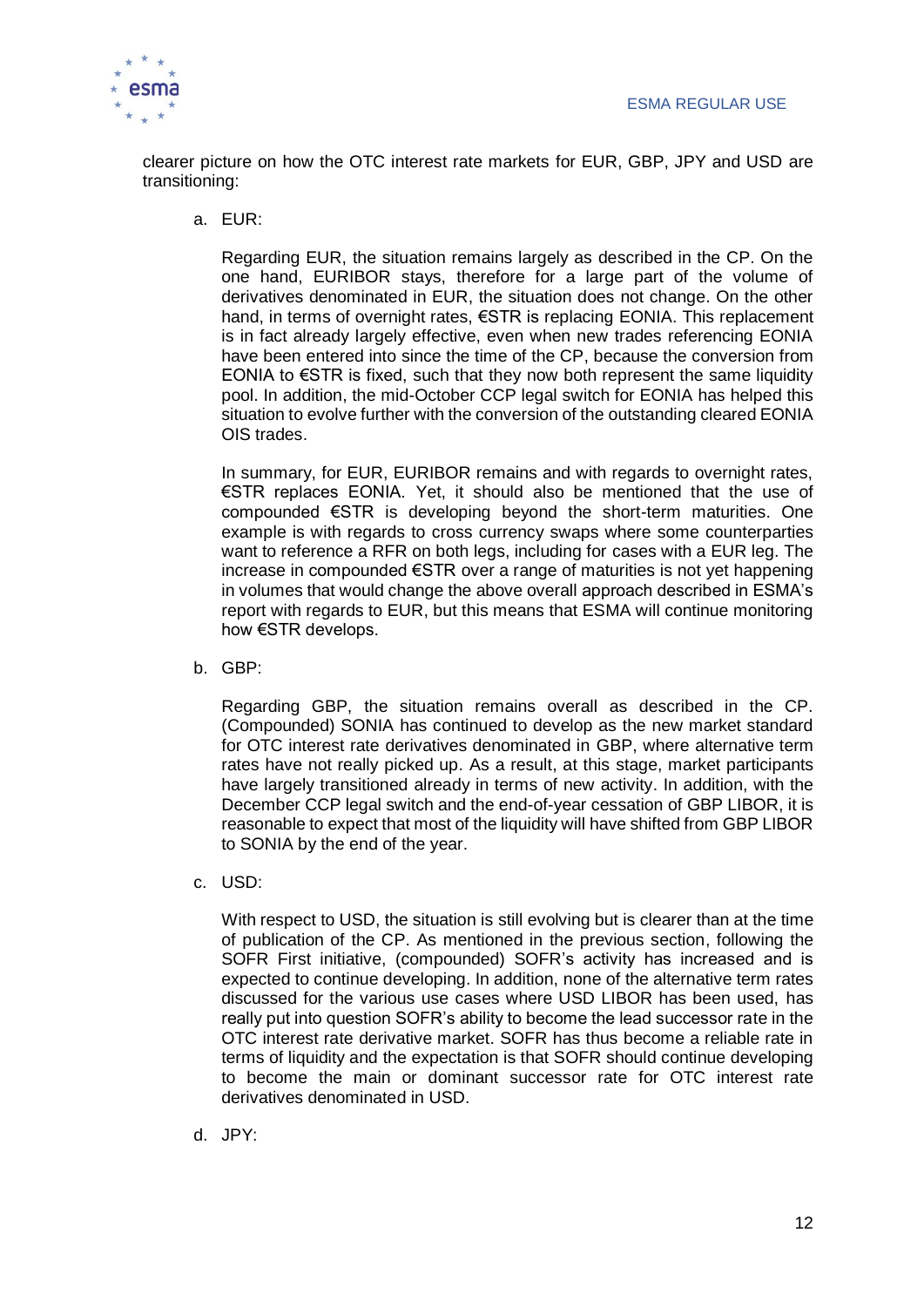clearer picture on how the OTC interest rate markets for EUR, GBP, JPY and USD are transitioning:

a. EUR:

   Regarding EUR, the situation remains largely as described in the CP. On the one hand, EURIBOR stays, therefore for a large part of the volume of derivatives denominated in EUR, the situation does not change. On the other hand, in terms of overnight rates, €STR is replacing EONIA. This replacement is in fact already largely effective, even when new trades referencing EONIA have been entered into since the time of the CP, because the conversion from EONIA to €STR is fixed, such that they now both represent the same liquidity pool. In addition, the mid-October CCP legal switch for EONIA has helped this situation to evolve further with the conversion of the outstanding cleared EONIA OIS trades.

   In summary, for EUR, EURIBOR remains and with regards to overnight rates, €STR replaces EONIA. Yet, it should also be mentioned that the use of compounded €STR is developing beyond the short-term maturities. One example is with regards to cross currency swaps where some counterparties want to reference a RFR on both legs, including for cases with a EUR leg. The increase in compounded €STR over a range of maturities is not yet happening in volumes that would change the above overall approach described in ESMA's report with regards to EUR, but this means that ESMA will continue monitoring how €STR develops.

b. GBP:

   Regarding GBP, the situation remains overall as described in the CP. (Compounded) SONIA has continued to develop as the new market standard for OTC interest rate derivatives denominated in GBP, where alternative term rates have not really picked up. As a result, at this stage, market participants have largely transitioned already in terms of new activity. In addition, with the December CCP legal switch and the end-of-year cessation of GBP LIBOR, it is reasonable to expect that most of the liquidity will have shifted from GBP LIBOR to SONIA by the end of the year.

c. USD:

   With respect to USD, the situation is still evolving but is clearer than at the time of publication of the CP. As mentioned in the previous section, following the SOFR First initiative, (compounded) SOFR's activity has increased and is expected to continue developing. In addition, none of the alternative term rates discussed for the various use cases where USD LIBOR has been used, has really put into question SOFR's ability to become the lead successor rate in the OTC interest rate derivative market. SOFR has thus become a reliable rate in terms of liquidity and the expectation is that SOFR should continue developing to become the main or dominant successor rate for OTC interest rate derivatives denominated in USD.

d. JPY: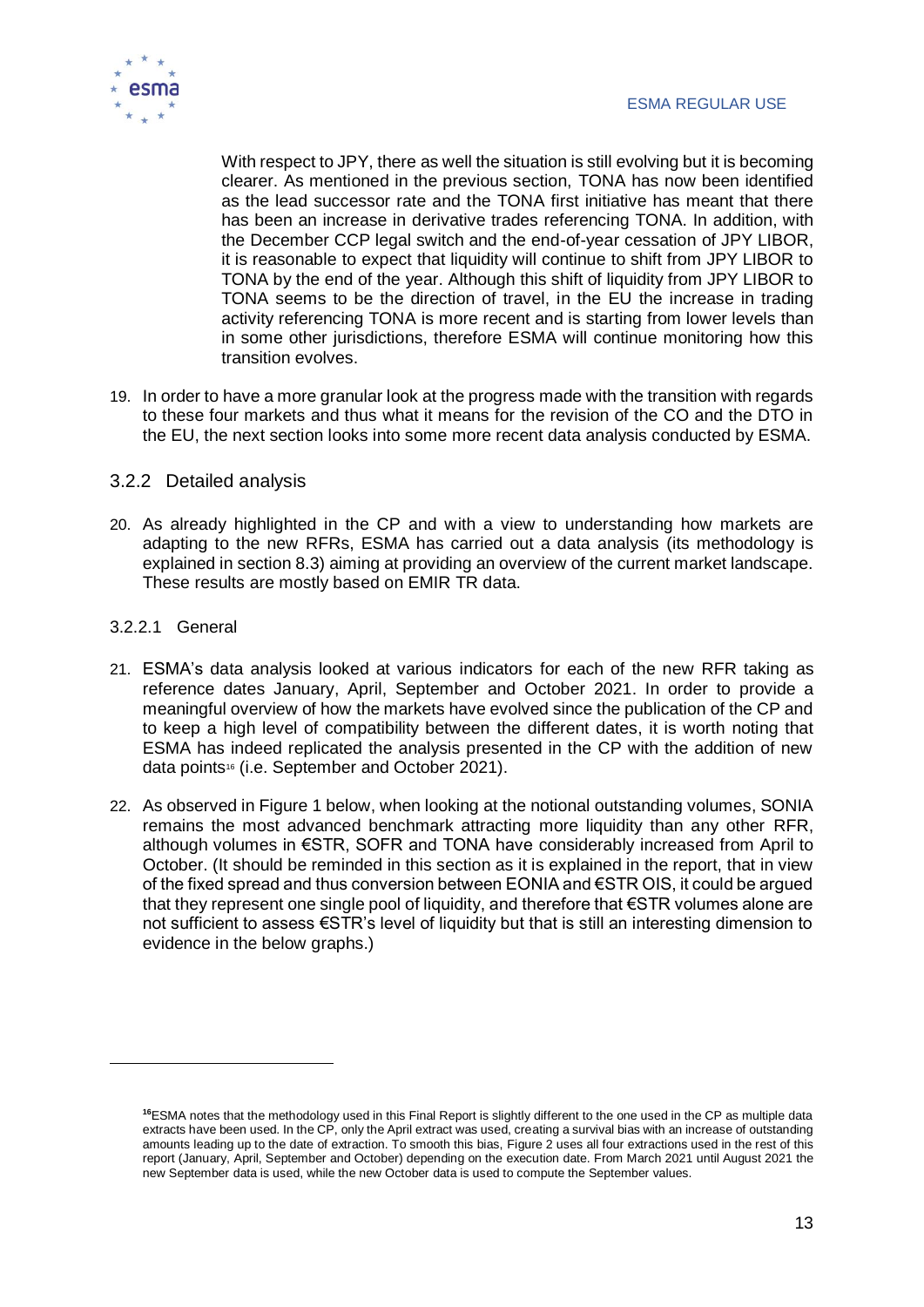With respect to JPY, there as well the situation is still evolving but it is becoming clearer. As mentioned in the previous section, TONA has now been identified as the lead successor rate and the TONA first initiative has meant that there has been an increase in derivative trades referencing TONA. In addition, with the December CCP legal switch and the end-of-year cessation of JPY LIBOR, it is reasonable to expect that liquidity will continue to shift from JPY LIBOR to TONA by the end of the year. Although this shift of liquidity from JPY LIBOR to TONA seems to be the direction of travel, in the EU the increase in trading activity referencing TONA is more recent and is starting from lower levels than in some other jurisdictions, therefore ESMA will continue monitoring how this transition evolves.

19. In order to have a more granular look at the progress made with the transition with regards to these four markets and thus what it means for the revision of the CO and the DTO in the EU, the next section looks into some more recent data analysis conducted by ESMA.

### 3.2.2 Detailed analysis

20. As already highlighted in the CP and with a view to understanding how markets are adapting to the new RFRs, ESMA has carried out a data analysis (its methodology is explained in section 8.3) aiming at providing an overview of the current market landscape. These results are mostly based on EMIR TR data.

#### 3.2.2.1 General

21. ESMA's data analysis looked at various indicators for each of the new RFR taking as reference dates January, April, September and October 2021. In order to provide a meaningful overview of how the markets have evolved since the publication of the CP and to keep a high level of compatibility between the different dates, it is worth noting that ESMA has indeed replicated the analysis presented in the CP with the addition of new data points[16] (i.e. September and October 2021).

22. As observed in Figure 1 below, when looking at the notional outstanding volumes, SONIA remains the most advanced benchmark attracting more liquidity than any other RFR, although volumes in €STR, SOFR and TONA have considerably increased from April to October. (It should be reminded in this section as it is explained in the report, that in view of the fixed spread and thus conversion between EONIA and €STR OIS, it could be argued that they represent one single pool of liquidity, and therefore that €STR volumes alone are not sufficient to assess €STR's level of liquidity but that is still an interesting dimension to evidence in the below graphs.)

[16] ESMA notes that the methodology used in this Final Report is slightly different to the one used in the CP as multiple data extracts have been used. In the CP, only the April extract was used, creating a survival bias with an increase of outstanding amounts leading up to the date of extraction. To smooth this bias, Figure 2 uses all four extractions used in the rest of this report (January, April, September and October) depending on the execution date. From March 2021 until August 2021 the new September data is used, while the new October data is used to compute the September values.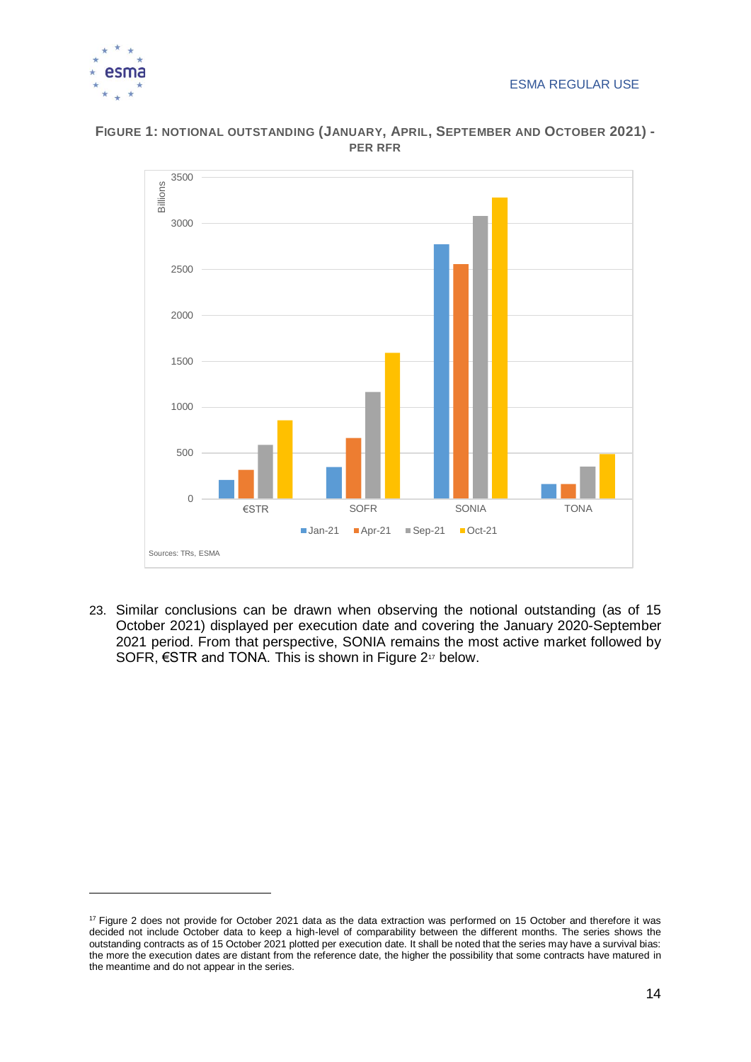**FIGURE 1: NOTIONAL OUTSTANDING (JANUARY, APRIL, SEPTEMBER AND OCTOBER 2021) - PER RFR**

Sources: TRs, ESMA

23. Similar conclusions can be drawn when observing the notional outstanding (as of 15 October 2021) displayed per execution date and covering the January 2020-September 2021 period. From that perspective, SONIA remains the most active market followed by SOFR, €STR and TONA. This is shown in Figure 2[17] below.

[17] Figure 2 does not provide for October 2021 data as the data extraction was performed on 15 October and therefore it was decided not include October data to keep a high-level of comparability between the different months. The series shows the outstanding contracts as of 15 October 2021 plotted per execution date. It shall be noted that the series may have a survival bias: the more the execution dates are distant from the reference date, the higher the possibility that some contracts have matured in the meantime and do not appear in the series.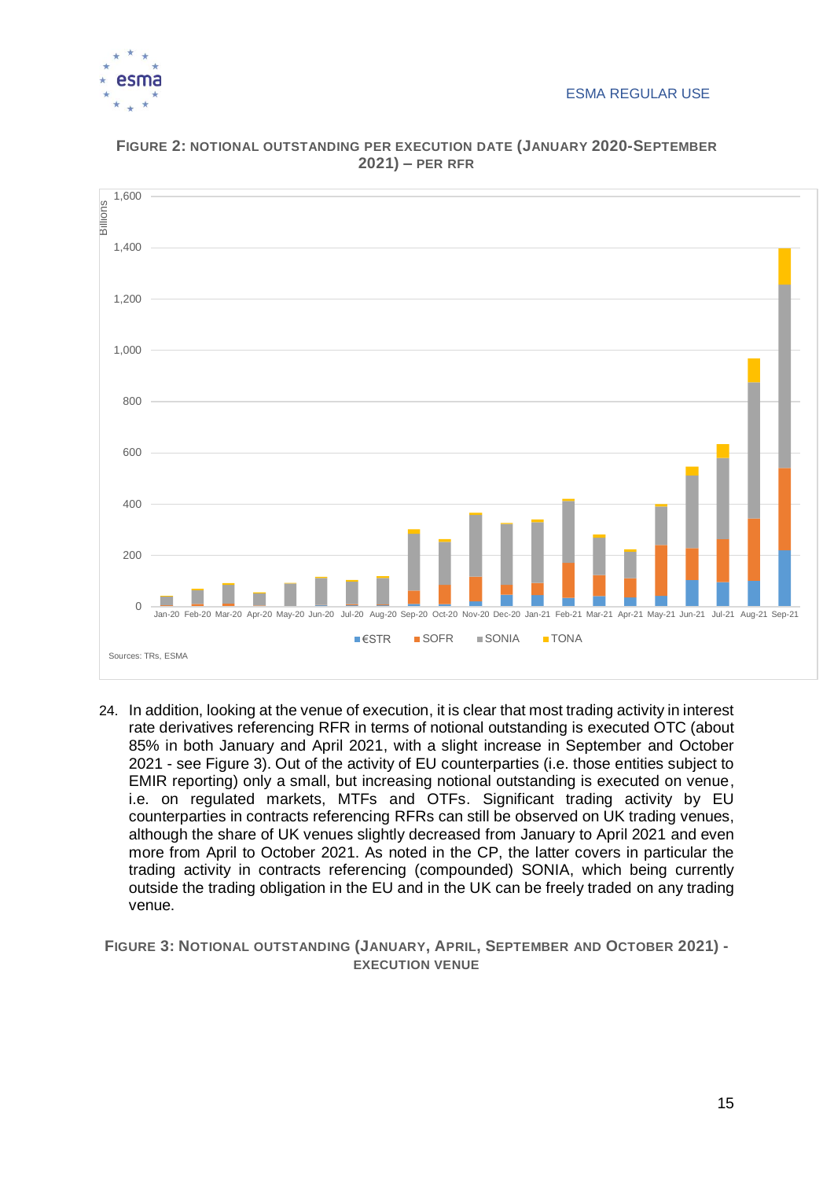**FIGURE 2: NOTIONAL OUTSTANDING PER EXECUTION DATE (JANUARY 2020-SEPTEMBER 2021) – PER RFR**

Sources: TRs, ESMA

24. In addition, looking at the venue of execution, it is clear that most trading activity in interest rate derivatives referencing RFR in terms of notional outstanding is executed OTC (about 85% in both January and April 2021, with a slight increase in September and October 2021 - see Figure 3). Out of the activity of EU counterparties (i.e. those entities subject to EMIR reporting) only a small, but increasing notional outstanding is executed on venue, i.e. on regulated markets, MTFs and OTFs. Significant trading activity by EU counterparties in contracts referencing RFRs can still be observed on UK trading venues, although the share of UK venues slightly decreased from January to April 2021 and even more from April to October 2021. As noted in the CP, the latter covers in particular the trading activity in contracts referencing (compounded) SONIA, which being currently outside the trading obligation in the EU and in the UK can be freely traded on any trading venue.

**FIGURE 3: NOTIONAL OUTSTANDING (JANUARY, APRIL, SEPTEMBER AND OCTOBER 2021) - EXECUTION VENUE**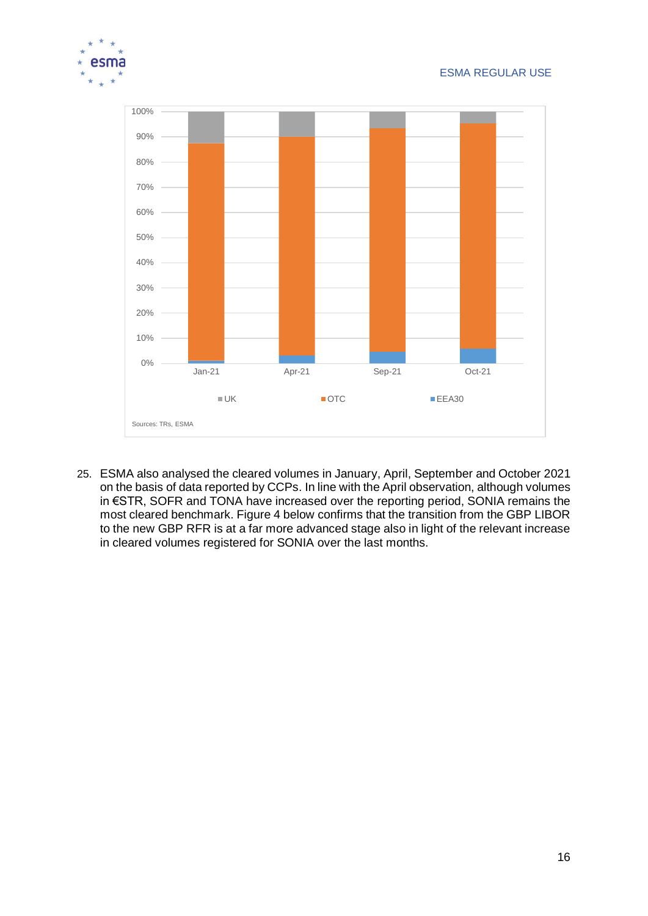25. ESMA also analysed the cleared volumes in January, April, September and October 2021 on the basis of data reported by CCPs. In line with the April observation, although volumes in €STR, SOFR and TONA have increased over the reporting period, SONIA remains the most cleared benchmark. Figure 4 below confirms that the transition from the GBP LIBOR to the new GBP RFR is at a far more advanced stage also in light of the relevant increase in cleared volumes registered for SONIA over the last months.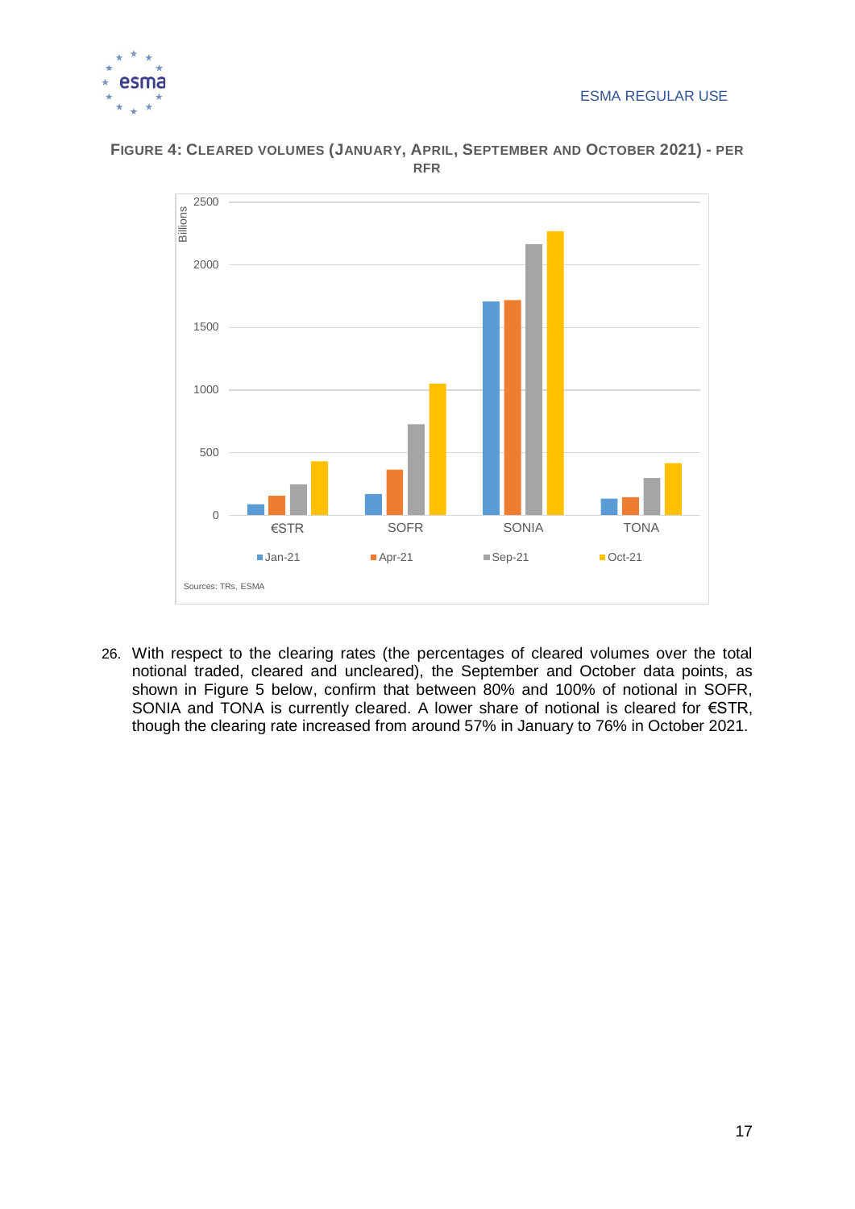**FIGURE 4: CLEARED VOLUMES (JANUARY, APRIL, SEPTEMBER AND OCTOBER 2021) - PER RFR**

Sources: TRs, ESMA

26. With respect to the clearing rates (the percentages of cleared volumes over the total notional traded, cleared and uncleared), the September and October data points, as shown in Figure 5 below, confirm that between 80% and 100% of notional in SOFR, SONIA and TONA is currently cleared. A lower share of notional is cleared for €STR, though the clearing rate increased from around 57% in January to 76% in October 2021.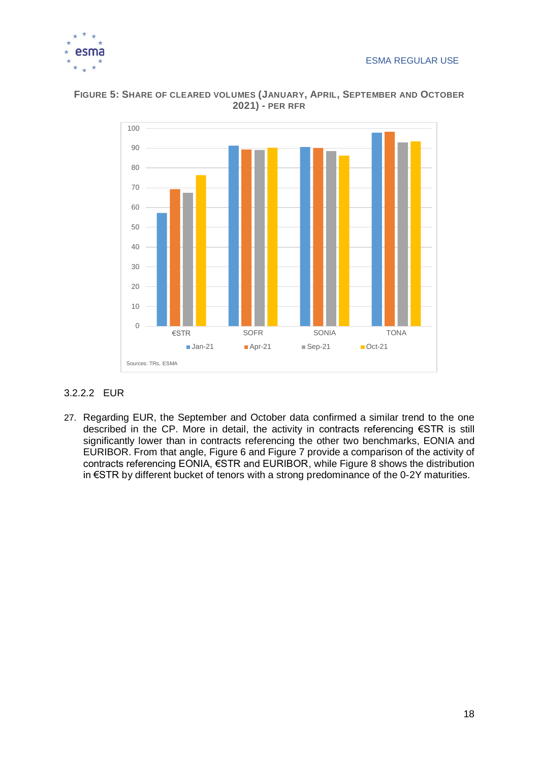**FIGURE 5: SHARE OF CLEARED VOLUMES (JANUARY, APRIL, SEPTEMBER AND OCTOBER 2021) - PER RFR**

Sources: TRs, ESMA

### 3.2.2.2 EUR

27. Regarding EUR, the September and October data confirmed a similar trend to the one described in the CP. More in detail, the activity in contracts referencing €STR is still significantly lower than in contracts referencing the other two benchmarks, EONIA and EURIBOR. From that angle, Figure 6 and Figure 7 provide a comparison of the activity of contracts referencing EONIA, €STR and EURIBOR, while Figure 8 shows the distribution in €STR by different bucket of tenors with a strong predominance of the 0-2Y maturities.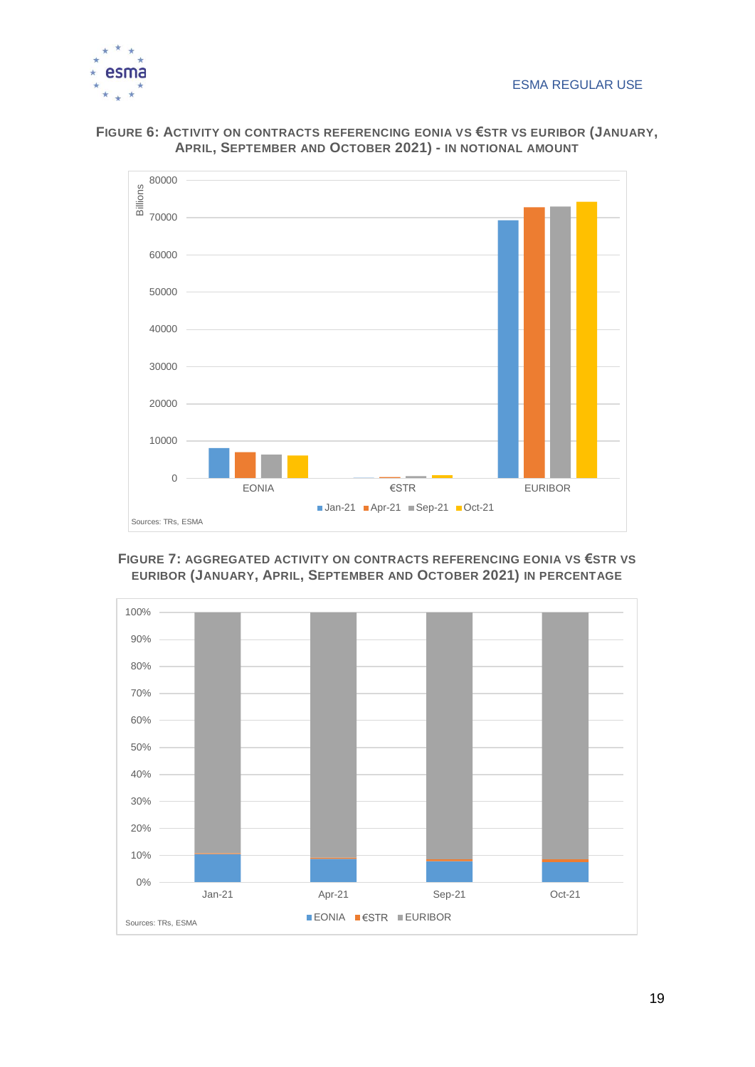**Figure 6: Activity on contracts referencing EONIA vs €STR vs EURIBOR (January, April, September and October 2021) - in notional amount**

Sources: TRs, ESMA

**Figure 7: Aggregated activity on contracts referencing EONIA vs €STR vs EURIBOR (January, April, September and October 2021) in percentage**

Sources: TRs, ESMA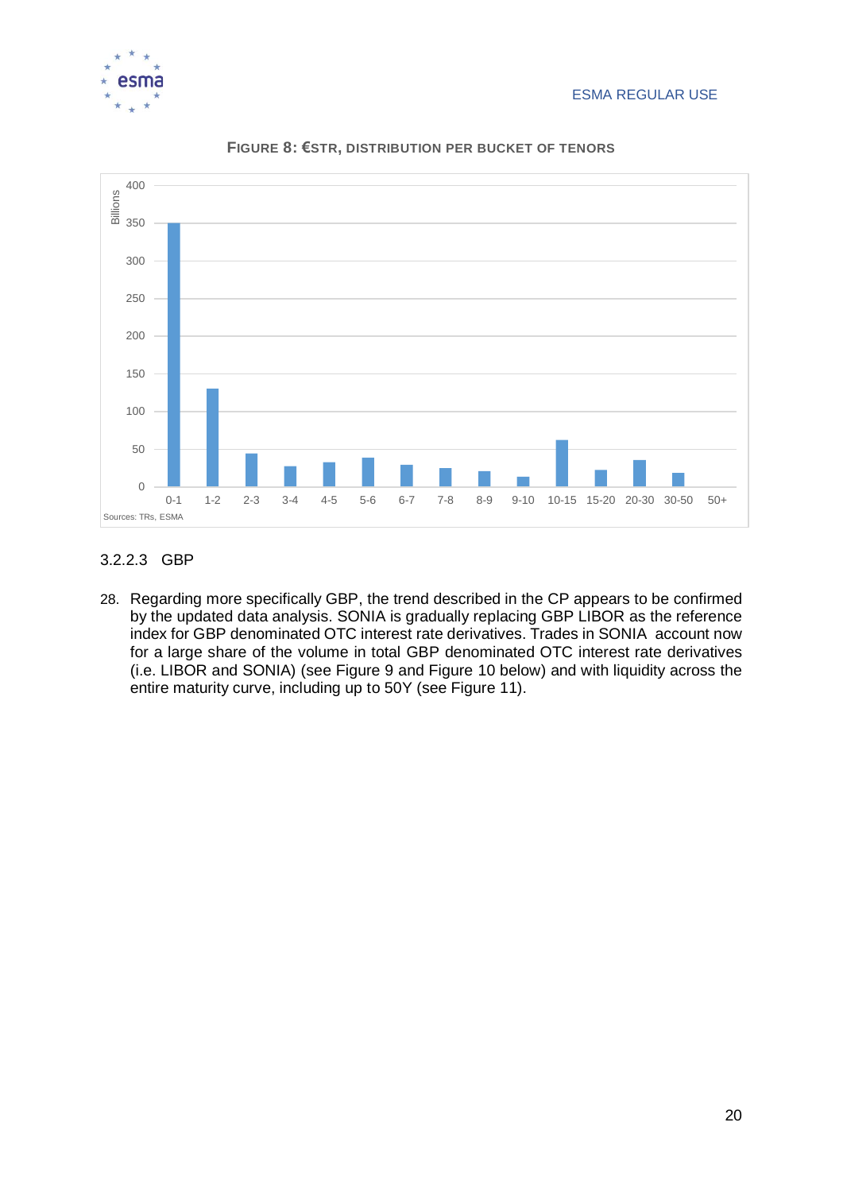**FIGURE 8: €STR, DISTRIBUTION PER BUCKET OF TENORS**

Sources: TRs, ESMA

#### 3.2.2.3 GBP

28. Regarding more specifically GBP, the trend described in the CP appears to be confirmed by the updated data analysis. SONIA is gradually replacing GBP LIBOR as the reference index for GBP denominated OTC interest rate derivatives. Trades in SONIA account now for a large share of the volume in total GBP denominated OTC interest rate derivatives (i.e. LIBOR and SONIA) (see Figure 9 and Figure 10 below) and with liquidity across the entire maturity curve, including up to 50Y (see Figure 11).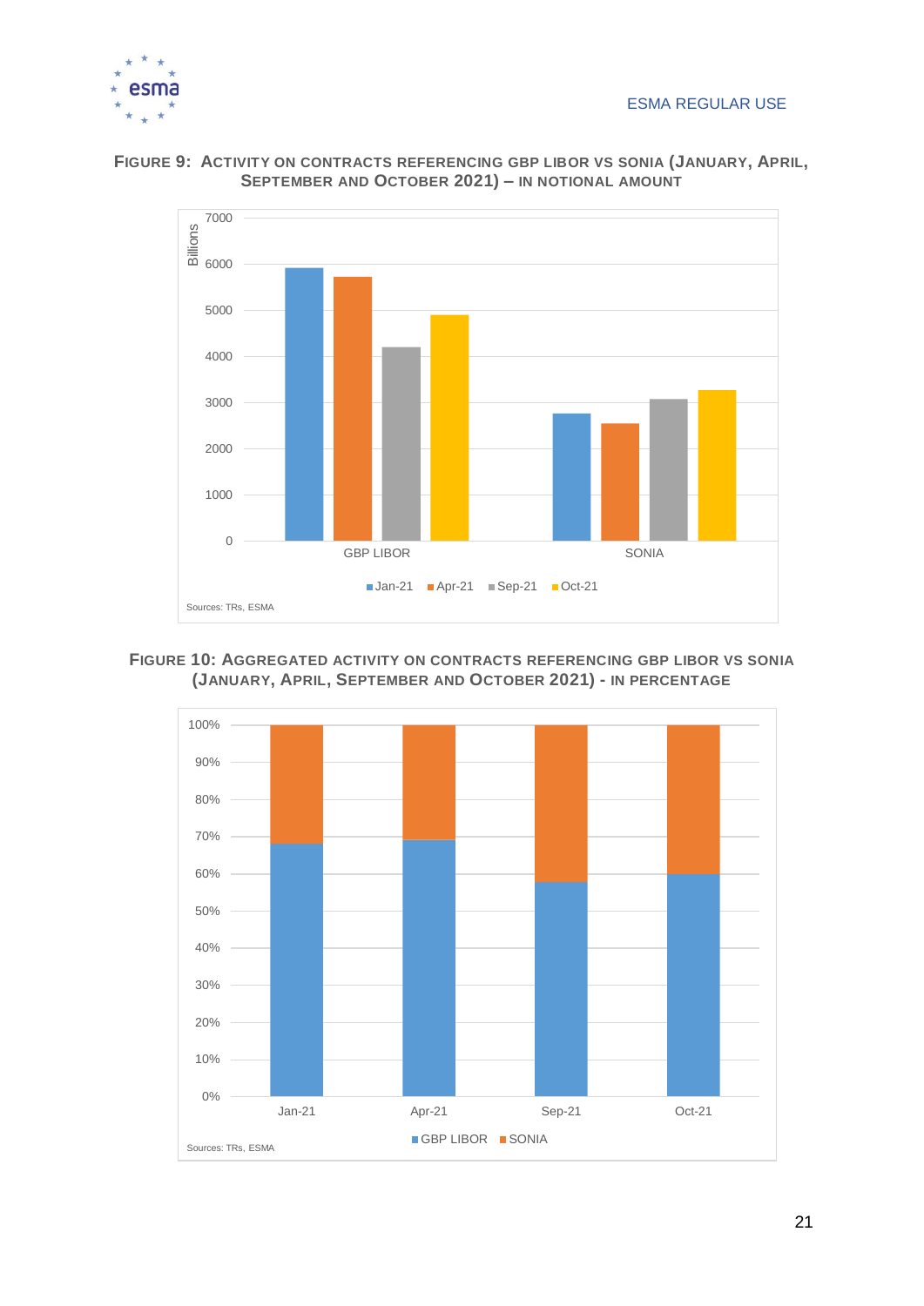**FIGURE 9: ACTIVITY ON CONTRACTS REFERENCING GBP LIBOR VS SONIA (JANUARY, APRIL, SEPTEMBER AND OCTOBER 2021) – IN NOTIONAL AMOUNT**

**FIGURE 10: AGGREGATED ACTIVITY ON CONTRACTS REFERENCING GBP LIBOR VS SONIA (JANUARY, APRIL, SEPTEMBER AND OCTOBER 2021) - IN PERCENTAGE**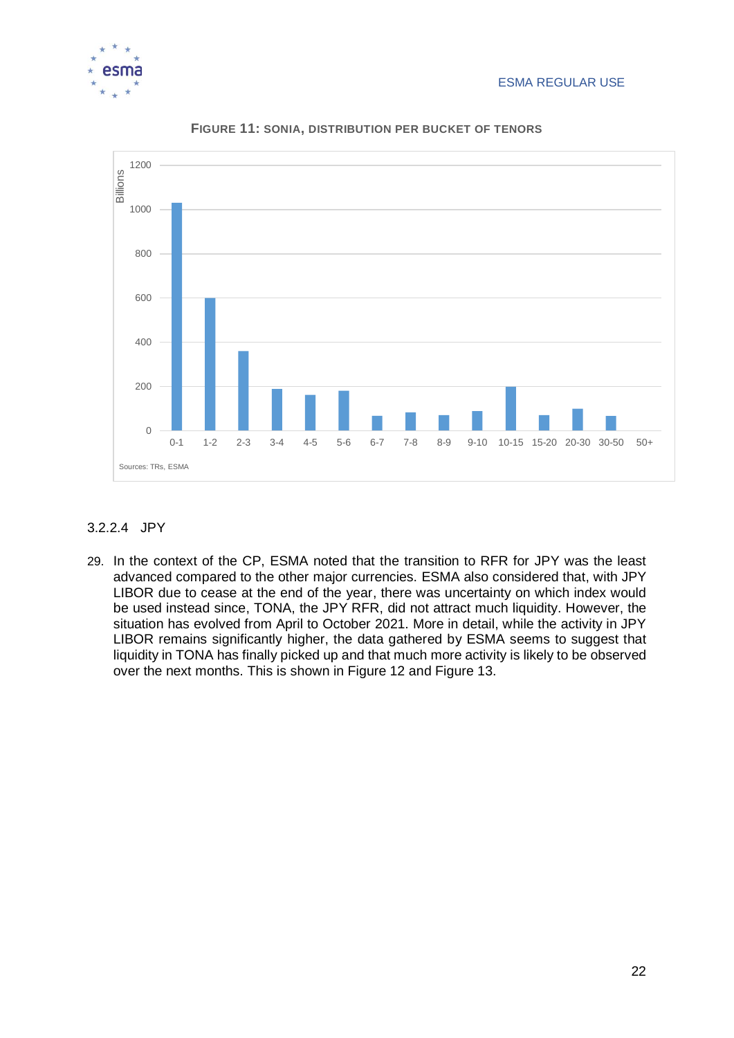**FIGURE 11: SONIA, DISTRIBUTION PER BUCKET OF TENORS**

Sources: TRs, ESMA

#### 3.2.2.4 JPY

29. In the context of the CP, ESMA noted that the transition to RFR for JPY was the least advanced compared to the other major currencies. ESMA also considered that, with JPY LIBOR due to cease at the end of the year, there was uncertainty on which index would be used instead since, TONA, the JPY RFR, did not attract much liquidity. However, the situation has evolved from April to October 2021. More in detail, while the activity in JPY LIBOR remains significantly higher, the data gathered by ESMA seems to suggest that liquidity in TONA has finally picked up and that much more activity is likely to be observed over the next months. This is shown in Figure 12 and Figure 13.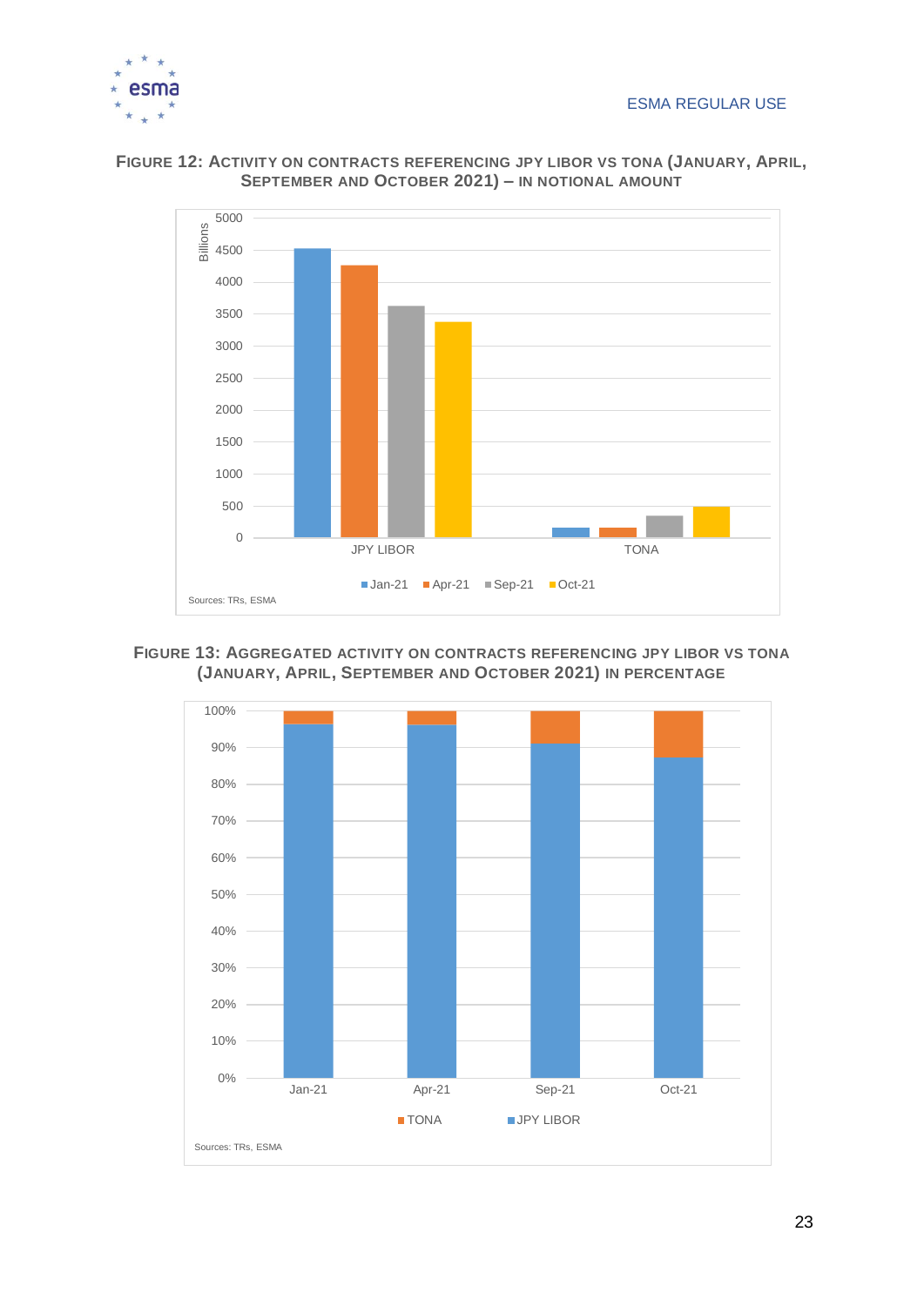**Figure 12: Activity on contracts referencing JPY LIBOR vs TONA (January, April, September and October 2021) – in notional amount**

Sources: TRs, ESMA

**Figure 13: Aggregated activity on contracts referencing JPY LIBOR vs TONA (January, April, September and October 2021) in percentage**

Sources: TRs, ESMA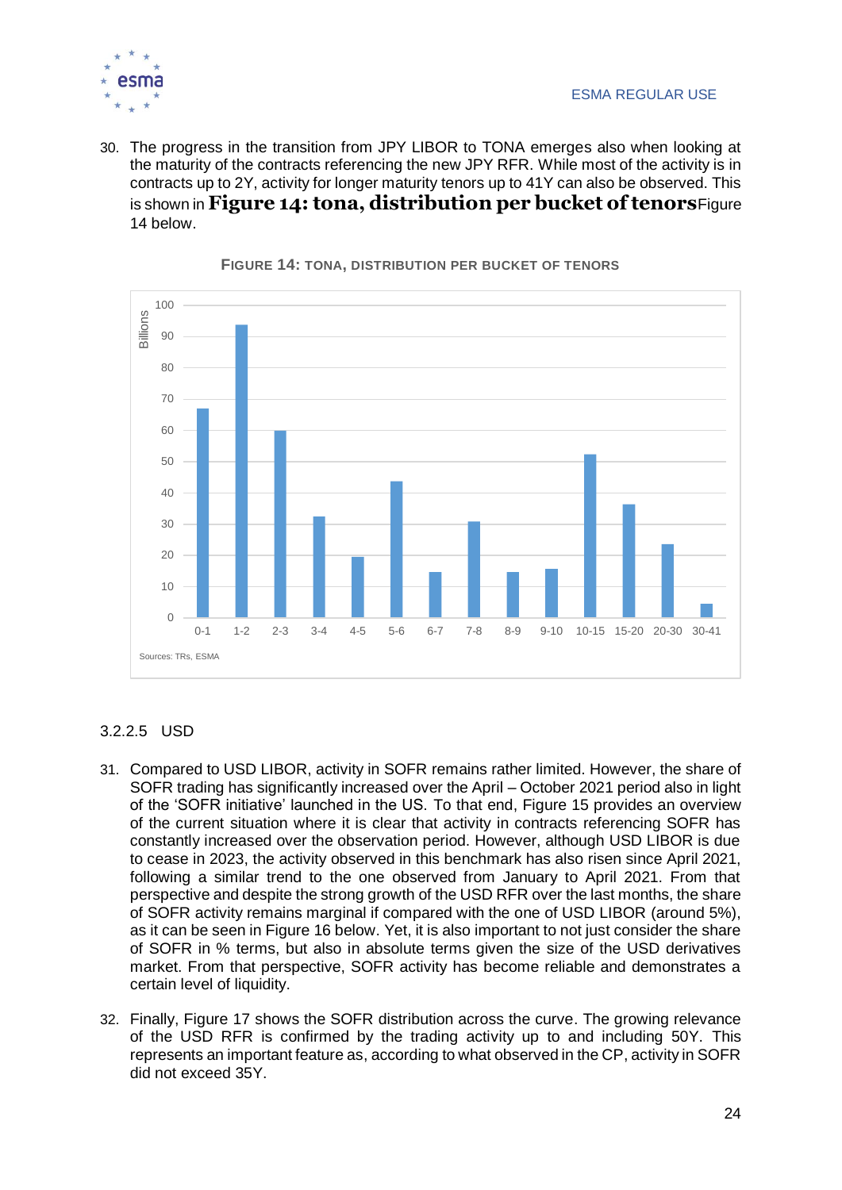30. The progress in the transition from JPY LIBOR to TONA emerges also when looking at the maturity of the contracts referencing the new JPY RFR. While most of the activity is in contracts up to 2Y, activity for longer maturity tenors up to 41Y can also be observed. This is shown in **Figure 14: tona, distribution per bucket of tenors**Figure 14 below.

FIGURE 14: TONA, DISTRIBUTION PER BUCKET OF TENORS

Sources: TRs, ESMA

### 3.2.2.5 USD

31. Compared to USD LIBOR, activity in SOFR remains rather limited. However, the share of SOFR trading has significantly increased over the April – October 2021 period also in light of the 'SOFR initiative' launched in the US. To that end, Figure 15 provides an overview of the current situation where it is clear that activity in contracts referencing SOFR has constantly increased over the observation period. However, although USD LIBOR is due to cease in 2023, the activity observed in this benchmark has also risen since April 2021, following a similar trend to the one observed from January to April 2021. From that perspective and despite the strong growth of the USD RFR over the last months, the share of SOFR activity remains marginal if compared with the one of USD LIBOR (around 5%), as it can be seen in Figure 16 below. Yet, it is also important to not just consider the share of SOFR in % terms, but also in absolute terms given the size of the USD derivatives market. From that perspective, SOFR activity has become reliable and demonstrates a certain level of liquidity.

32. Finally, Figure 17 shows the SOFR distribution across the curve. The growing relevance of the USD RFR is confirmed by the trading activity up to and including 50Y. This represents an important feature as, according to what observed in the CP, activity in SOFR did not exceed 35Y.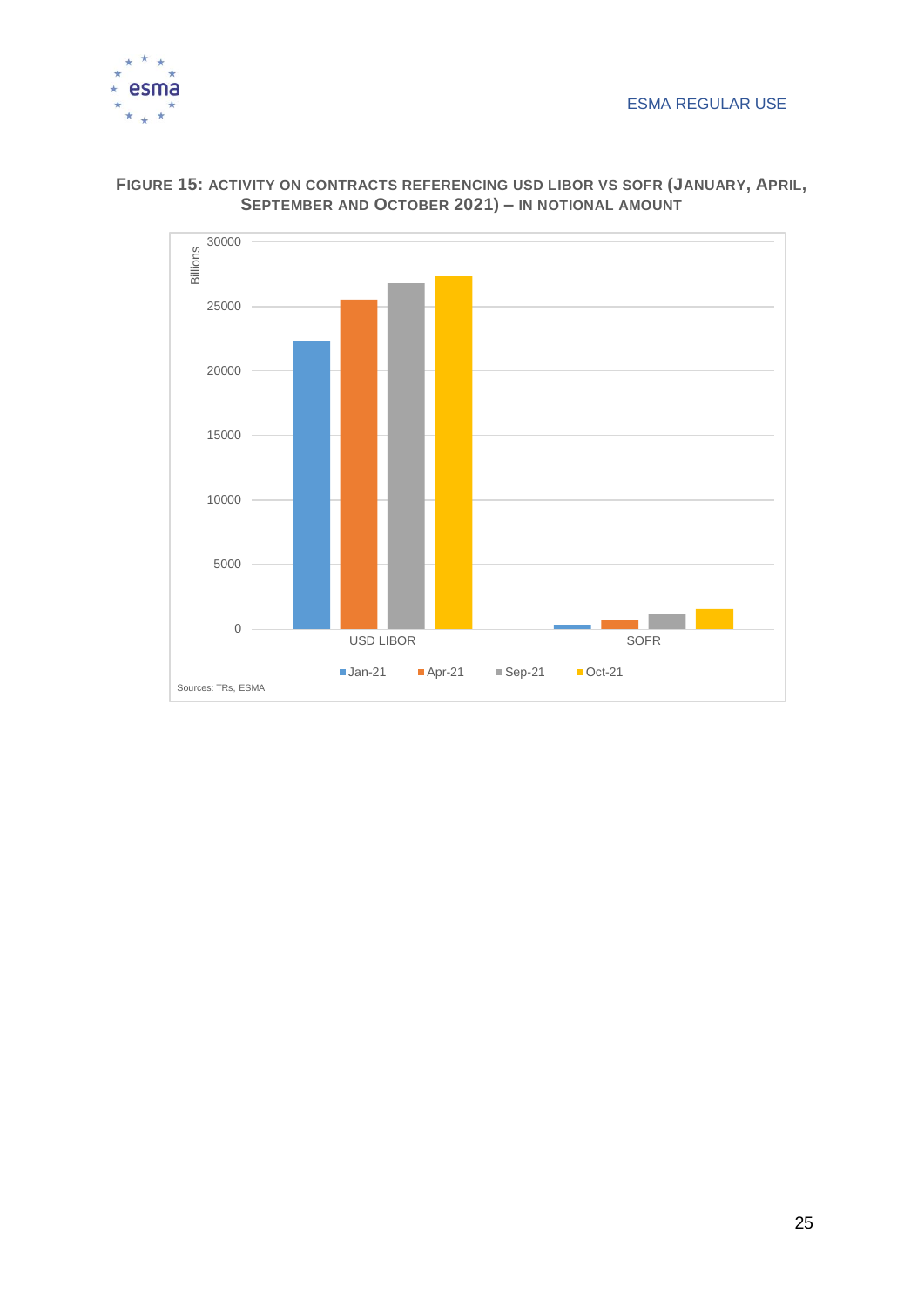**Figure 15: Activity on contracts referencing USD LIBOR vs SOFR (January, April, September and October 2021) – in notional amount**

Sources: TRs, ESMA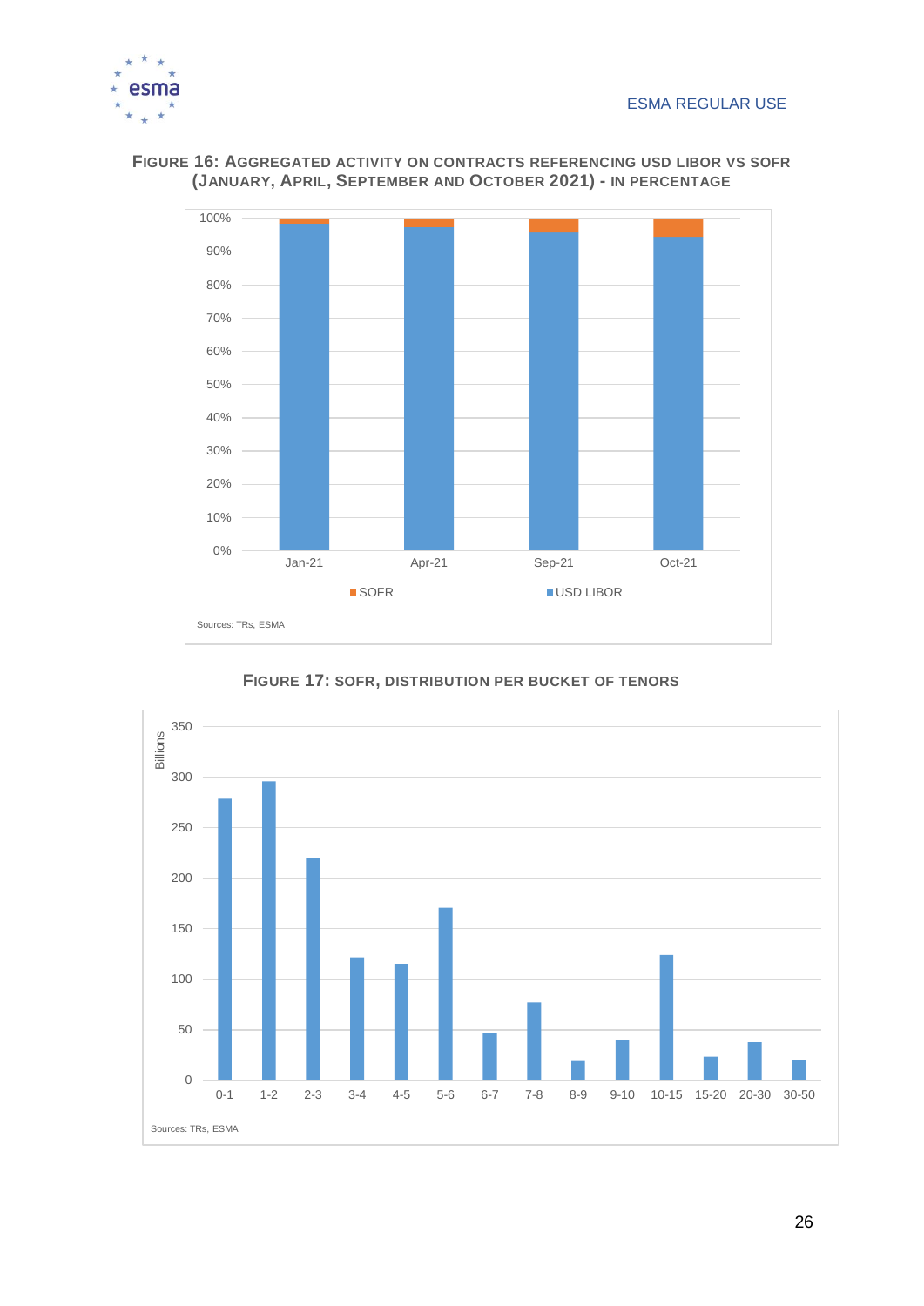**FIGURE 16: AGGREGATED ACTIVITY ON CONTRACTS REFERENCING USD LIBOR VS SOFR (JANUARY, APRIL, SEPTEMBER AND OCTOBER 2021) - IN PERCENTAGE**

Sources: TRs, ESMA

**FIGURE 17: SOFR, DISTRIBUTION PER BUCKET OF TENORS**

Sources: TRs, ESMA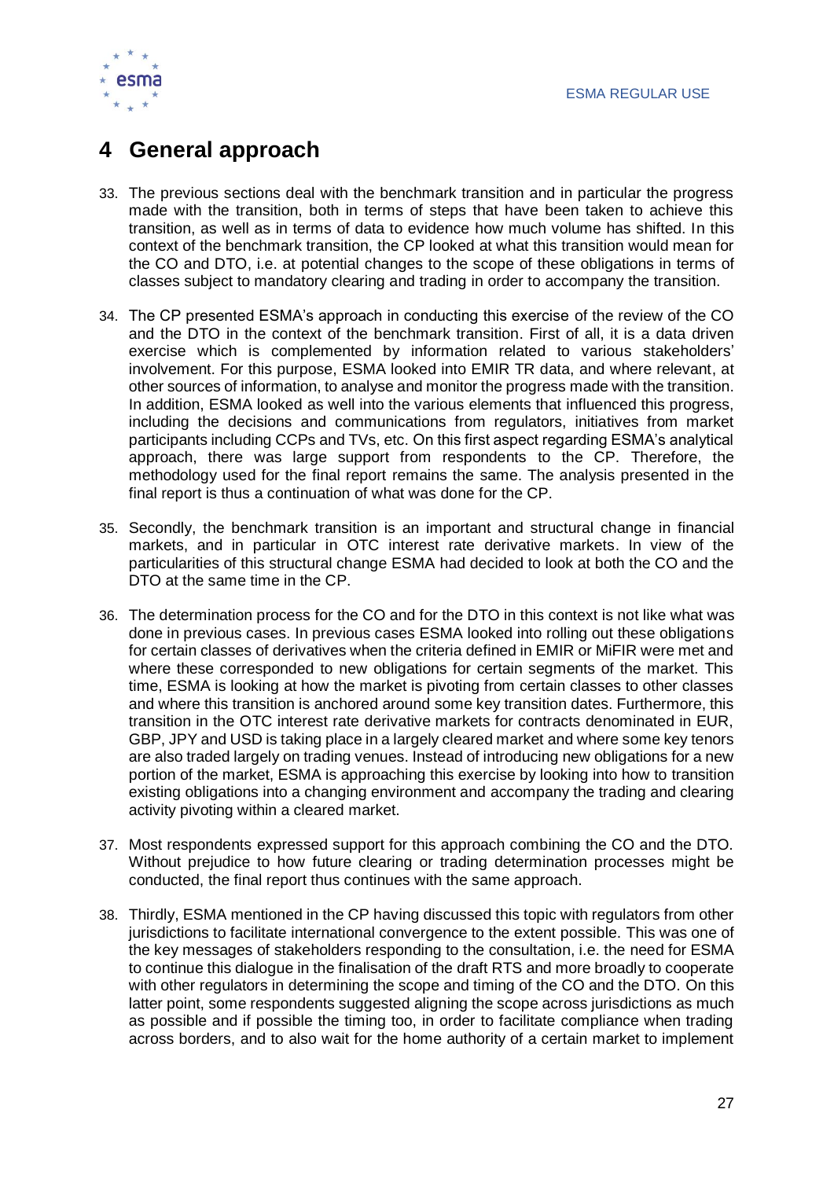# 4 General approach

33. The previous sections deal with the benchmark transition and in particular the progress made with the transition, both in terms of steps that have been taken to achieve this transition, as well as in terms of data to evidence how much volume has shifted. In this context of the benchmark transition, the CP looked at what this transition would mean for the CO and DTO, i.e. at potential changes to the scope of these obligations in terms of classes subject to mandatory clearing and trading in order to accompany the transition.

34. The CP presented ESMA's approach in conducting this exercise of the review of the CO and the DTO in the context of the benchmark transition. First of all, it is a data driven exercise which is complemented by information related to various stakeholders' involvement. For this purpose, ESMA looked into EMIR TR data, and where relevant, at other sources of information, to analyse and monitor the progress made with the transition. In addition, ESMA looked as well into the various elements that influenced this progress, including the decisions and communications from regulators, initiatives from market participants including CCPs and TVs, etc. On this first aspect regarding ESMA's analytical approach, there was large support from respondents to the CP. Therefore, the methodology used for the final report remains the same. The analysis presented in the final report is thus a continuation of what was done for the CP.

35. Secondly, the benchmark transition is an important and structural change in financial markets, and in particular in OTC interest rate derivative markets. In view of the particularities of this structural change ESMA had decided to look at both the CO and the DTO at the same time in the CP.

36. The determination process for the CO and for the DTO in this context is not like what was done in previous cases. In previous cases ESMA looked into rolling out these obligations for certain classes of derivatives when the criteria defined in EMIR or MiFIR were met and where these corresponded to new obligations for certain segments of the market. This time, ESMA is looking at how the market is pivoting from certain classes to other classes and where this transition is anchored around some key transition dates. Furthermore, this transition in the OTC interest rate derivative markets for contracts denominated in EUR, GBP, JPY and USD is taking place in a largely cleared market and where some key tenors are also traded largely on trading venues. Instead of introducing new obligations for a new portion of the market, ESMA is approaching this exercise by looking into how to transition existing obligations into a changing environment and accompany the trading and clearing activity pivoting within a cleared market.

37. Most respondents expressed support for this approach combining the CO and the DTO. Without prejudice to how future clearing or trading determination processes might be conducted, the final report thus continues with the same approach.

38. Thirdly, ESMA mentioned in the CP having discussed this topic with regulators from other jurisdictions to facilitate international convergence to the extent possible. This was one of the key messages of stakeholders responding to the consultation, i.e. the need for ESMA to continue this dialogue in the finalisation of the draft RTS and more broadly to cooperate with other regulators in determining the scope and timing of the CO and the DTO. On this latter point, some respondents suggested aligning the scope across jurisdictions as much as possible and if possible the timing too, in order to facilitate compliance when trading across borders, and to also wait for the home authority of a certain market to implement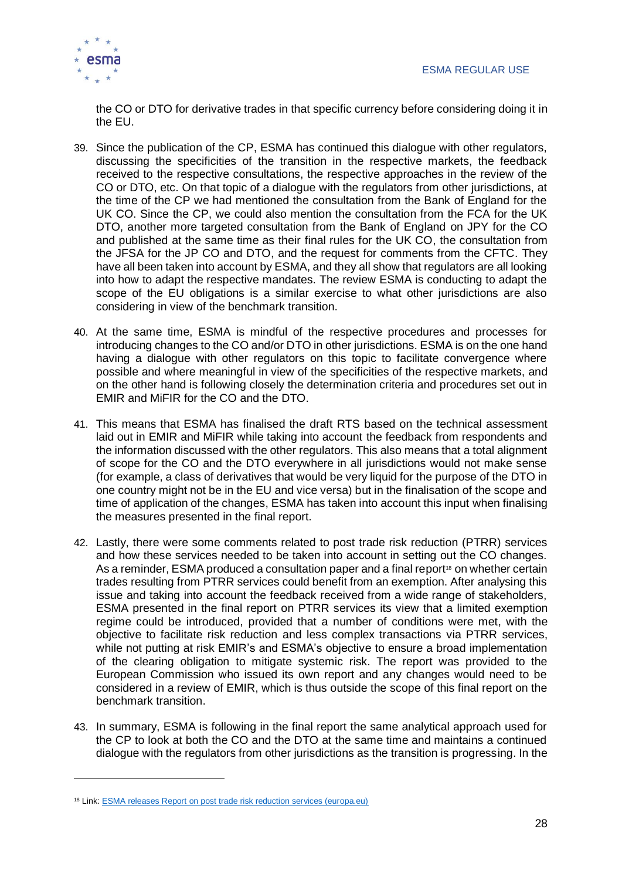the CO or DTO for derivative trades in that specific currency before considering doing it in the EU.

39. Since the publication of the CP, ESMA has continued this dialogue with other regulators, discussing the specificities of the transition in the respective markets, the feedback received to the respective consultations, the respective approaches in the review of the CO or DTO, etc. On that topic of a dialogue with the regulators from other jurisdictions, at the time of the CP we had mentioned the consultation from the Bank of England for the UK CO. Since the CP, we could also mention the consultation from the FCA for the UK DTO, another more targeted consultation from the Bank of England on JPY for the CO and published at the same time as their final rules for the UK CO, the consultation from the JFSA for the JP CO and DTO, and the request for comments from the CFTC. They have all been taken into account by ESMA, and they all show that regulators are all looking into how to adapt the respective mandates. The review ESMA is conducting to adapt the scope of the EU obligations is a similar exercise to what other jurisdictions are also considering in view of the benchmark transition.

40. At the same time, ESMA is mindful of the respective procedures and processes for introducing changes to the CO and/or DTO in other jurisdictions. ESMA is on the one hand having a dialogue with other regulators on this topic to facilitate convergence where possible and where meaningful in view of the specificities of the respective markets, and on the other hand is following closely the determination criteria and procedures set out in EMIR and MiFIR for the CO and the DTO.

41. This means that ESMA has finalised the draft RTS based on the technical assessment laid out in EMIR and MiFIR while taking into account the feedback from respondents and the information discussed with the other regulators. This also means that a total alignment of scope for the CO and the DTO everywhere in all jurisdictions would not make sense (for example, a class of derivatives that would be very liquid for the purpose of the DTO in one country might not be in the EU and vice versa) but in the finalisation of the scope and time of application of the changes, ESMA has taken into account this input when finalising the measures presented in the final report.

42. Lastly, there were some comments related to post trade risk reduction (PTRR) services and how these services needed to be taken into account in setting out the CO changes. As a reminder, ESMA produced a consultation paper and a final report[18] on whether certain trades resulting from PTRR services could benefit from an exemption. After analysing this issue and taking into account the feedback received from a wide range of stakeholders, ESMA presented in the final report on PTRR services its view that a limited exemption regime could be introduced, provided that a number of conditions were met, with the objective to facilitate risk reduction and less complex transactions via PTRR services, while not putting at risk EMIR's and ESMA's objective to ensure a broad implementation of the clearing obligation to mitigate systemic risk. The report was provided to the European Commission who issued its own report and any changes would need to be considered in a review of EMIR, which is thus outside the scope of this final report on the benchmark transition.

43. In summary, ESMA is following in the final report the same analytical approach used for the CP to look at both the CO and the DTO at the same time and maintains a continued dialogue with the regulators from other jurisdictions as the transition is progressing. In the

[18] Link: [ESMA releases Report on post trade risk reduction services (europa.eu)]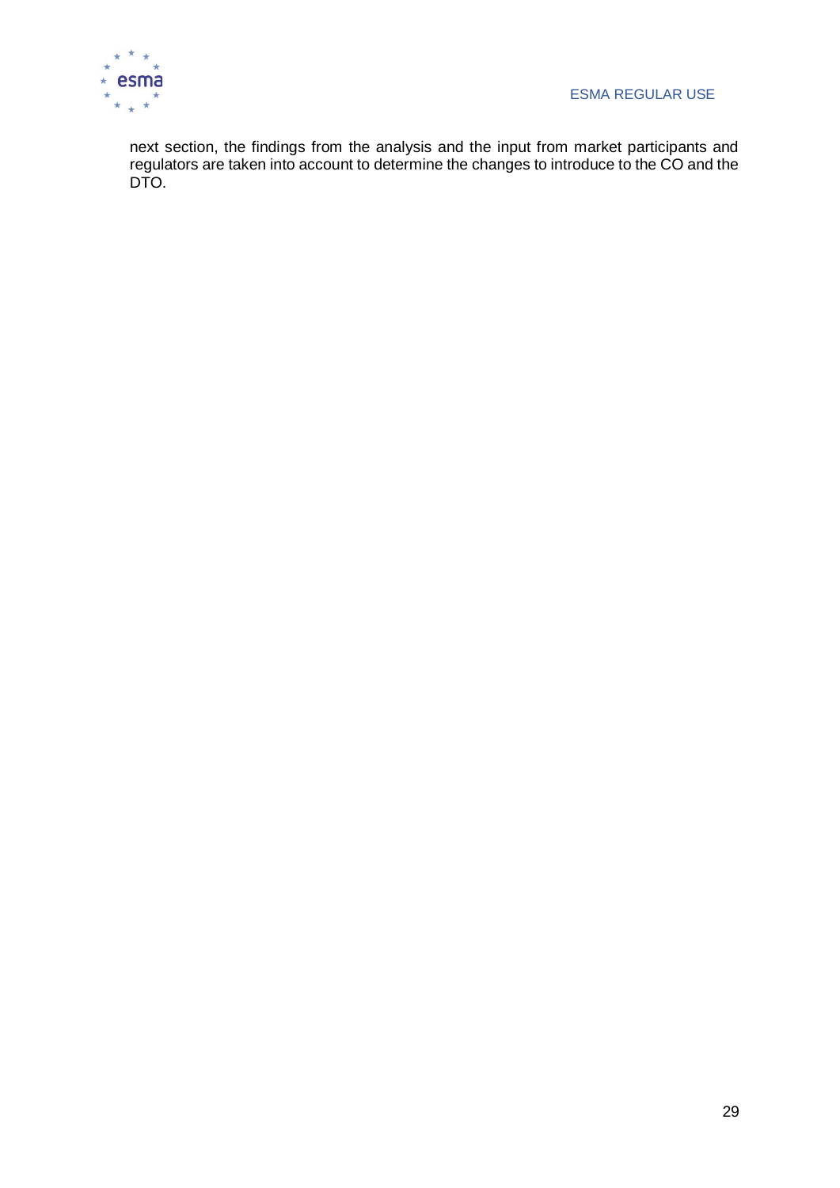next section, the findings from the analysis and the input from market participants and regulators are taken into account to determine the changes to introduce to the CO and the DTO.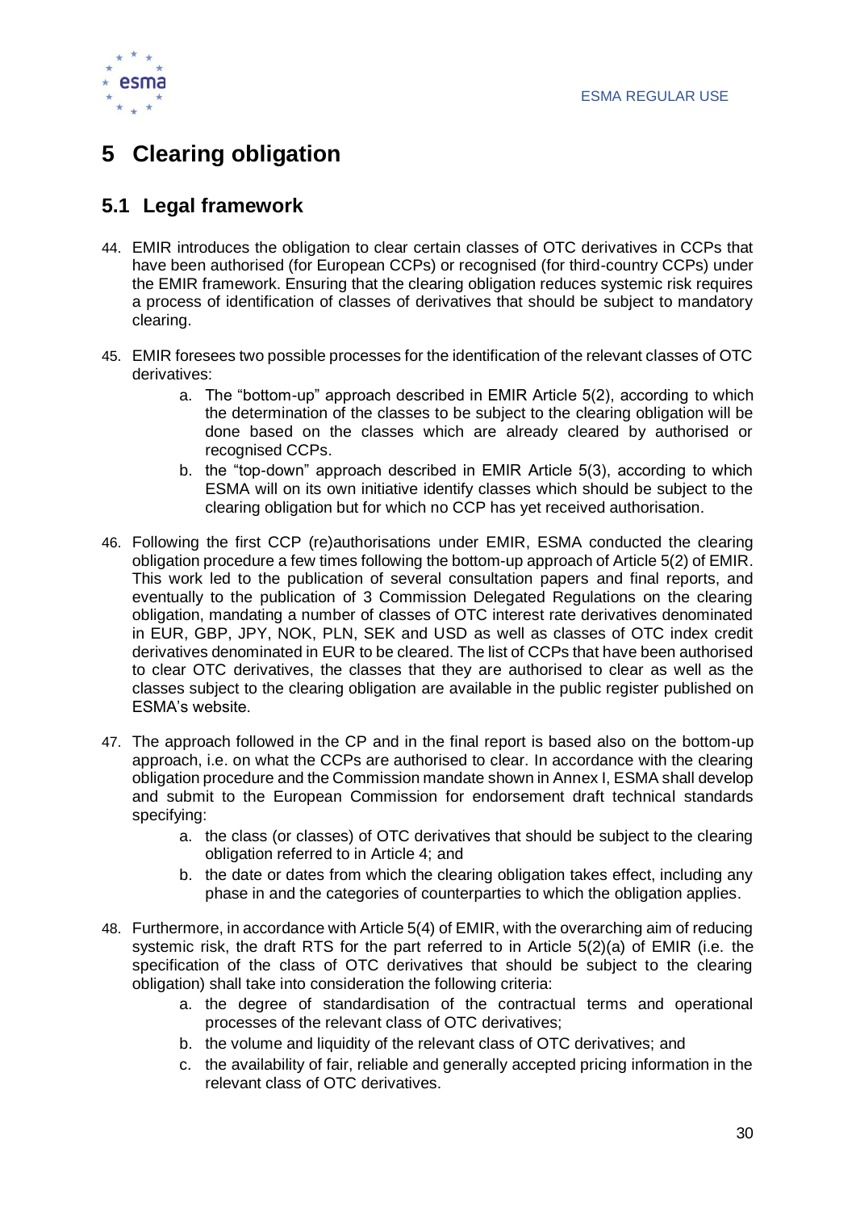# 5 Clearing obligation

## 5.1 Legal framework

44. EMIR introduces the obligation to clear certain classes of OTC derivatives in CCPs that have been authorised (for European CCPs) or recognised (for third-country CCPs) under the EMIR framework. Ensuring that the clearing obligation reduces systemic risk requires a process of identification of classes of derivatives that should be subject to mandatory clearing.

45. EMIR foresees two possible processes for the identification of the relevant classes of OTC derivatives:
    a. The "bottom-up" approach described in EMIR Article 5(2), according to which the determination of the classes to be subject to the clearing obligation will be done based on the classes which are already cleared by authorised or recognised CCPs.
    b. the "top-down" approach described in EMIR Article 5(3), according to which ESMA will on its own initiative identify classes which should be subject to the clearing obligation but for which no CCP has yet received authorisation.

46. Following the first CCP (re)authorisations under EMIR, ESMA conducted the clearing obligation procedure a few times following the bottom-up approach of Article 5(2) of EMIR. This work led to the publication of several consultation papers and final reports, and eventually to the publication of 3 Commission Delegated Regulations on the clearing obligation, mandating a number of classes of OTC interest rate derivatives denominated in EUR, GBP, JPY, NOK, PLN, SEK and USD as well as classes of OTC index credit derivatives denominated in EUR to be cleared. The list of CCPs that have been authorised to clear OTC derivatives, the classes that they are authorised to clear as well as the classes subject to the clearing obligation are available in the public register published on ESMA's website.

47. The approach followed in the CP and in the final report is based also on the bottom-up approach, i.e. on what the CCPs are authorised to clear. In accordance with the clearing obligation procedure and the Commission mandate shown in Annex I, ESMA shall develop and submit to the European Commission for endorsement draft technical standards specifying:
    a. the class (or classes) of OTC derivatives that should be subject to the clearing obligation referred to in Article 4; and
    b. the date or dates from which the clearing obligation takes effect, including any phase in and the categories of counterparties to which the obligation applies.

48. Furthermore, in accordance with Article 5(4) of EMIR, with the overarching aim of reducing systemic risk, the draft RTS for the part referred to in Article 5(2)(a) of EMIR (i.e. the specification of the class of OTC derivatives that should be subject to the clearing obligation) shall take into consideration the following criteria:
    a. the degree of standardisation of the contractual terms and operational processes of the relevant class of OTC derivatives;
    b. the volume and liquidity of the relevant class of OTC derivatives; and
    c. the availability of fair, reliable and generally accepted pricing information in the relevant class of OTC derivatives.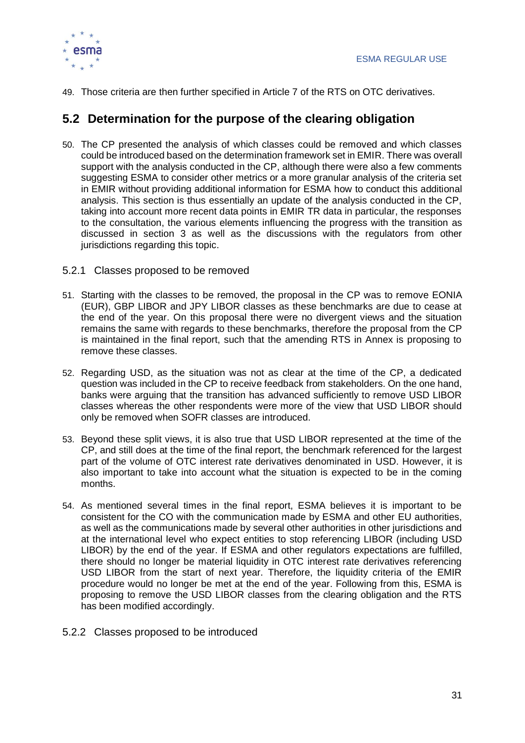49. Those criteria are then further specified in Article 7 of the RTS on OTC derivatives.

## 5.2 Determination for the purpose of the clearing obligation

50. The CP presented the analysis of which classes could be removed and which classes could be introduced based on the determination framework set in EMIR. There was overall support with the analysis conducted in the CP, although there were also a few comments suggesting ESMA to consider other metrics or a more granular analysis of the criteria set in EMIR without providing additional information for ESMA how to conduct this additional analysis. This section is thus essentially an update of the analysis conducted in the CP, taking into account more recent data points in EMIR TR data in particular, the responses to the consultation, the various elements influencing the progress with the transition as discussed in section 3 as well as the discussions with the regulators from other jurisdictions regarding this topic.

### 5.2.1 Classes proposed to be removed

51. Starting with the classes to be removed, the proposal in the CP was to remove EONIA (EUR), GBP LIBOR and JPY LIBOR classes as these benchmarks are due to cease at the end of the year. On this proposal there were no divergent views and the situation remains the same with regards to these benchmarks, therefore the proposal from the CP is maintained in the final report, such that the amending RTS in Annex is proposing to remove these classes.

52. Regarding USD, as the situation was not as clear at the time of the CP, a dedicated question was included in the CP to receive feedback from stakeholders. On the one hand, banks were arguing that the transition has advanced sufficiently to remove USD LIBOR classes whereas the other respondents were more of the view that USD LIBOR should only be removed when SOFR classes are introduced.

53. Beyond these split views, it is also true that USD LIBOR represented at the time of the CP, and still does at the time of the final report, the benchmark referenced for the largest part of the volume of OTC interest rate derivatives denominated in USD. However, it is also important to take into account what the situation is expected to be in the coming months.

54. As mentioned several times in the final report, ESMA believes it is important to be consistent for the CO with the communication made by ESMA and other EU authorities, as well as the communications made by several other authorities in other jurisdictions and at the international level who expect entities to stop referencing LIBOR (including USD LIBOR) by the end of the year. If ESMA and other regulators expectations are fulfilled, there should no longer be material liquidity in OTC interest rate derivatives referencing USD LIBOR from the start of next year. Therefore, the liquidity criteria of the EMIR procedure would no longer be met at the end of the year. Following from this, ESMA is proposing to remove the USD LIBOR classes from the clearing obligation and the RTS has been modified accordingly.

### 5.2.2 Classes proposed to be introduced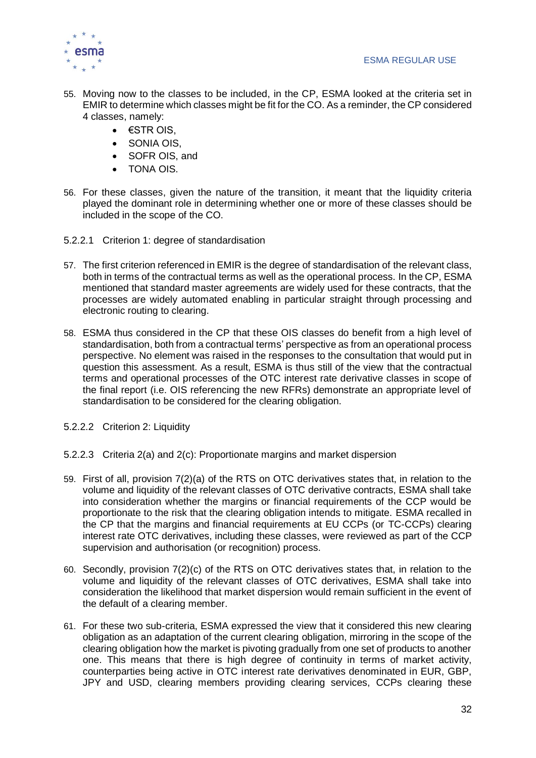55. Moving now to the classes to be included, in the CP, ESMA looked at the criteria set in EMIR to determine which classes might be fit for the CO. As a reminder, the CP considered 4 classes, namely:
    - €STR OIS,
    - SONIA OIS,
    - SOFR OIS, and
    - TONA OIS.

56. For these classes, given the nature of the transition, it meant that the liquidity criteria played the dominant role in determining whether one or more of these classes should be included in the scope of the CO.

#### 5.2.2.1 Criterion 1: degree of standardisation

57. The first criterion referenced in EMIR is the degree of standardisation of the relevant class, both in terms of the contractual terms as well as the operational process. In the CP, ESMA mentioned that standard master agreements are widely used for these contracts, that the processes are widely automated enabling in particular straight through processing and electronic routing to clearing.

58. ESMA thus considered in the CP that these OIS classes do benefit from a high level of standardisation, both from a contractual terms' perspective as from an operational process perspective. No element was raised in the responses to the consultation that would put in question this assessment. As a result, ESMA is thus still of the view that the contractual terms and operational processes of the OTC interest rate derivative classes in scope of the final report (i.e. OIS referencing the new RFRs) demonstrate an appropriate level of standardisation to be considered for the clearing obligation.

#### 5.2.2.2 Criterion 2: Liquidity

#### 5.2.2.3 Criteria 2(a) and 2(c): Proportionate margins and market dispersion

59. First of all, provision 7(2)(a) of the RTS on OTC derivatives states that, in relation to the volume and liquidity of the relevant classes of OTC derivative contracts, ESMA shall take into consideration whether the margins or financial requirements of the CCP would be proportionate to the risk that the clearing obligation intends to mitigate. ESMA recalled in the CP that the margins and financial requirements at EU CCPs (or TC-CCPs) clearing interest rate OTC derivatives, including these classes, were reviewed as part of the CCP supervision and authorisation (or recognition) process.

60. Secondly, provision 7(2)(c) of the RTS on OTC derivatives states that, in relation to the volume and liquidity of the relevant classes of OTC derivatives, ESMA shall take into consideration the likelihood that market dispersion would remain sufficient in the event of the default of a clearing member.

61. For these two sub-criteria, ESMA expressed the view that it considered this new clearing obligation as an adaptation of the current clearing obligation, mirroring in the scope of the clearing obligation how the market is pivoting gradually from one set of products to another one. This means that there is high degree of continuity in terms of market activity, counterparties being active in OTC interest rate derivatives denominated in EUR, GBP, JPY and USD, clearing members providing clearing services, CCPs clearing these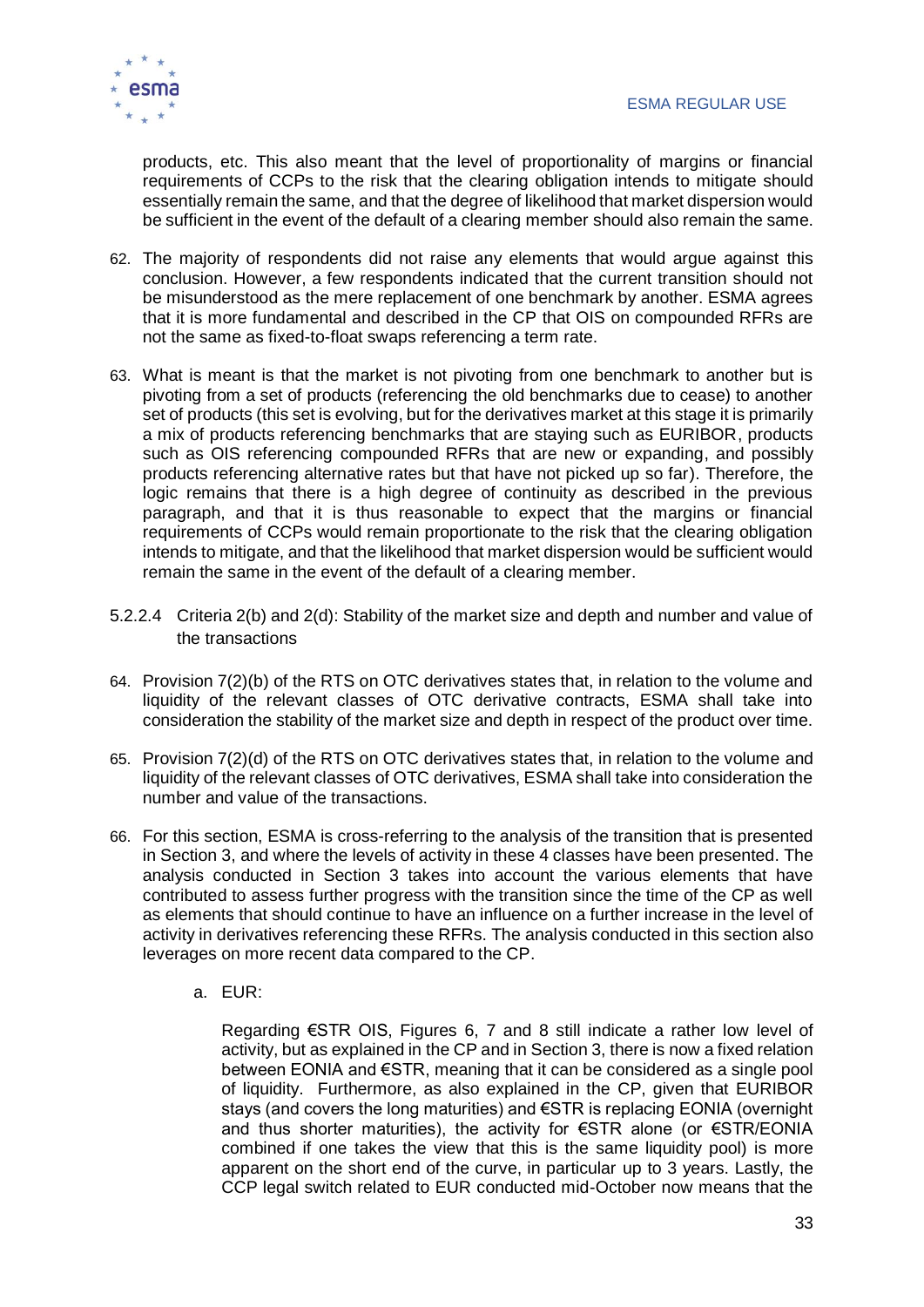products, etc. This also meant that the level of proportionality of margins or financial requirements of CCPs to the risk that the clearing obligation intends to mitigate should essentially remain the same, and that the degree of likelihood that market dispersion would be sufficient in the event of the default of a clearing member should also remain the same.

62. The majority of respondents did not raise any elements that would argue against this conclusion. However, a few respondents indicated that the current transition should not be misunderstood as the mere replacement of one benchmark by another. ESMA agrees that it is more fundamental and described in the CP that OIS on compounded RFRs are not the same as fixed-to-float swaps referencing a term rate.

63. What is meant is that the market is not pivoting from one benchmark to another but is pivoting from a set of products (referencing the old benchmarks due to cease) to another set of products (this set is evolving, but for the derivatives market at this stage it is primarily a mix of products referencing benchmarks that are staying such as EURIBOR, products such as OIS referencing compounded RFRs that are new or expanding, and possibly products referencing alternative rates but that have not picked up so far). Therefore, the logic remains that there is a high degree of continuity as described in the previous paragraph, and that it is thus reasonable to expect that the margins or financial requirements of CCPs would remain proportionate to the risk that the clearing obligation intends to mitigate, and that the likelihood that market dispersion would be sufficient would remain the same in the event of the default of a clearing member.

#### 5.2.2.4 Criteria 2(b) and 2(d): Stability of the market size and depth and number and value of the transactions

64. Provision 7(2)(b) of the RTS on OTC derivatives states that, in relation to the volume and liquidity of the relevant classes of OTC derivative contracts, ESMA shall take into consideration the stability of the market size and depth in respect of the product over time.

65. Provision 7(2)(d) of the RTS on OTC derivatives states that, in relation to the volume and liquidity of the relevant classes of OTC derivatives, ESMA shall take into consideration the number and value of the transactions.

66. For this section, ESMA is cross-referring to the analysis of the transition that is presented in Section 3, and where the levels of activity in these 4 classes have been presented. The analysis conducted in Section 3 takes into account the various elements that have contributed to assess further progress with the transition since the time of the CP as well as elements that should continue to have an influence on a further increase in the level of activity in derivatives referencing these RFRs. The analysis conducted in this section also leverages on more recent data compared to the CP.

   a. EUR:

   Regarding €STR OIS, Figures 6, 7 and 8 still indicate a rather low level of activity, but as explained in the CP and in Section 3, there is now a fixed relation between EONIA and €STR, meaning that it can be considered as a single pool of liquidity. Furthermore, as also explained in the CP, given that EURIBOR stays (and covers the long maturities) and €STR is replacing EONIA (overnight and thus shorter maturities), the activity for €STR alone (or €STR/EONIA combined if one takes the view that this is the same liquidity pool) is more apparent on the short end of the curve, in particular up to 3 years. Lastly, the CCP legal switch related to EUR conducted mid-October now means that the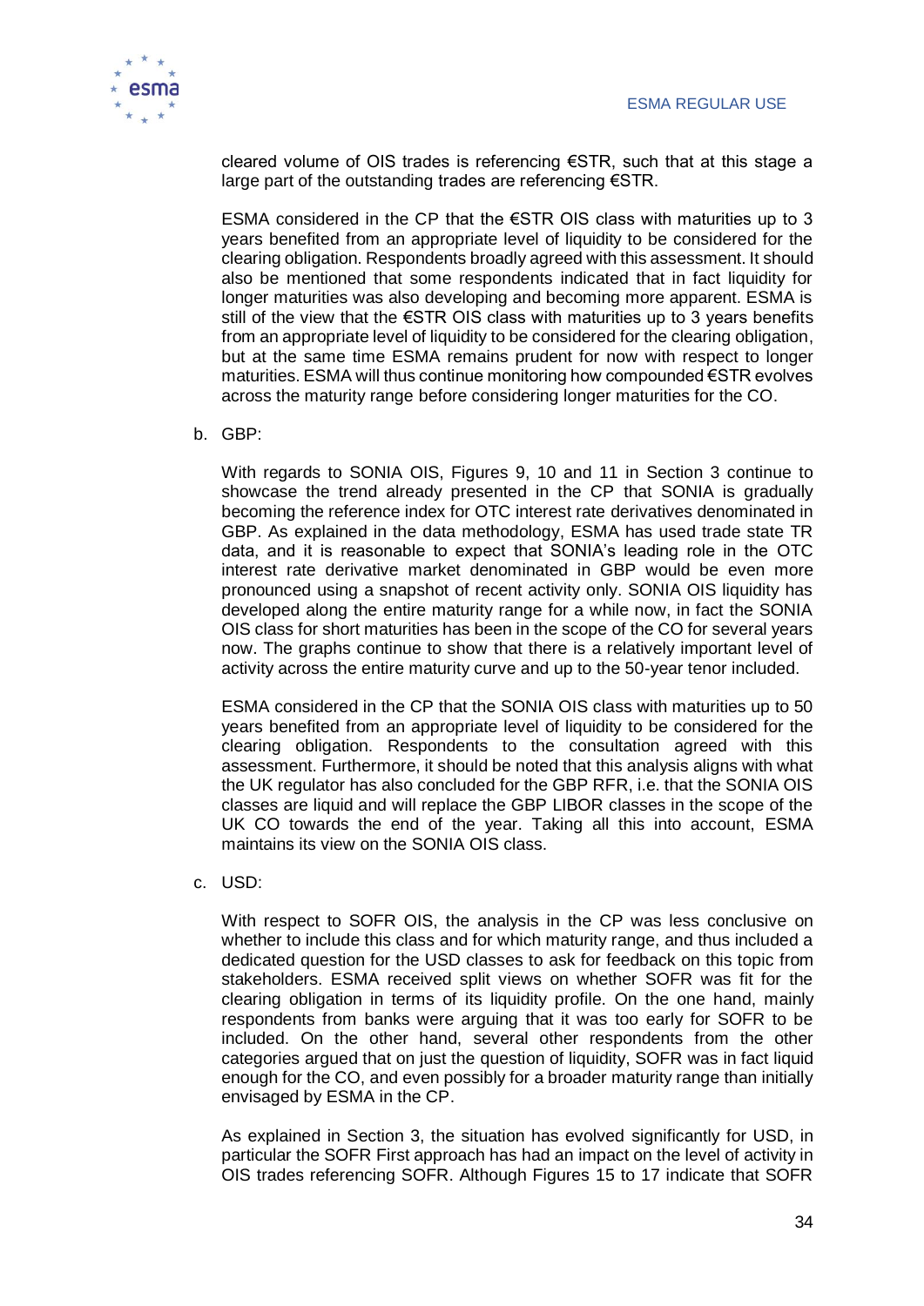cleared volume of OIS trades is referencing €STR, such that at this stage a large part of the outstanding trades are referencing €STR.

ESMA considered in the CP that the €STR OIS class with maturities up to 3 years benefited from an appropriate level of liquidity to be considered for the clearing obligation. Respondents broadly agreed with this assessment. It should also be mentioned that some respondents indicated that in fact liquidity for longer maturities was also developing and becoming more apparent. ESMA is still of the view that the €STR OIS class with maturities up to 3 years benefits from an appropriate level of liquidity to be considered for the clearing obligation, but at the same time ESMA remains prudent for now with respect to longer maturities. ESMA will thus continue monitoring how compounded €STR evolves across the maturity range before considering longer maturities for the CO.

b. GBP:

With regards to SONIA OIS, Figures 9, 10 and 11 in Section 3 continue to showcase the trend already presented in the CP that SONIA is gradually becoming the reference index for OTC interest rate derivatives denominated in GBP. As explained in the data methodology, ESMA has used trade state TR data, and it is reasonable to expect that SONIA's leading role in the OTC interest rate derivative market denominated in GBP would be even more pronounced using a snapshot of recent activity only. SONIA OIS liquidity has developed along the entire maturity range for a while now, in fact the SONIA OIS class for short maturities has been in the scope of the CO for several years now. The graphs continue to show that there is a relatively important level of activity across the entire maturity curve and up to the 50-year tenor included.

ESMA considered in the CP that the SONIA OIS class with maturities up to 50 years benefited from an appropriate level of liquidity to be considered for the clearing obligation. Respondents to the consultation agreed with this assessment. Furthermore, it should be noted that this analysis aligns with what the UK regulator has also concluded for the GBP RFR, i.e. that the SONIA OIS classes are liquid and will replace the GBP LIBOR classes in the scope of the UK CO towards the end of the year. Taking all this into account, ESMA maintains its view on the SONIA OIS class.

c. USD:

With respect to SOFR OIS, the analysis in the CP was less conclusive on whether to include this class and for which maturity range, and thus included a dedicated question for the USD classes to ask for feedback on this topic from stakeholders. ESMA received split views on whether SOFR was fit for the clearing obligation in terms of its liquidity profile. On the one hand, mainly respondents from banks were arguing that it was too early for SOFR to be included. On the other hand, several other respondents from the other categories argued that on just the question of liquidity, SOFR was in fact liquid enough for the CO, and even possibly for a broader maturity range than initially envisaged by ESMA in the CP.

As explained in Section 3, the situation has evolved significantly for USD, in particular the SOFR First approach has had an impact on the level of activity in OIS trades referencing SOFR. Although Figures 15 to 17 indicate that SOFR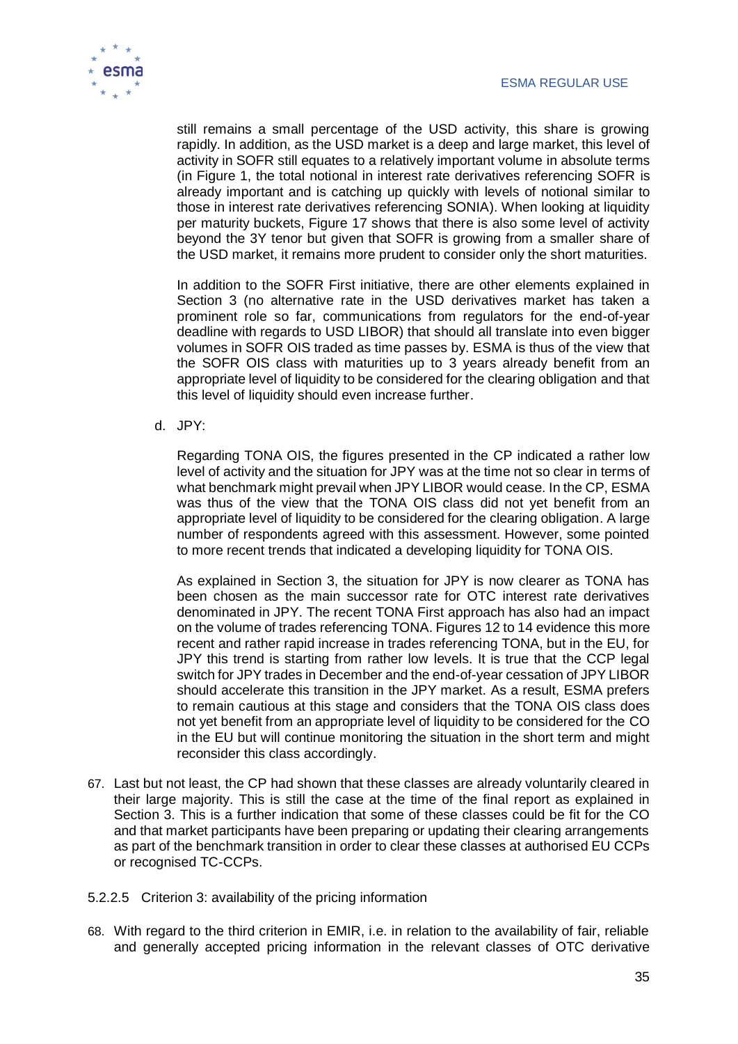still remains a small percentage of the USD activity, this share is growing rapidly. In addition, as the USD market is a deep and large market, this level of activity in SOFR still equates to a relatively important volume in absolute terms (in Figure 1, the total notional in interest rate derivatives referencing SOFR is already important and is catching up quickly with levels of notional similar to those in interest rate derivatives referencing SONIA). When looking at liquidity per maturity buckets, Figure 17 shows that there is also some level of activity beyond the 3Y tenor but given that SOFR is growing from a smaller share of the USD market, it remains more prudent to consider only the short maturities.

In addition to the SOFR First initiative, there are other elements explained in Section 3 (no alternative rate in the USD derivatives market has taken a prominent role so far, communications from regulators for the end-of-year deadline with regards to USD LIBOR) that should all translate into even bigger volumes in SOFR OIS traded as time passes by. ESMA is thus of the view that the SOFR OIS class with maturities up to 3 years already benefit from an appropriate level of liquidity to be considered for the clearing obligation and that this level of liquidity should even increase further.

d. JPY:

Regarding TONA OIS, the figures presented in the CP indicated a rather low level of activity and the situation for JPY was at the time not so clear in terms of what benchmark might prevail when JPY LIBOR would cease. In the CP, ESMA was thus of the view that the TONA OIS class did not yet benefit from an appropriate level of liquidity to be considered for the clearing obligation. A large number of respondents agreed with this assessment. However, some pointed to more recent trends that indicated a developing liquidity for TONA OIS.

As explained in Section 3, the situation for JPY is now clearer as TONA has been chosen as the main successor rate for OTC interest rate derivatives denominated in JPY. The recent TONA First approach has also had an impact on the volume of trades referencing TONA. Figures 12 to 14 evidence this more recent and rather rapid increase in trades referencing TONA, but in the EU, for JPY this trend is starting from rather low levels. It is true that the CCP legal switch for JPY trades in December and the end-of-year cessation of JPY LIBOR should accelerate this transition in the JPY market. As a result, ESMA prefers to remain cautious at this stage and considers that the TONA OIS class does not yet benefit from an appropriate level of liquidity to be considered for the CO in the EU but will continue monitoring the situation in the short term and might reconsider this class accordingly.

67. Last but not least, the CP had shown that these classes are already voluntarily cleared in their large majority. This is still the case at the time of the final report as explained in Section 3. This is a further indication that some of these classes could be fit for the CO and that market participants have been preparing or updating their clearing arrangements as part of the benchmark transition in order to clear these classes at authorised EU CCPs or recognised TC-CCPs.

#### 5.2.2.5 Criterion 3: availability of the pricing information

68. With regard to the third criterion in EMIR, i.e. in relation to the availability of fair, reliable and generally accepted pricing information in the relevant classes of OTC derivative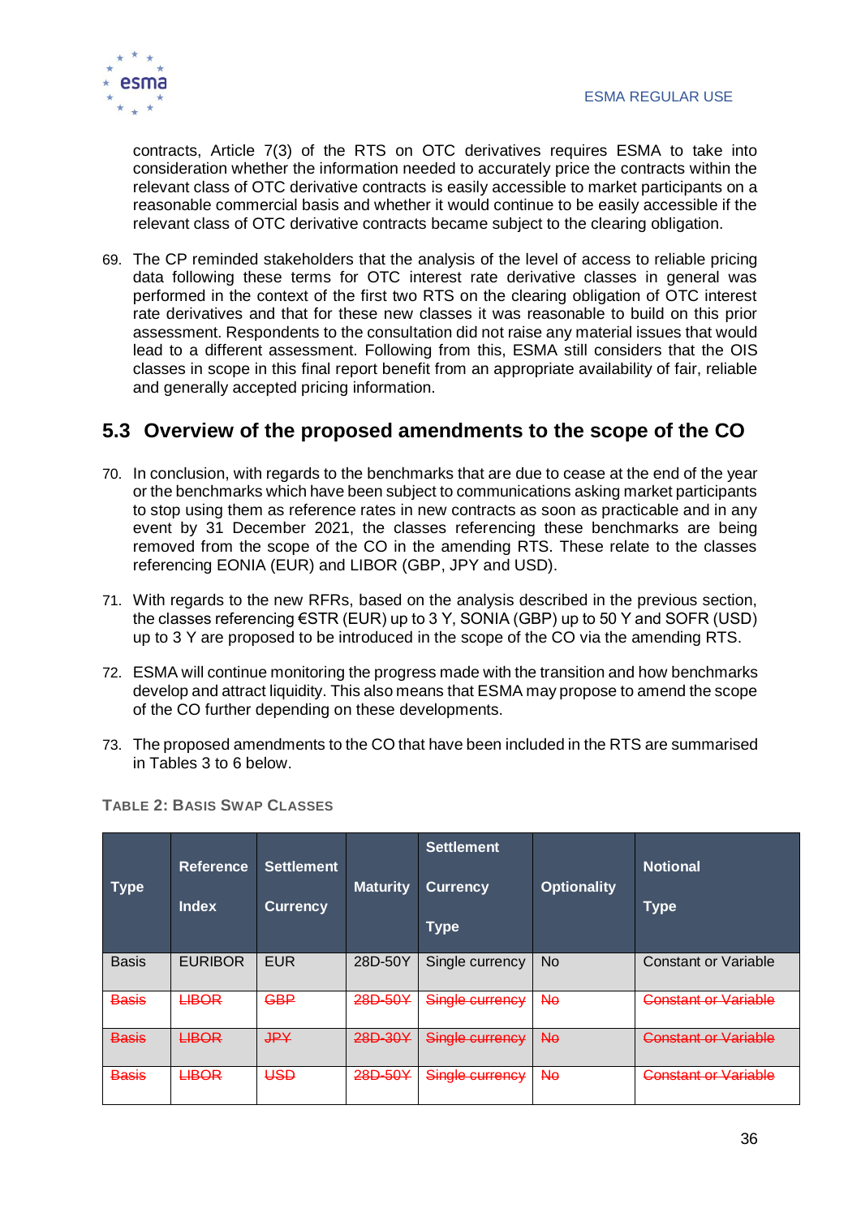contracts, Article 7(3) of the RTS on OTC derivatives requires ESMA to take into consideration whether the information needed to accurately price the contracts within the relevant class of OTC derivative contracts is easily accessible to market participants on a reasonable commercial basis and whether it would continue to be easily accessible if the relevant class of OTC derivative contracts became subject to the clearing obligation.

69. The CP reminded stakeholders that the analysis of the level of access to reliable pricing data following these terms for OTC interest rate derivative classes in general was performed in the context of the first two RTS on the clearing obligation of OTC interest rate derivatives and that for these new classes it was reasonable to build on this prior assessment. Respondents to the consultation did not raise any material issues that would lead to a different assessment. Following from this, ESMA still considers that the OIS classes in scope in this final report benefit from an appropriate availability of fair, reliable and generally accepted pricing information.

## 5.3 Overview of the proposed amendments to the scope of the CO

70. In conclusion, with regards to the benchmarks that are due to cease at the end of the year or the benchmarks which have been subject to communications asking market participants to stop using them as reference rates in new contracts as soon as practicable and in any event by 31 December 2021, the classes referencing these benchmarks are being removed from the scope of the CO in the amending RTS. These relate to the classes referencing EONIA (EUR) and LIBOR (GBP, JPY and USD).

71. With regards to the new RFRs, based on the analysis described in the previous section, the classes referencing €STR (EUR) up to 3 Y, SONIA (GBP) up to 50 Y and SOFR (USD) up to 3 Y are proposed to be introduced in the scope of the CO via the amending RTS.

72. ESMA will continue monitoring the progress made with the transition and how benchmarks develop and attract liquidity. This also means that ESMA may propose to amend the scope of the CO further depending on these developments.

73. The proposed amendments to the CO that have been included in the RTS are summarised in Tables 3 to 6 below.

**TABLE 2: BASIS SWAP CLASSES**

| Type | Reference Index | Settlement Currency | Maturity | Settlement Currency Type | Optionality | Notional Type |
|---|---|---|---|---|---|---|
| Basis | EURIBOR | EUR | 28D-50Y | Single currency | No | Constant or Variable |
| ~~Basis~~ | ~~LIBOR~~ | ~~GBP~~ | ~~28D-50Y~~ | ~~Single currency~~ | ~~No~~ | ~~Constant or Variable~~ |
| ~~Basis~~ | ~~LIBOR~~ | ~~JPY~~ | ~~28D-30Y~~ | ~~Single currency~~ | ~~No~~ | ~~Constant or Variable~~ |
| ~~Basis~~ | ~~LIBOR~~ | ~~USD~~ | ~~28D-50Y~~ | ~~Single currency~~ | ~~No~~ | ~~Constant or Variable~~ |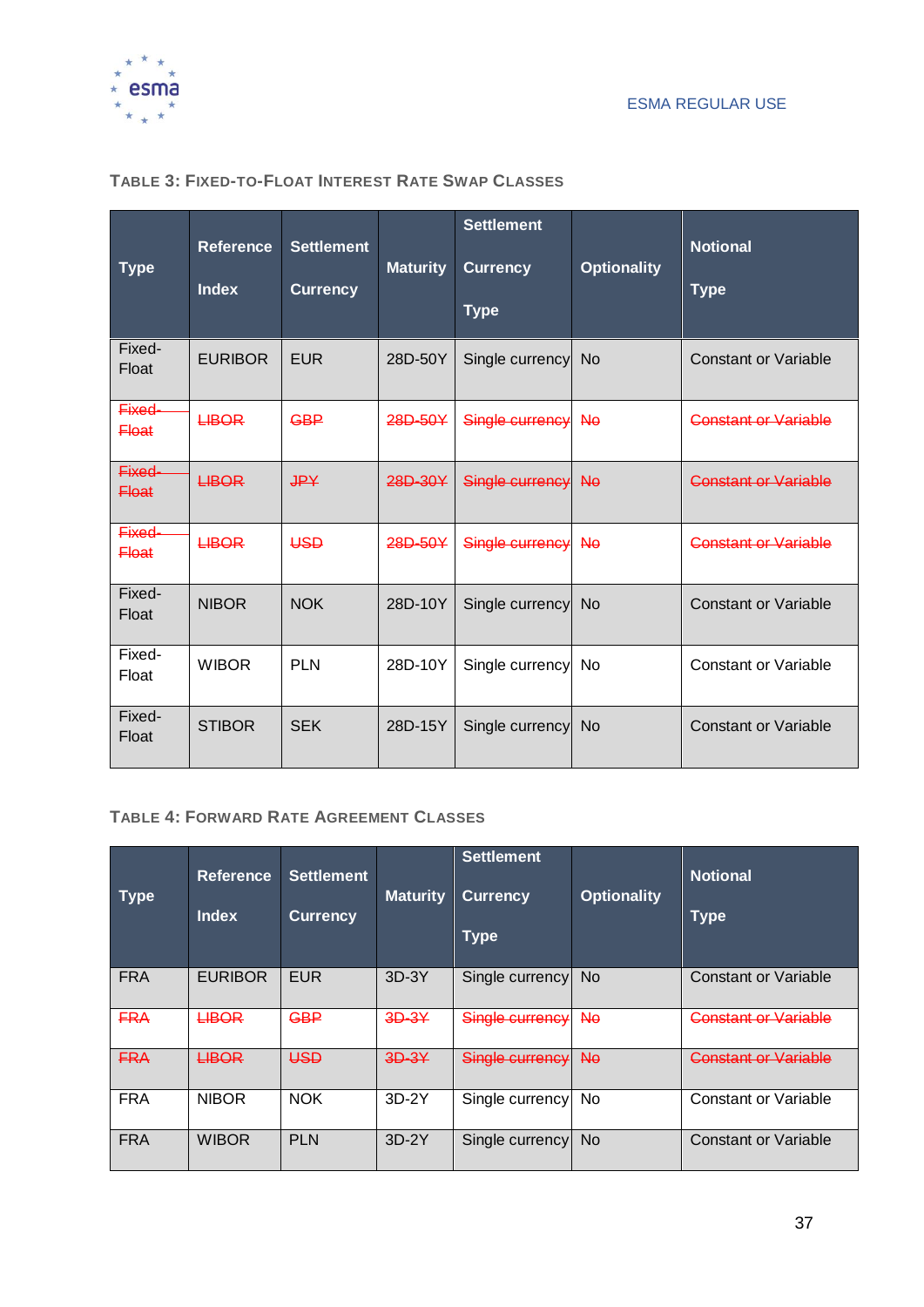TABLE 3: FIXED-TO-FLOAT INTEREST RATE SWAP CLASSES

| Type | Reference Index | Settlement Currency | Maturity | Settlement Currency Type | Optionality | Notional Type |
|---|---|---|---|---|---|---|
| Fixed-Float | EURIBOR | EUR | 28D-50Y | Single currency | No | Constant or Variable |
| ~~Fixed-Float~~ | ~~LIBOR~~ | ~~GBP~~ | ~~28D-50Y~~ | ~~Single currency~~ | ~~No~~ | ~~Constant or Variable~~ |
| ~~Fixed-Float~~ | ~~LIBOR~~ | ~~JPY~~ | ~~28D-30Y~~ | ~~Single currency~~ | ~~No~~ | ~~Constant or Variable~~ |
| ~~Fixed-Float~~ | ~~LIBOR~~ | ~~USD~~ | ~~28D-50Y~~ | ~~Single currency~~ | ~~No~~ | ~~Constant or Variable~~ |
| Fixed-Float | NIBOR | NOK | 28D-10Y | Single currency | No | Constant or Variable |
| Fixed-Float | WIBOR | PLN | 28D-10Y | Single currency | No | Constant or Variable |
| Fixed-Float | STIBOR | SEK | 28D-15Y | Single currency | No | Constant or Variable |

TABLE 4: FORWARD RATE AGREEMENT CLASSES

| Type | Reference Index | Settlement Currency | Maturity | Settlement Currency Type | Optionality | Notional Type |
|---|---|---|---|---|---|---|
| FRA | EURIBOR | EUR | 3D-3Y | Single currency | No | Constant or Variable |
| ~~FRA~~ | ~~LIBOR~~ | ~~GBP~~ | ~~3D-3Y~~ | ~~Single currency~~ | ~~No~~ | ~~Constant or Variable~~ |
| ~~FRA~~ | ~~LIBOR~~ | ~~USD~~ | ~~3D-3Y~~ | ~~Single currency~~ | ~~No~~ | ~~Constant or Variable~~ |
| FRA | NIBOR | NOK | 3D-2Y | Single currency | No | Constant or Variable |
| FRA | WIBOR | PLN | 3D-2Y | Single currency | No | Constant or Variable |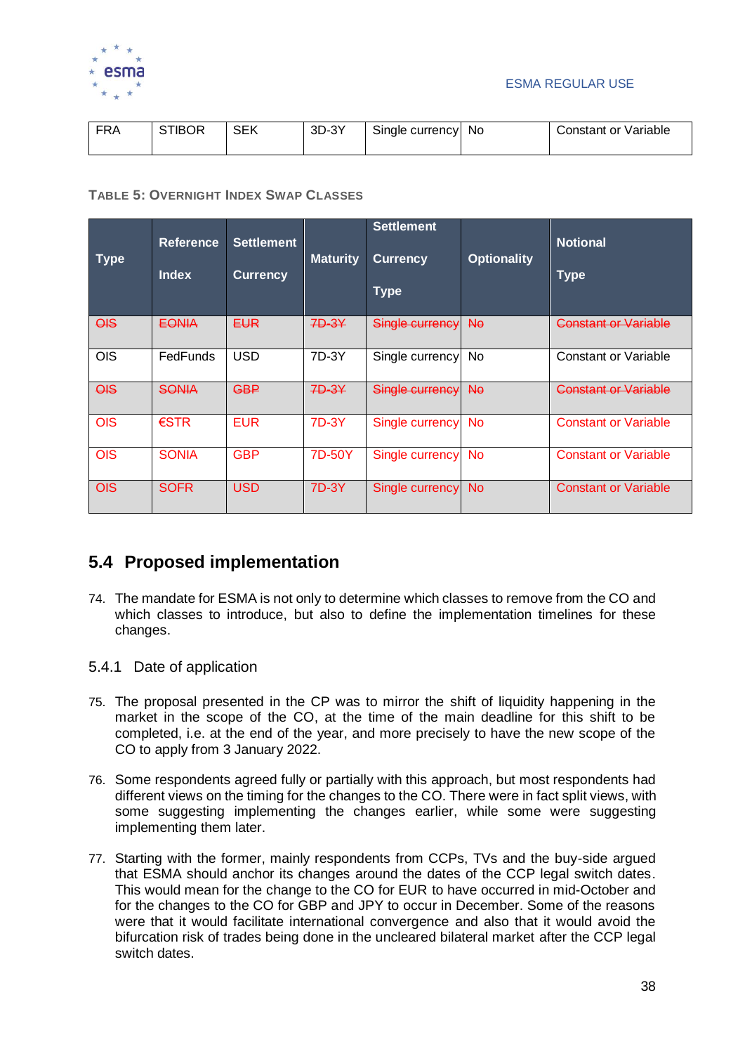| FRA | STIBOR | SEK | 3D-3Y | Single currency | No | Constant or Variable |
|---|---|---|---|---|---|---|

**TABLE 5: OVERNIGHT INDEX SWAP CLASSES**

| Type | Reference Index | Settlement Currency | Maturity | Settlement Currency Type | Optionality | Notional Type |
|---|---|---|---|---|---|---|
| ~~OIS~~ | ~~EONIA~~ | ~~EUR~~ | ~~7D-3Y~~ | ~~Single currency~~ | ~~No~~ | ~~Constant or Variable~~ |
| OIS | FedFunds | USD | 7D-3Y | Single currency | No | Constant or Variable |
| ~~OIS~~ | ~~SONIA~~ | ~~GBP~~ | ~~7D-3Y~~ | ~~Single currency~~ | ~~No~~ | ~~Constant or Variable~~ |
| OIS | €STR | EUR | 7D-3Y | Single currency | No | Constant or Variable |
| OIS | SONIA | GBP | 7D-50Y | Single currency | No | Constant or Variable |
| OIS | SOFR | USD | 7D-3Y | Single currency | No | Constant or Variable |

## 5.4 Proposed implementation

74. The mandate for ESMA is not only to determine which classes to remove from the CO and which classes to introduce, but also to define the implementation timelines for these changes.

### 5.4.1 Date of application

75. The proposal presented in the CP was to mirror the shift of liquidity happening in the market in the scope of the CO, at the time of the main deadline for this shift to be completed, i.e. at the end of the year, and more precisely to have the new scope of the CO to apply from 3 January 2022.

76. Some respondents agreed fully or partially with this approach, but most respondents had different views on the timing for the changes to the CO. There were in fact split views, with some suggesting implementing the changes earlier, while some were suggesting implementing them later.

77. Starting with the former, mainly respondents from CCPs, TVs and the buy-side argued that ESMA should anchor its changes around the dates of the CCP legal switch dates. This would mean for the change to the CO for EUR to have occurred in mid-October and for the changes to the CO for GBP and JPY to occur in December. Some of the reasons were that it would facilitate international convergence and also that it would avoid the bifurcation risk of trades being done in the uncleared bilateral market after the CCP legal switch dates.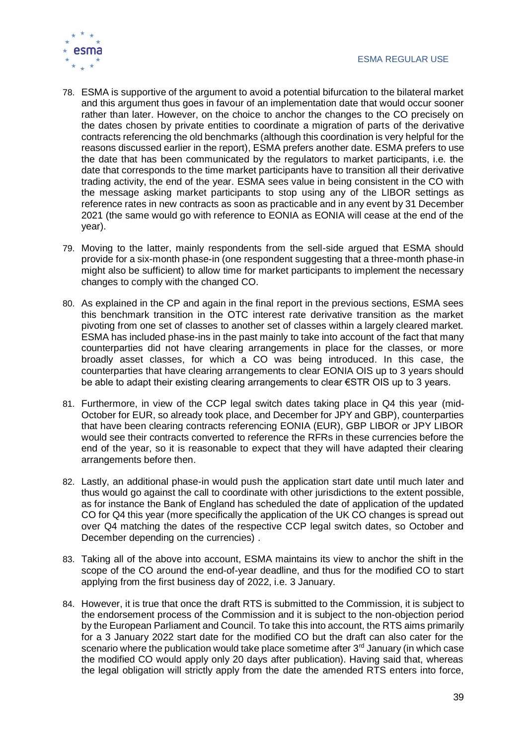78. ESMA is supportive of the argument to avoid a potential bifurcation to the bilateral market and this argument thus goes in favour of an implementation date that would occur sooner rather than later. However, on the choice to anchor the changes to the CO precisely on the dates chosen by private entities to coordinate a migration of parts of the derivative contracts referencing the old benchmarks (although this coordination is very helpful for the reasons discussed earlier in the report), ESMA prefers another date. ESMA prefers to use the date that has been communicated by the regulators to market participants, i.e. the date that corresponds to the time market participants have to transition all their derivative trading activity, the end of the year. ESMA sees value in being consistent in the CO with the message asking market participants to stop using any of the LIBOR settings as reference rates in new contracts as soon as practicable and in any event by 31 December 2021 (the same would go with reference to EONIA as EONIA will cease at the end of the year).

79. Moving to the latter, mainly respondents from the sell-side argued that ESMA should provide for a six-month phase-in (one respondent suggesting that a three-month phase-in might also be sufficient) to allow time for market participants to implement the necessary changes to comply with the changed CO.

80. As explained in the CP and again in the final report in the previous sections, ESMA sees this benchmark transition in the OTC interest rate derivative transition as the market pivoting from one set of classes to another set of classes within a largely cleared market. ESMA has included phase-ins in the past mainly to take into account of the fact that many counterparties did not have clearing arrangements in place for the classes, or more broadly asset classes, for which a CO was being introduced. In this case, the counterparties that have clearing arrangements to clear EONIA OIS up to 3 years should be able to adapt their existing clearing arrangements to clear €STR OIS up to 3 years.

81. Furthermore, in view of the CCP legal switch dates taking place in Q4 this year (mid-October for EUR, so already took place, and December for JPY and GBP), counterparties that have been clearing contracts referencing EONIA (EUR), GBP LIBOR or JPY LIBOR would see their contracts converted to reference the RFRs in these currencies before the end of the year, so it is reasonable to expect that they will have adapted their clearing arrangements before then.

82. Lastly, an additional phase-in would push the application start date until much later and thus would go against the call to coordinate with other jurisdictions to the extent possible, as for instance the Bank of England has scheduled the date of application of the updated CO for Q4 this year (more specifically the application of the UK CO changes is spread out over Q4 matching the dates of the respective CCP legal switch dates, so October and December depending on the currencies) .

83. Taking all of the above into account, ESMA maintains its view to anchor the shift in the scope of the CO around the end-of-year deadline, and thus for the modified CO to start applying from the first business day of 2022, i.e. 3 January.

84. However, it is true that once the draft RTS is submitted to the Commission, it is subject to the endorsement process of the Commission and it is subject to the non-objection period by the European Parliament and Council. To take this into account, the RTS aims primarily for a 3 January 2022 start date for the modified CO but the draft can also cater for the scenario where the publication would take place sometime after 3rd January (in which case the modified CO would apply only 20 days after publication). Having said that, whereas the legal obligation will strictly apply from the date the amended RTS enters into force,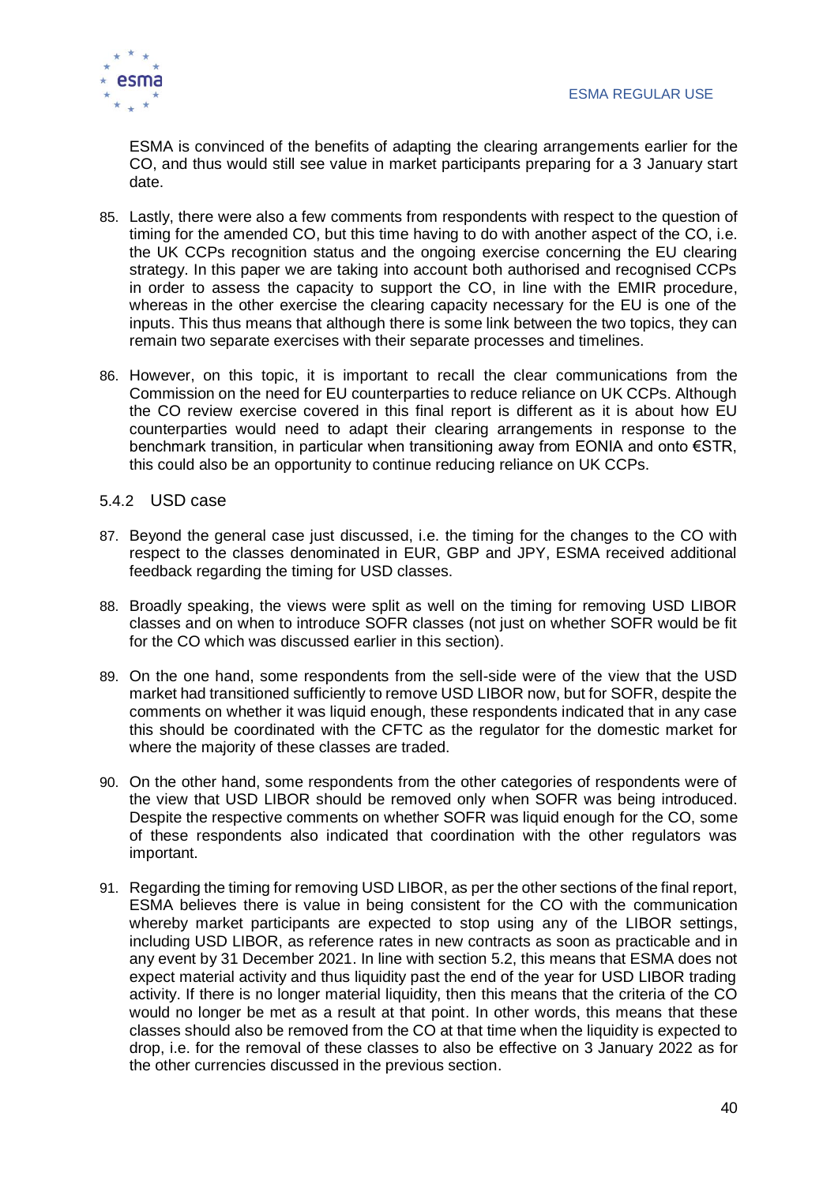ESMA is convinced of the benefits of adapting the clearing arrangements earlier for the CO, and thus would still see value in market participants preparing for a 3 January start date.

85. Lastly, there were also a few comments from respondents with respect to the question of timing for the amended CO, but this time having to do with another aspect of the CO, i.e. the UK CCPs recognition status and the ongoing exercise concerning the EU clearing strategy. In this paper we are taking into account both authorised and recognised CCPs in order to assess the capacity to support the CO, in line with the EMIR procedure, whereas in the other exercise the clearing capacity necessary for the EU is one of the inputs. This thus means that although there is some link between the two topics, they can remain two separate exercises with their separate processes and timelines.

86. However, on this topic, it is important to recall the clear communications from the Commission on the need for EU counterparties to reduce reliance on UK CCPs. Although the CO review exercise covered in this final report is different as it is about how EU counterparties would need to adapt their clearing arrangements in response to the benchmark transition, in particular when transitioning away from EONIA and onto €STR, this could also be an opportunity to continue reducing reliance on UK CCPs.

### 5.4.2 USD case

87. Beyond the general case just discussed, i.e. the timing for the changes to the CO with respect to the classes denominated in EUR, GBP and JPY, ESMA received additional feedback regarding the timing for USD classes.

88. Broadly speaking, the views were split as well on the timing for removing USD LIBOR classes and on when to introduce SOFR classes (not just on whether SOFR would be fit for the CO which was discussed earlier in this section).

89. On the one hand, some respondents from the sell-side were of the view that the USD market had transitioned sufficiently to remove USD LIBOR now, but for SOFR, despite the comments on whether it was liquid enough, these respondents indicated that in any case this should be coordinated with the CFTC as the regulator for the domestic market for where the majority of these classes are traded.

90. On the other hand, some respondents from the other categories of respondents were of the view that USD LIBOR should be removed only when SOFR was being introduced. Despite the respective comments on whether SOFR was liquid enough for the CO, some of these respondents also indicated that coordination with the other regulators was important.

91. Regarding the timing for removing USD LIBOR, as per the other sections of the final report, ESMA believes there is value in being consistent for the CO with the communication whereby market participants are expected to stop using any of the LIBOR settings, including USD LIBOR, as reference rates in new contracts as soon as practicable and in any event by 31 December 2021. In line with section 5.2, this means that ESMA does not expect material activity and thus liquidity past the end of the year for USD LIBOR trading activity. If there is no longer material liquidity, then this means that the criteria of the CO would no longer be met as a result at that point. In other words, this means that these classes should also be removed from the CO at that time when the liquidity is expected to drop, i.e. for the removal of these classes to also be effective on 3 January 2022 as for the other currencies discussed in the previous section.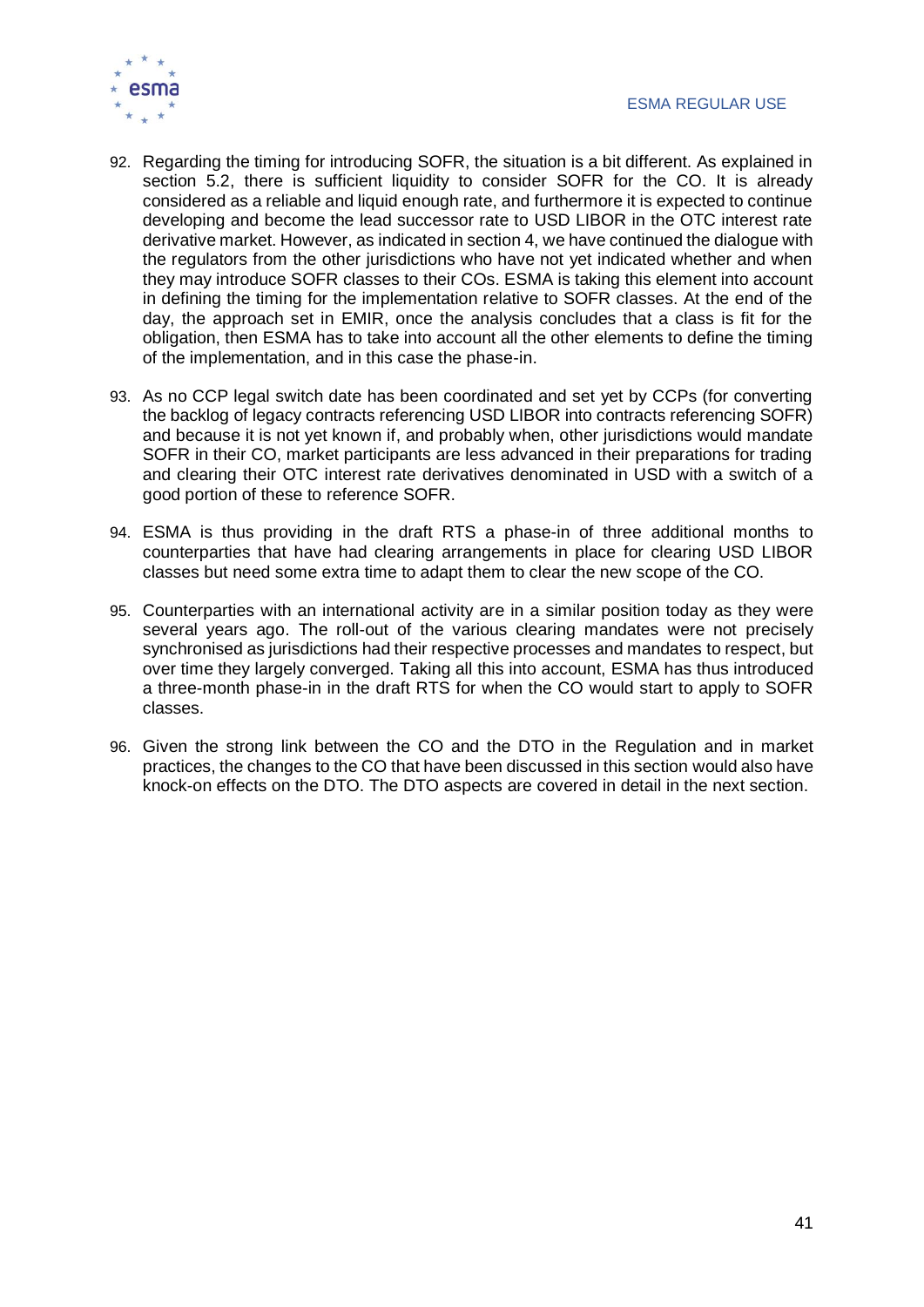92. Regarding the timing for introducing SOFR, the situation is a bit different. As explained in section 5.2, there is sufficient liquidity to consider SOFR for the CO. It is already considered as a reliable and liquid enough rate, and furthermore it is expected to continue developing and become the lead successor rate to USD LIBOR in the OTC interest rate derivative market. However, as indicated in section 4, we have continued the dialogue with the regulators from the other jurisdictions who have not yet indicated whether and when they may introduce SOFR classes to their COs. ESMA is taking this element into account in defining the timing for the implementation relative to SOFR classes. At the end of the day, the approach set in EMIR, once the analysis concludes that a class is fit for the obligation, then ESMA has to take into account all the other elements to define the timing of the implementation, and in this case the phase-in.

93. As no CCP legal switch date has been coordinated and set yet by CCPs (for converting the backlog of legacy contracts referencing USD LIBOR into contracts referencing SOFR) and because it is not yet known if, and probably when, other jurisdictions would mandate SOFR in their CO, market participants are less advanced in their preparations for trading and clearing their OTC interest rate derivatives denominated in USD with a switch of a good portion of these to reference SOFR.

94. ESMA is thus providing in the draft RTS a phase-in of three additional months to counterparties that have had clearing arrangements in place for clearing USD LIBOR classes but need some extra time to adapt them to clear the new scope of the CO.

95. Counterparties with an international activity are in a similar position today as they were several years ago. The roll-out of the various clearing mandates were not precisely synchronised as jurisdictions had their respective processes and mandates to respect, but over time they largely converged. Taking all this into account, ESMA has thus introduced a three-month phase-in in the draft RTS for when the CO would start to apply to SOFR classes.

96. Given the strong link between the CO and the DTO in the Regulation and in market practices, the changes to the CO that have been discussed in this section would also have knock-on effects on the DTO. The DTO aspects are covered in detail in the next section.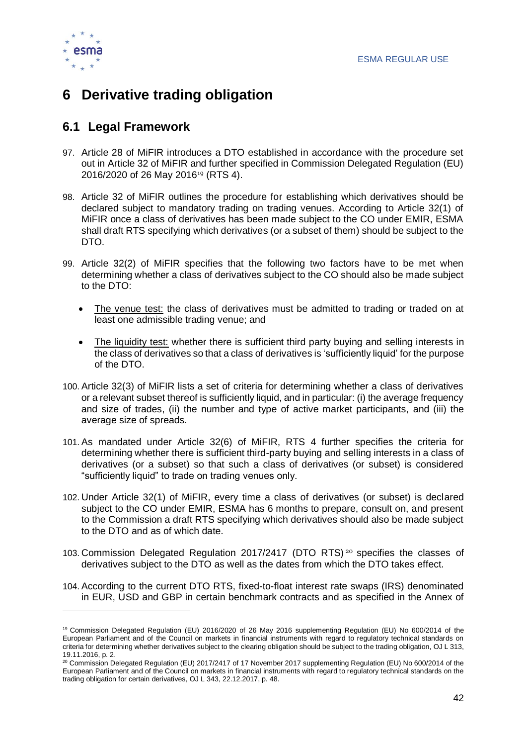# 6 Derivative trading obligation

## 6.1 Legal Framework

97. Article 28 of MiFIR introduces a DTO established in accordance with the procedure set out in Article 32 of MiFIR and further specified in Commission Delegated Regulation (EU) 2016/2020 of 26 May 2016[19] (RTS 4).

98. Article 32 of MiFIR outlines the procedure for establishing which derivatives should be declared subject to mandatory trading on trading venues. According to Article 32(1) of MiFIR once a class of derivatives has been made subject to the CO under EMIR, ESMA shall draft RTS specifying which derivatives (or a subset of them) should be subject to the DTO.

99. Article 32(2) of MiFIR specifies that the following two factors have to be met when determining whether a class of derivatives subject to the CO should also be made subject to the DTO:

   - The venue test: the class of derivatives must be admitted to trading or traded on at least one admissible trading venue; and

   - The liquidity test: whether there is sufficient third party buying and selling interests in the class of derivatives so that a class of derivatives is 'sufficiently liquid' for the purpose of the DTO.

100. Article 32(3) of MiFIR lists a set of criteria for determining whether a class of derivatives or a relevant subset thereof is sufficiently liquid, and in particular: (i) the average frequency and size of trades, (ii) the number and type of active market participants, and (iii) the average size of spreads.

101. As mandated under Article 32(6) of MiFIR, RTS 4 further specifies the criteria for determining whether there is sufficient third-party buying and selling interests in a class of derivatives (or a subset) so that such a class of derivatives (or subset) is considered "sufficiently liquid" to trade on trading venues only.

102. Under Article 32(1) of MiFIR, every time a class of derivatives (or subset) is declared subject to the CO under EMIR, ESMA has 6 months to prepare, consult on, and present to the Commission a draft RTS specifying which derivatives should also be made subject to the DTO and as of which date.

103. Commission Delegated Regulation 2017/2417 (DTO RTS)[20] specifies the classes of derivatives subject to the DTO as well as the dates from which the DTO takes effect.

104. According to the current DTO RTS, fixed-to-float interest rate swaps (IRS) denominated in EUR, USD and GBP in certain benchmark contracts and as specified in the Annex of

---

[19] Commission Delegated Regulation (EU) 2016/2020 of 26 May 2016 supplementing Regulation (EU) No 600/2014 of the European Parliament and of the Council on markets in financial instruments with regard to regulatory technical standards on criteria for determining whether derivatives subject to the clearing obligation should be subject to the trading obligation, OJ L 313, 19.11.2016, p. 2.

[20] Commission Delegated Regulation (EU) 2017/2417 of 17 November 2017 supplementing Regulation (EU) No 600/2014 of the European Parliament and of the Council on markets in financial instruments with regard to regulatory technical standards on the trading obligation for certain derivatives, OJ L 343, 22.12.2017, p. 48.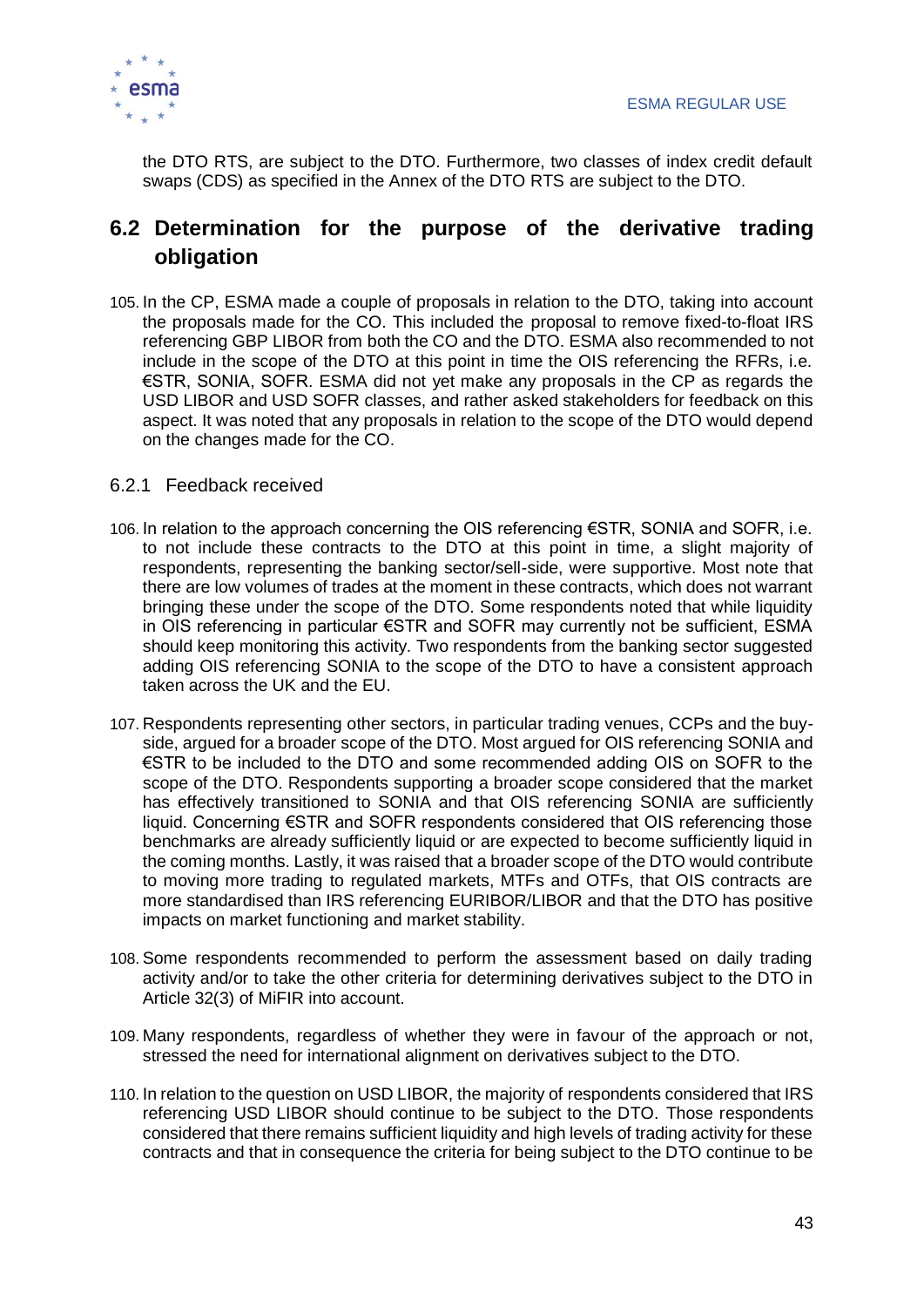the DTO RTS, are subject to the DTO. Furthermore, two classes of index credit default swaps (CDS) as specified in the Annex of the DTO RTS are subject to the DTO.

## 6.2 Determination for the purpose of the derivative trading obligation

105. In the CP, ESMA made a couple of proposals in relation to the DTO, taking into account the proposals made for the CO. This included the proposal to remove fixed-to-float IRS referencing GBP LIBOR from both the CO and the DTO. ESMA also recommended to not include in the scope of the DTO at this point in time the OIS referencing the RFRs, i.e. €STR, SONIA, SOFR. ESMA did not yet make any proposals in the CP as regards the USD LIBOR and USD SOFR classes, and rather asked stakeholders for feedback on this aspect. It was noted that any proposals in relation to the scope of the DTO would depend on the changes made for the CO.

### 6.2.1 Feedback received

106. In relation to the approach concerning the OIS referencing €STR, SONIA and SOFR, i.e. to not include these contracts to the DTO at this point in time, a slight majority of respondents, representing the banking sector/sell-side, were supportive. Most note that there are low volumes of trades at the moment in these contracts, which does not warrant bringing these under the scope of the DTO. Some respondents noted that while liquidity in OIS referencing in particular €STR and SOFR may currently not be sufficient, ESMA should keep monitoring this activity. Two respondents from the banking sector suggested adding OIS referencing SONIA to the scope of the DTO to have a consistent approach taken across the UK and the EU.

107. Respondents representing other sectors, in particular trading venues, CCPs and the buy-side, argued for a broader scope of the DTO. Most argued for OIS referencing SONIA and €STR to be included to the DTO and some recommended adding OIS on SOFR to the scope of the DTO. Respondents supporting a broader scope considered that the market has effectively transitioned to SONIA and that OIS referencing SONIA are sufficiently liquid. Concerning €STR and SOFR respondents considered that OIS referencing those benchmarks are already sufficiently liquid or are expected to become sufficiently liquid in the coming months. Lastly, it was raised that a broader scope of the DTO would contribute to moving more trading to regulated markets, MTFs and OTFs, that OIS contracts are more standardised than IRS referencing EURIBOR/LIBOR and that the DTO has positive impacts on market functioning and market stability.

108. Some respondents recommended to perform the assessment based on daily trading activity and/or to take the other criteria for determining derivatives subject to the DTO in Article 32(3) of MiFIR into account.

109. Many respondents, regardless of whether they were in favour of the approach or not, stressed the need for international alignment on derivatives subject to the DTO.

110. In relation to the question on USD LIBOR, the majority of respondents considered that IRS referencing USD LIBOR should continue to be subject to the DTO. Those respondents considered that there remains sufficient liquidity and high levels of trading activity for these contracts and that in consequence the criteria for being subject to the DTO continue to be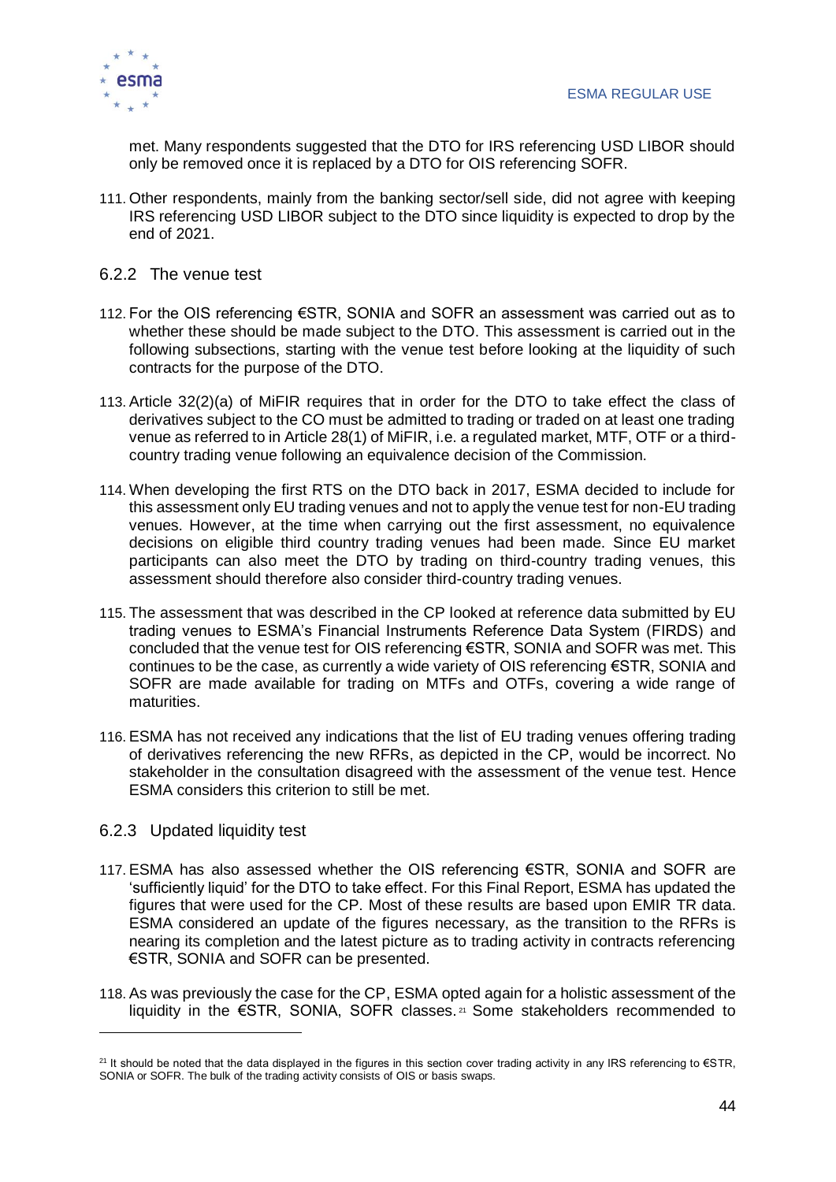met. Many respondents suggested that the DTO for IRS referencing USD LIBOR should only be removed once it is replaced by a DTO for OIS referencing SOFR.

111. Other respondents, mainly from the banking sector/sell side, did not agree with keeping IRS referencing USD LIBOR subject to the DTO since liquidity is expected to drop by the end of 2021.

### 6.2.2 The venue test

112. For the OIS referencing €STR, SONIA and SOFR an assessment was carried out as to whether these should be made subject to the DTO. This assessment is carried out in the following subsections, starting with the venue test before looking at the liquidity of such contracts for the purpose of the DTO.

113. Article 32(2)(a) of MiFIR requires that in order for the DTO to take effect the class of derivatives subject to the CO must be admitted to trading or traded on at least one trading venue as referred to in Article 28(1) of MiFIR, i.e. a regulated market, MTF, OTF or a third-country trading venue following an equivalence decision of the Commission.

114. When developing the first RTS on the DTO back in 2017, ESMA decided to include for this assessment only EU trading venues and not to apply the venue test for non-EU trading venues. However, at the time when carrying out the first assessment, no equivalence decisions on eligible third country trading venues had been made. Since EU market participants can also meet the DTO by trading on third-country trading venues, this assessment should therefore also consider third-country trading venues.

115. The assessment that was described in the CP looked at reference data submitted by EU trading venues to ESMA's Financial Instruments Reference Data System (FIRDS) and concluded that the venue test for OIS referencing €STR, SONIA and SOFR was met. This continues to be the case, as currently a wide variety of OIS referencing €STR, SONIA and SOFR are made available for trading on MTFs and OTFs, covering a wide range of maturities.

116. ESMA has not received any indications that the list of EU trading venues offering trading of derivatives referencing the new RFRs, as depicted in the CP, would be incorrect. No stakeholder in the consultation disagreed with the assessment of the venue test. Hence ESMA considers this criterion to still be met.

### 6.2.3 Updated liquidity test

117. ESMA has also assessed whether the OIS referencing €STR, SONIA and SOFR are 'sufficiently liquid' for the DTO to take effect. For this Final Report, ESMA has updated the figures that were used for the CP. Most of these results are based upon EMIR TR data. ESMA considered an update of the figures necessary, as the transition to the RFRs is nearing its completion and the latest picture as to trading activity in contracts referencing €STR, SONIA and SOFR can be presented.

118. As was previously the case for the CP, ESMA opted again for a holistic assessment of the liquidity in the €STR, SONIA, SOFR classes.[21] Some stakeholders recommended to

[21] It should be noted that the data displayed in the figures in this section cover trading activity in any IRS referencing to €STR, SONIA or SOFR. The bulk of the trading activity consists of OIS or basis swaps.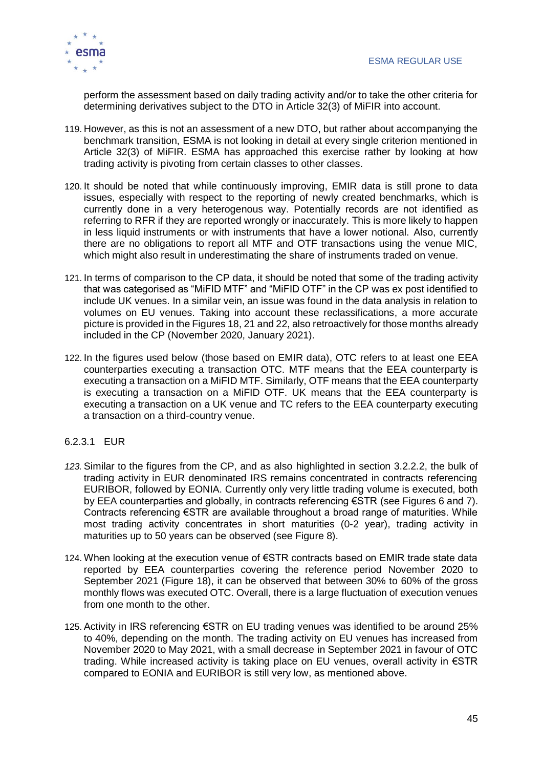perform the assessment based on daily trading activity and/or to take the other criteria for determining derivatives subject to the DTO in Article 32(3) of MiFIR into account.

119. However, as this is not an assessment of a new DTO, but rather about accompanying the benchmark transition, ESMA is not looking in detail at every single criterion mentioned in Article 32(3) of MiFIR. ESMA has approached this exercise rather by looking at how trading activity is pivoting from certain classes to other classes.

120. It should be noted that while continuously improving, EMIR data is still prone to data issues, especially with respect to the reporting of newly created benchmarks, which is currently done in a very heterogenous way. Potentially records are not identified as referring to RFR if they are reported wrongly or inaccurately. This is more likely to happen in less liquid instruments or with instruments that have a lower notional. Also, currently there are no obligations to report all MTF and OTF transactions using the venue MIC, which might also result in underestimating the share of instruments traded on venue.

121. In terms of comparison to the CP data, it should be noted that some of the trading activity that was categorised as "MiFID MTF" and "MiFID OTF" in the CP was ex post identified to include UK venues. In a similar vein, an issue was found in the data analysis in relation to volumes on EU venues. Taking into account these reclassifications, a more accurate picture is provided in the Figures 18, 21 and 22, also retroactively for those months already included in the CP (November 2020, January 2021).

122. In the figures used below (those based on EMIR data), OTC refers to at least one EEA counterparties executing a transaction OTC. MTF means that the EEA counterparty is executing a transaction on a MiFID MTF. Similarly, OTF means that the EEA counterparty is executing a transaction on a MiFID OTF. UK means that the EEA counterparty is executing a transaction on a UK venue and TC refers to the EEA counterparty executing a transaction on a third-country venue.

#### 6.2.3.1 EUR

*123.* Similar to the figures from the CP, and as also highlighted in section 3.2.2.2, the bulk of trading activity in EUR denominated IRS remains concentrated in contracts referencing EURIBOR, followed by EONIA. Currently only very little trading volume is executed, both by EEA counterparties and globally, in contracts referencing €STR (see Figures 6 and 7). Contracts referencing €STR are available throughout a broad range of maturities. While most trading activity concentrates in short maturities (0-2 year), trading activity in maturities up to 50 years can be observed (see Figure 8).

124. When looking at the execution venue of €STR contracts based on EMIR trade state data reported by EEA counterparties covering the reference period November 2020 to September 2021 (Figure 18), it can be observed that between 30% to 60% of the gross monthly flows was executed OTC. Overall, there is a large fluctuation of execution venues from one month to the other.

125. Activity in IRS referencing €STR on EU trading venues was identified to be around 25% to 40%, depending on the month. The trading activity on EU venues has increased from November 2020 to May 2021, with a small decrease in September 2021 in favour of OTC trading. While increased activity is taking place on EU venues, overall activity in €STR compared to EONIA and EURIBOR is still very low, as mentioned above.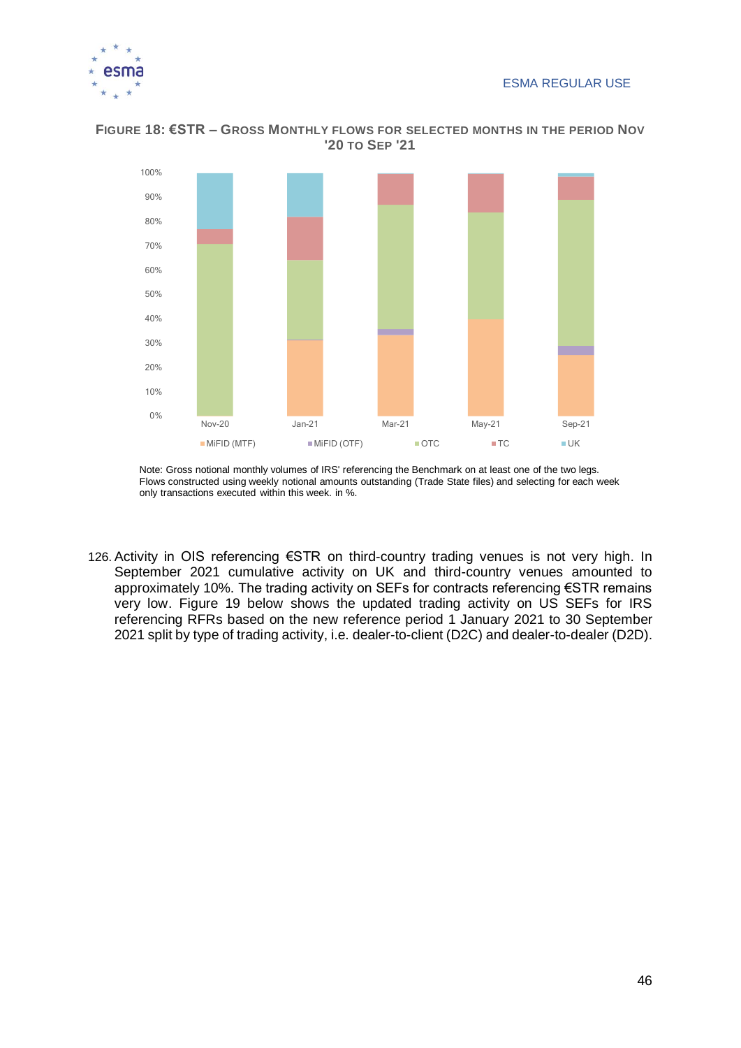**FIGURE 18: €STR – GROSS MONTHLY FLOWS FOR SELECTED MONTHS IN THE PERIOD NOV '20 TO SEP '21**

Note: Gross notional monthly volumes of IRS' referencing the Benchmark on at least one of the two legs. Flows constructed using weekly notional amounts outstanding (Trade State files) and selecting for each week only transactions executed within this week. in %.

126. Activity in OIS referencing €STR on third-country trading venues is not very high. In September 2021 cumulative activity on UK and third-country venues amounted to approximately 10%. The trading activity on SEFs for contracts referencing €STR remains very low. Figure 19 below shows the updated trading activity on US SEFs for IRS referencing RFRs based on the new reference period 1 January 2021 to 30 September 2021 split by type of trading activity, i.e. dealer-to-client (D2C) and dealer-to-dealer (D2D).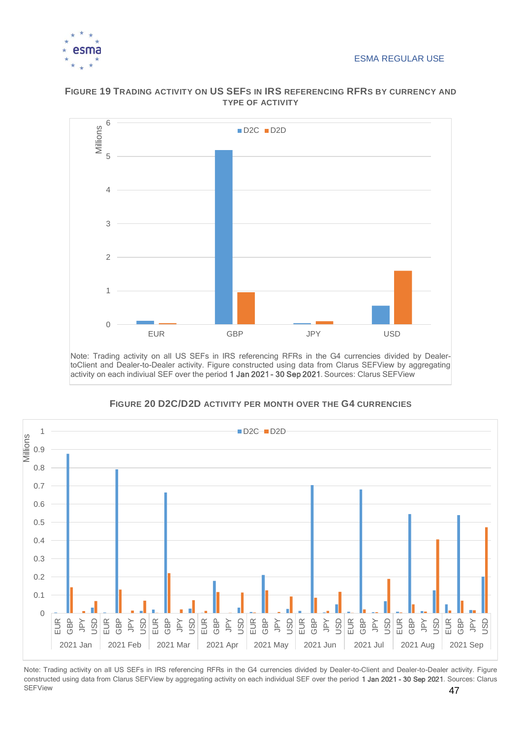**Figure 19 Trading activity on US SEFs in IRS referencing RFRs by currency and type of activity**

Note: Trading activity on all US SEFs in IRS referencing RFRs in the G4 currencies divided by Dealer-toClient and Dealer-to-Dealer activity. Figure constructed using data from Clarus SEFView by aggregating activity on each indiviual SEF over the period **1 Jan 2021 - 30 Sep 2021**. Sources: Clarus SEFView

**Figure 20 D2C/D2D activity per month over the G4 currencies**

Note: Trading activity on all US SEFs in IRS referencing RFRs in the G4 currencies divided by Dealer-to-Client and Dealer-to-Dealer activity. Figure constructed using data from Clarus SEFView by aggregating activity on each individual SEF over the period **1 Jan 2021 - 30 Sep 2021**. Sources: Clarus SEFView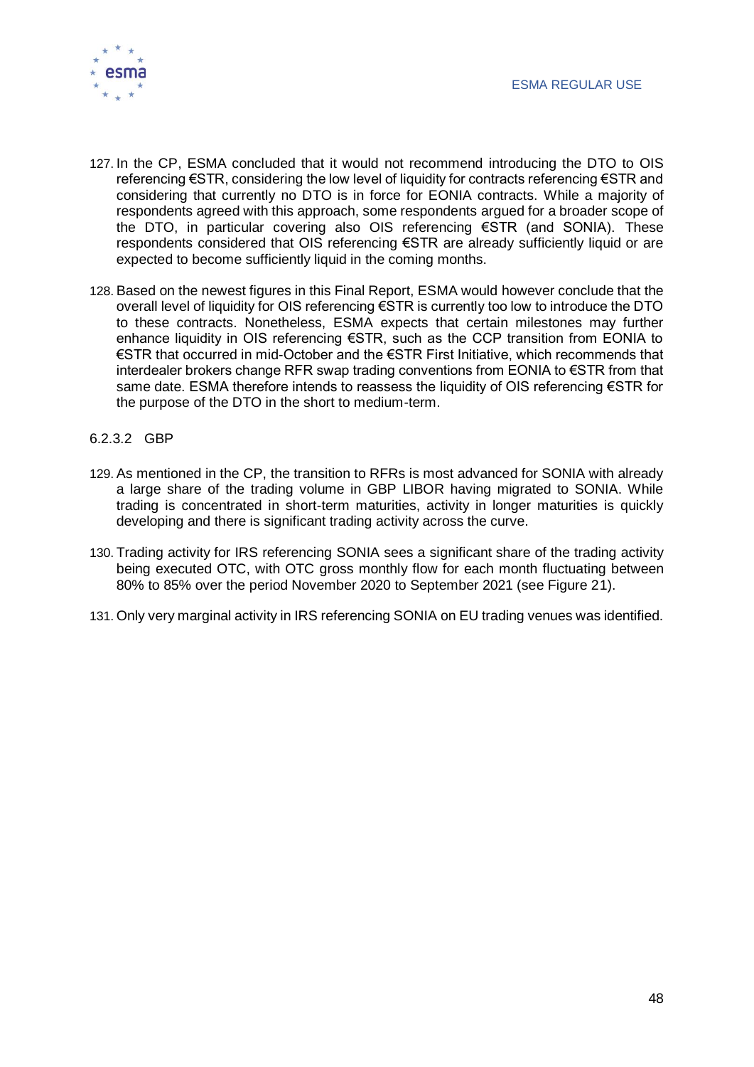127. In the CP, ESMA concluded that it would not recommend introducing the DTO to OIS referencing €STR, considering the low level of liquidity for contracts referencing €STR and considering that currently no DTO is in force for EONIA contracts. While a majority of respondents agreed with this approach, some respondents argued for a broader scope of the DTO, in particular covering also OIS referencing €STR (and SONIA). These respondents considered that OIS referencing €STR are already sufficiently liquid or are expected to become sufficiently liquid in the coming months.

128. Based on the newest figures in this Final Report, ESMA would however conclude that the overall level of liquidity for OIS referencing €STR is currently too low to introduce the DTO to these contracts. Nonetheless, ESMA expects that certain milestones may further enhance liquidity in OIS referencing €STR, such as the CCP transition from EONIA to €STR that occurred in mid-October and the €STR First Initiative, which recommends that interdealer brokers change RFR swap trading conventions from EONIA to €STR from that same date. ESMA therefore intends to reassess the liquidity of OIS referencing €STR for the purpose of the DTO in the short to medium-term.

#### 6.2.3.2 GBP

129. As mentioned in the CP, the transition to RFRs is most advanced for SONIA with already a large share of the trading volume in GBP LIBOR having migrated to SONIA. While trading is concentrated in short-term maturities, activity in longer maturities is quickly developing and there is significant trading activity across the curve.

130. Trading activity for IRS referencing SONIA sees a significant share of the trading activity being executed OTC, with OTC gross monthly flow for each month fluctuating between 80% to 85% over the period November 2020 to September 2021 (see Figure 21).

131. Only very marginal activity in IRS referencing SONIA on EU trading venues was identified.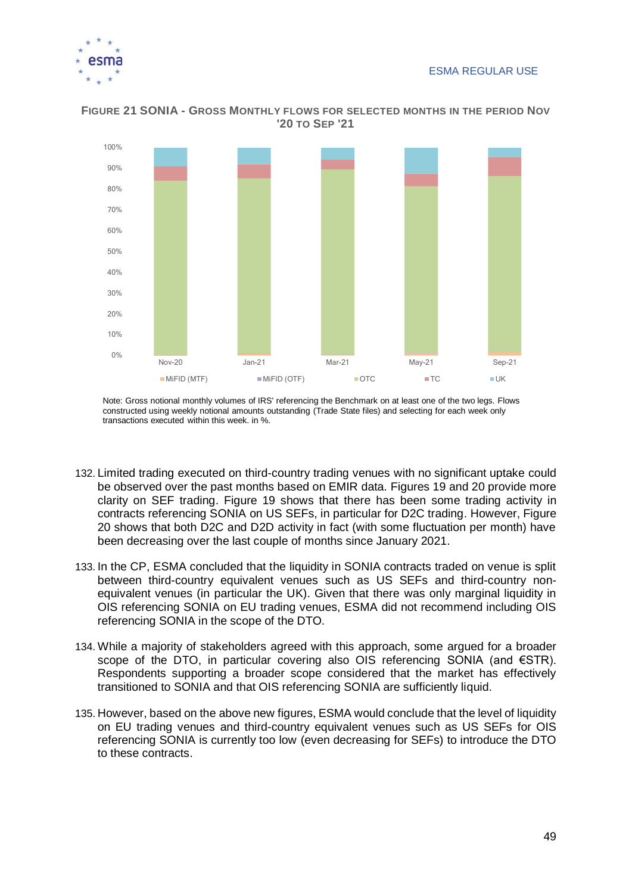**Figure 21 SONIA - Gross monthly flows for selected months in the period Nov '20 to Sep '21**

Note: Gross notional monthly volumes of IRS' referencing the Benchmark on at least one of the two legs. Flows constructed using weekly notional amounts outstanding (Trade State files) and selecting for each week only transactions executed within this week. in %.

132. Limited trading executed on third-country trading venues with no significant uptake could be observed over the past months based on EMIR data. Figures 19 and 20 provide more clarity on SEF trading. Figure 19 shows that there has been some trading activity in contracts referencing SONIA on US SEFs, in particular for D2C trading. However, Figure 20 shows that both D2C and D2D activity in fact (with some fluctuation per month) have been decreasing over the last couple of months since January 2021.

133. In the CP, ESMA concluded that the liquidity in SONIA contracts traded on venue is split between third-country equivalent venues such as US SEFs and third-country non-equivalent venues (in particular the UK). Given that there was only marginal liquidity in OIS referencing SONIA on EU trading venues, ESMA did not recommend including OIS referencing SONIA in the scope of the DTO.

134. While a majority of stakeholders agreed with this approach, some argued for a broader scope of the DTO, in particular covering also OIS referencing SONIA (and €STR). Respondents supporting a broader scope considered that the market has effectively transitioned to SONIA and that OIS referencing SONIA are sufficiently liquid.

135. However, based on the above new figures, ESMA would conclude that the level of liquidity on EU trading venues and third-country equivalent venues such as US SEFs for OIS referencing SONIA is currently too low (even decreasing for SEFs) to introduce the DTO to these contracts.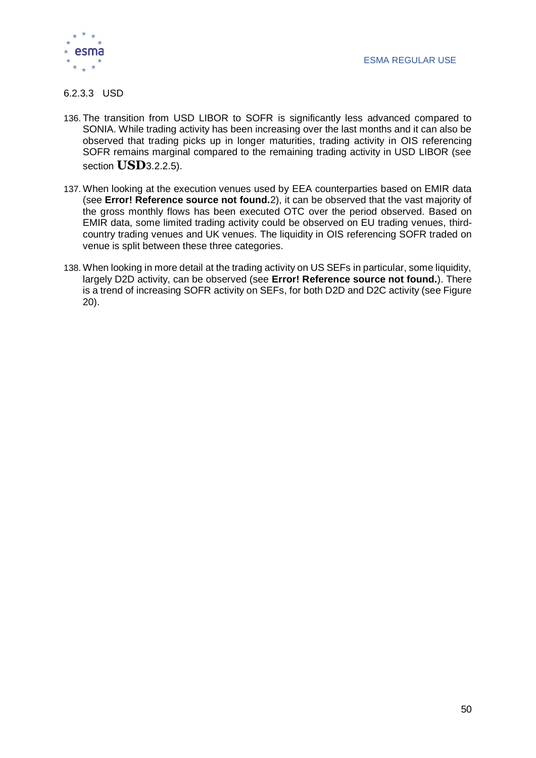#### 6.2.3.3 USD

136. The transition from USD LIBOR to SOFR is significantly less advanced compared to SONIA. While trading activity has been increasing over the last months and it can also be observed that trading picks up in longer maturities, trading activity in OIS referencing SOFR remains marginal compared to the remaining trading activity in USD LIBOR (see section **USD**3.2.2.5).

137. When looking at the execution venues used by EEA counterparties based on EMIR data (see **Error! Reference source not found.**2), it can be observed that the vast majority of the gross monthly flows has been executed OTC over the period observed. Based on EMIR data, some limited trading activity could be observed on EU trading venues, third-country trading venues and UK venues. The liquidity in OIS referencing SOFR traded on venue is split between these three categories.

138. When looking in more detail at the trading activity on US SEFs in particular, some liquidity, largely D2D activity, can be observed (see **Error! Reference source not found.**). There is a trend of increasing SOFR activity on SEFs, for both D2D and D2C activity (see Figure 20).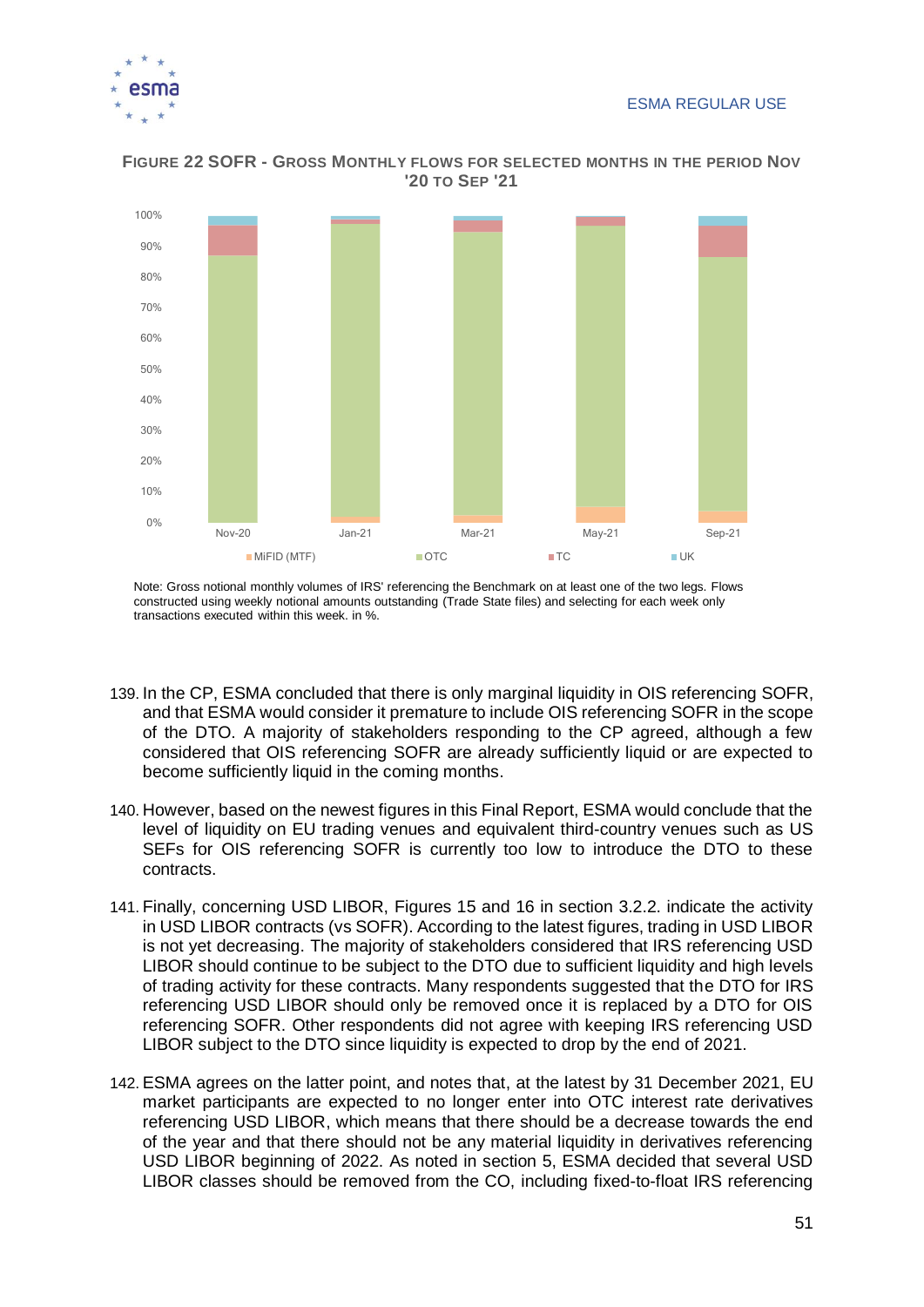**FIGURE 22 SOFR - GROSS MONTHLY FLOWS FOR SELECTED MONTHS IN THE PERIOD NOV '20 TO SEP '21**

Note: Gross notional monthly volumes of IRS' referencing the Benchmark on at least one of the two legs. Flows constructed using weekly notional amounts outstanding (Trade State files) and selecting for each week only transactions executed within this week. in %.

139. In the CP, ESMA concluded that there is only marginal liquidity in OIS referencing SOFR, and that ESMA would consider it premature to include OIS referencing SOFR in the scope of the DTO. A majority of stakeholders responding to the CP agreed, although a few considered that OIS referencing SOFR are already sufficiently liquid or are expected to become sufficiently liquid in the coming months.

140. However, based on the newest figures in this Final Report, ESMA would conclude that the level of liquidity on EU trading venues and equivalent third-country venues such as US SEFs for OIS referencing SOFR is currently too low to introduce the DTO to these contracts.

141. Finally, concerning USD LIBOR, Figures 15 and 16 in section 3.2.2. indicate the activity in USD LIBOR contracts (vs SOFR). According to the latest figures, trading in USD LIBOR is not yet decreasing. The majority of stakeholders considered that IRS referencing USD LIBOR should continue to be subject to the DTO due to sufficient liquidity and high levels of trading activity for these contracts. Many respondents suggested that the DTO for IRS referencing USD LIBOR should only be removed once it is replaced by a DTO for OIS referencing SOFR. Other respondents did not agree with keeping IRS referencing USD LIBOR subject to the DTO since liquidity is expected to drop by the end of 2021.

142. ESMA agrees on the latter point, and notes that, at the latest by 31 December 2021, EU market participants are expected to no longer enter into OTC interest rate derivatives referencing USD LIBOR, which means that there should be a decrease towards the end of the year and that there should not be any material liquidity in derivatives referencing USD LIBOR beginning of 2022. As noted in section 5, ESMA decided that several USD LIBOR classes should be removed from the CO, including fixed-to-float IRS referencing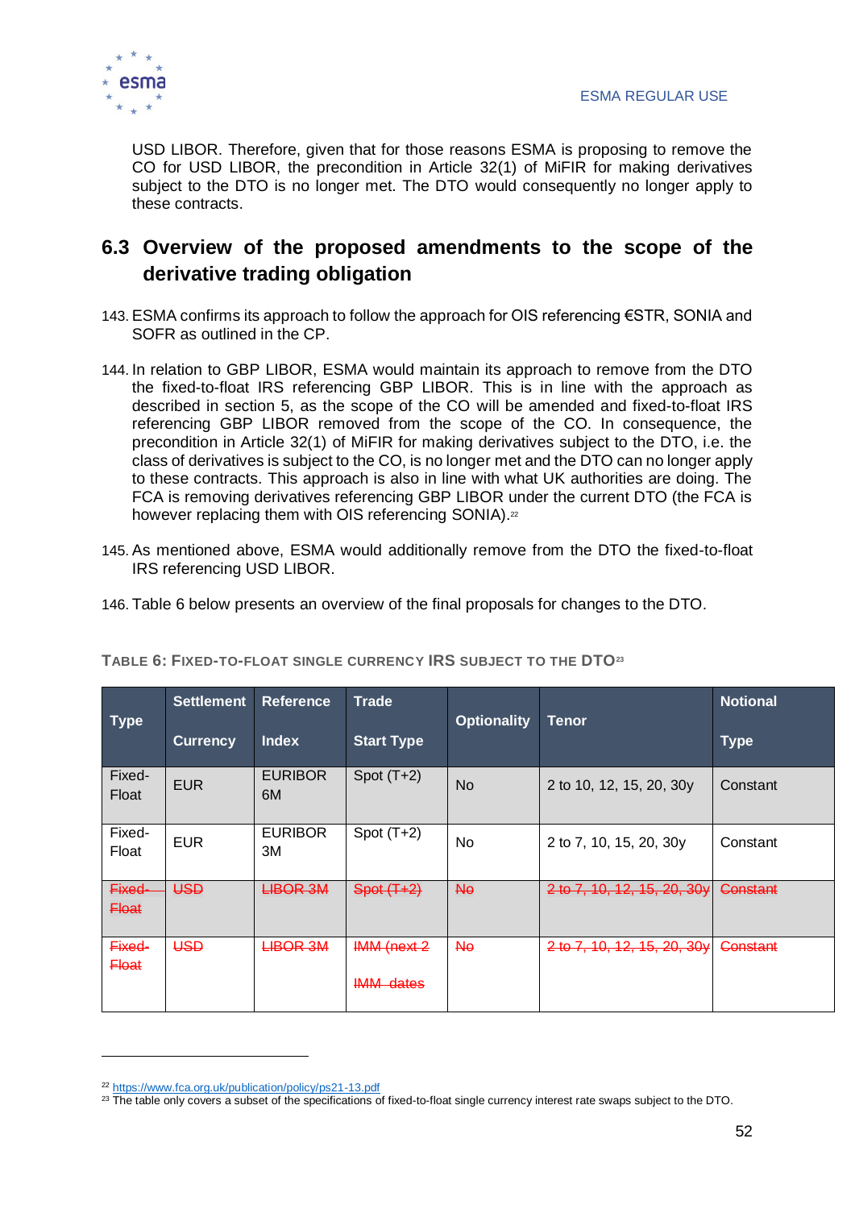USD LIBOR. Therefore, given that for those reasons ESMA is proposing to remove the CO for USD LIBOR, the precondition in Article 32(1) of MiFIR for making derivatives subject to the DTO is no longer met. The DTO would consequently no longer apply to these contracts.

## 6.3 Overview of the proposed amendments to the scope of the derivative trading obligation

143. ESMA confirms its approach to follow the approach for OIS referencing €STR, SONIA and SOFR as outlined in the CP.

144. In relation to GBP LIBOR, ESMA would maintain its approach to remove from the DTO the fixed-to-float IRS referencing GBP LIBOR. This is in line with the approach as described in section 5, as the scope of the CO will be amended and fixed-to-float IRS referencing GBP LIBOR removed from the scope of the CO. In consequence, the precondition in Article 32(1) of MiFIR for making derivatives subject to the DTO, i.e. the class of derivatives is subject to the CO, is no longer met and the DTO can no longer apply to these contracts. This approach is also in line with what UK authorities are doing. The FCA is removing derivatives referencing GBP LIBOR under the current DTO (the FCA is however replacing them with OIS referencing SONIA).[22]

145. As mentioned above, ESMA would additionally remove from the DTO the fixed-to-float IRS referencing USD LIBOR.

146. Table 6 below presents an overview of the final proposals for changes to the DTO.

**TABLE 6: FIXED-TO-FLOAT SINGLE CURRENCY IRS SUBJECT TO THE DTO[23]**

| Type | Settlement Currency | Reference Index | Trade Start Type | Optionality | Tenor | Notional Type |
|---|---|---|---|---|---|---|
| Fixed-Float | EUR | EURIBOR 6M | Spot (T+2) | No | 2 to 10, 12, 15, 20, 30y | Constant |
| Fixed-Float | EUR | EURIBOR 3M | Spot (T+2) | No | 2 to 7, 10, 15, 20, 30y | Constant |
| ~~Fixed-Float~~ | ~~USD~~ | ~~LIBOR 3M~~ | ~~Spot (T+2)~~ | ~~No~~ | ~~2 to 7, 10, 12, 15, 20, 30y~~ | ~~Constant~~ |
| ~~Fixed-Float~~ | ~~USD~~ | ~~LIBOR 3M~~ | ~~IMM (next 2 IMM dates~~ | ~~No~~ | ~~2 to 7, 10, 12, 15, 20, 30y~~ | ~~Constant~~ |

[22] https://www.fca.org.uk/publication/policy/ps21-13.pdf

[23] The table only covers a subset of the specifications of fixed-to-float single currency interest rate swaps subject to the DTO.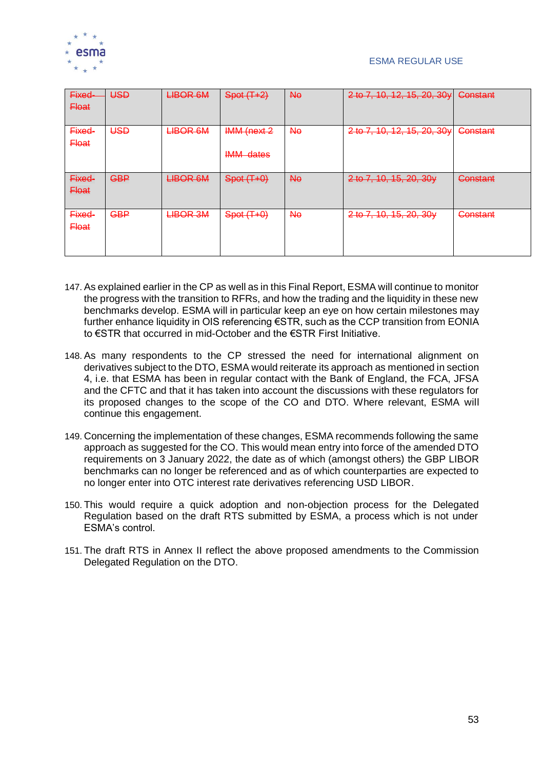| ~~Fixed-Float~~ | ~~USD~~ | ~~LIBOR 6M~~ | ~~Spot (T+2)~~ | ~~No~~ | ~~2 to 7, 10, 12, 15, 20, 30y~~ | ~~Constant~~ |
|---|---|---|---|---|---|---|
| ~~Fixed-Float~~ | ~~USD~~ | ~~LIBOR 6M~~ | ~~IMM (next 2 IMM dates~~ | ~~No~~ | ~~2 to 7, 10, 12, 15, 20, 30y~~ | ~~Constant~~ |
| ~~Fixed-Float~~ | ~~GBP~~ | ~~LIBOR 6M~~ | ~~Spot (T+0)~~ | ~~No~~ | ~~2 to 7, 10, 15, 20, 30y~~ | ~~Constant~~ |
| ~~Fixed-Float~~ | ~~GBP~~ | ~~LIBOR 3M~~ | ~~Spot (T+0)~~ | ~~No~~ | ~~2 to 7, 10, 15, 20, 30y~~ | ~~Constant~~ |

147. As explained earlier in the CP as well as in this Final Report, ESMA will continue to monitor the progress with the transition to RFRs, and how the trading and the liquidity in these new benchmarks develop. ESMA will in particular keep an eye on how certain milestones may further enhance liquidity in OIS referencing €STR, such as the CCP transition from EONIA to €STR that occurred in mid-October and the €STR First Initiative.

148. As many respondents to the CP stressed the need for international alignment on derivatives subject to the DTO, ESMA would reiterate its approach as mentioned in section 4, i.e. that ESMA has been in regular contact with the Bank of England, the FCA, JFSA and the CFTC and that it has taken into account the discussions with these regulators for its proposed changes to the scope of the CO and DTO. Where relevant, ESMA will continue this engagement.

149. Concerning the implementation of these changes, ESMA recommends following the same approach as suggested for the CO. This would mean entry into force of the amended DTO requirements on 3 January 2022, the date as of which (amongst others) the GBP LIBOR benchmarks can no longer be referenced and as of which counterparties are expected to no longer enter into OTC interest rate derivatives referencing USD LIBOR.

150. This would require a quick adoption and non-objection process for the Delegated Regulation based on the draft RTS submitted by ESMA, a process which is not under ESMA's control.

151. The draft RTS in Annex II reflect the above proposed amendments to the Commission Delegated Regulation on the DTO.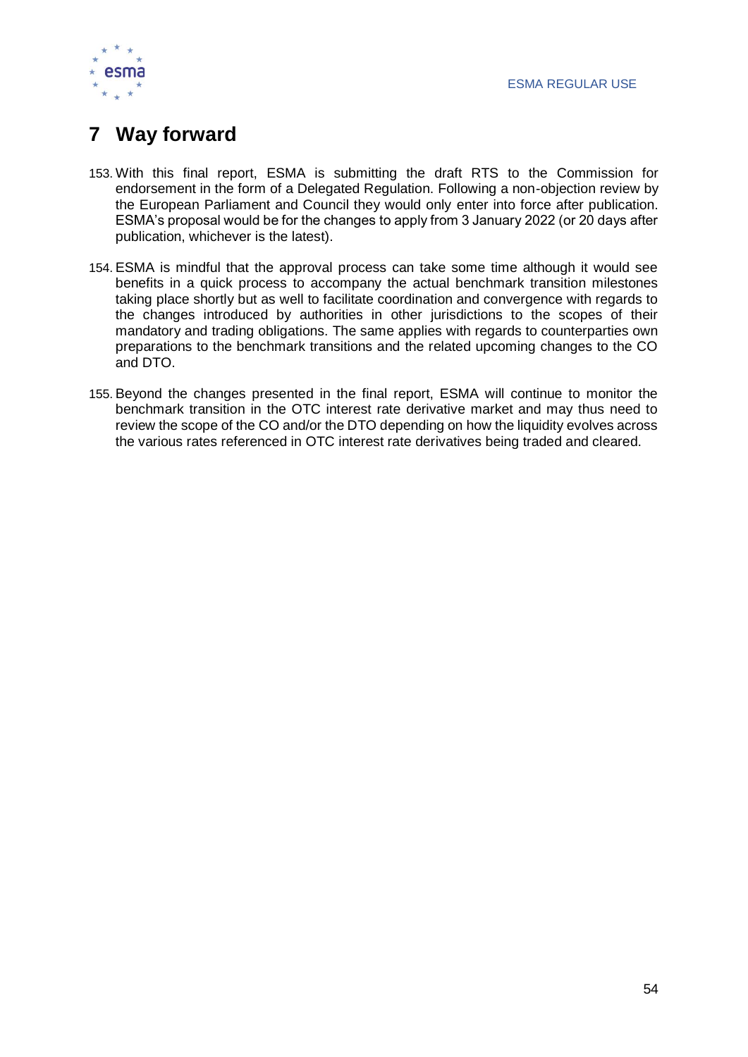# 7 Way forward

153. With this final report, ESMA is submitting the draft RTS to the Commission for endorsement in the form of a Delegated Regulation. Following a non-objection review by the European Parliament and Council they would only enter into force after publication. ESMA's proposal would be for the changes to apply from 3 January 2022 (or 20 days after publication, whichever is the latest).

154. ESMA is mindful that the approval process can take some time although it would see benefits in a quick process to accompany the actual benchmark transition milestones taking place shortly but as well to facilitate coordination and convergence with regards to the changes introduced by authorities in other jurisdictions to the scopes of their mandatory and trading obligations. The same applies with regards to counterparties own preparations to the benchmark transitions and the related upcoming changes to the CO and DTO.

155. Beyond the changes presented in the final report, ESMA will continue to monitor the benchmark transition in the OTC interest rate derivative market and may thus need to review the scope of the CO and/or the DTO depending on how the liquidity evolves across the various rates referenced in OTC interest rate derivatives being traded and cleared.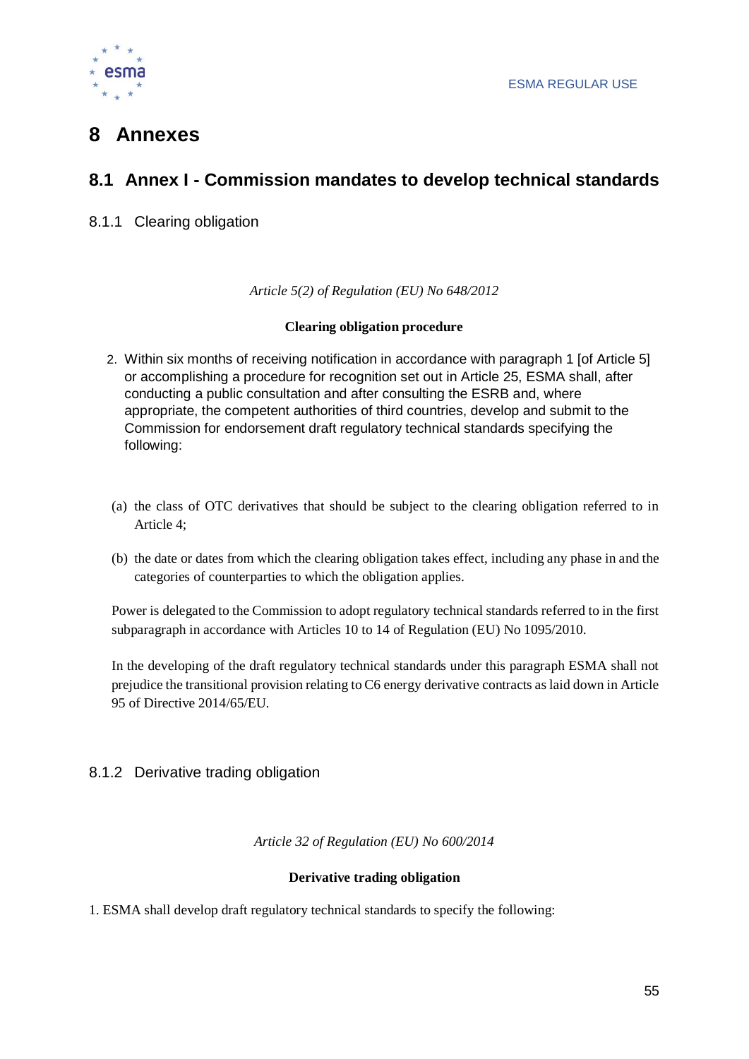# 8 Annexes

## 8.1 Annex I - Commission mandates to develop technical standards

### 8.1.1 Clearing obligation

*Article 5(2) of Regulation (EU) No 648/2012*

**Clearing obligation procedure**

2. Within six months of receiving notification in accordance with paragraph 1 [of Article 5] or accomplishing a procedure for recognition set out in Article 25, ESMA shall, after conducting a public consultation and after consulting the ESRB and, where appropriate, the competent authorities of third countries, develop and submit to the Commission for endorsement draft regulatory technical standards specifying the following:

(a) the class of OTC derivatives that should be subject to the clearing obligation referred to in Article 4;

(b) the date or dates from which the clearing obligation takes effect, including any phase in and the categories of counterparties to which the obligation applies.

Power is delegated to the Commission to adopt regulatory technical standards referred to in the first subparagraph in accordance with Articles 10 to 14 of Regulation (EU) No 1095/2010.

In the developing of the draft regulatory technical standards under this paragraph ESMA shall not prejudice the transitional provision relating to C6 energy derivative contracts as laid down in Article 95 of Directive 2014/65/EU.

### 8.1.2 Derivative trading obligation

*Article 32 of Regulation (EU) No 600/2014*

**Derivative trading obligation**

1. ESMA shall develop draft regulatory technical standards to specify the following: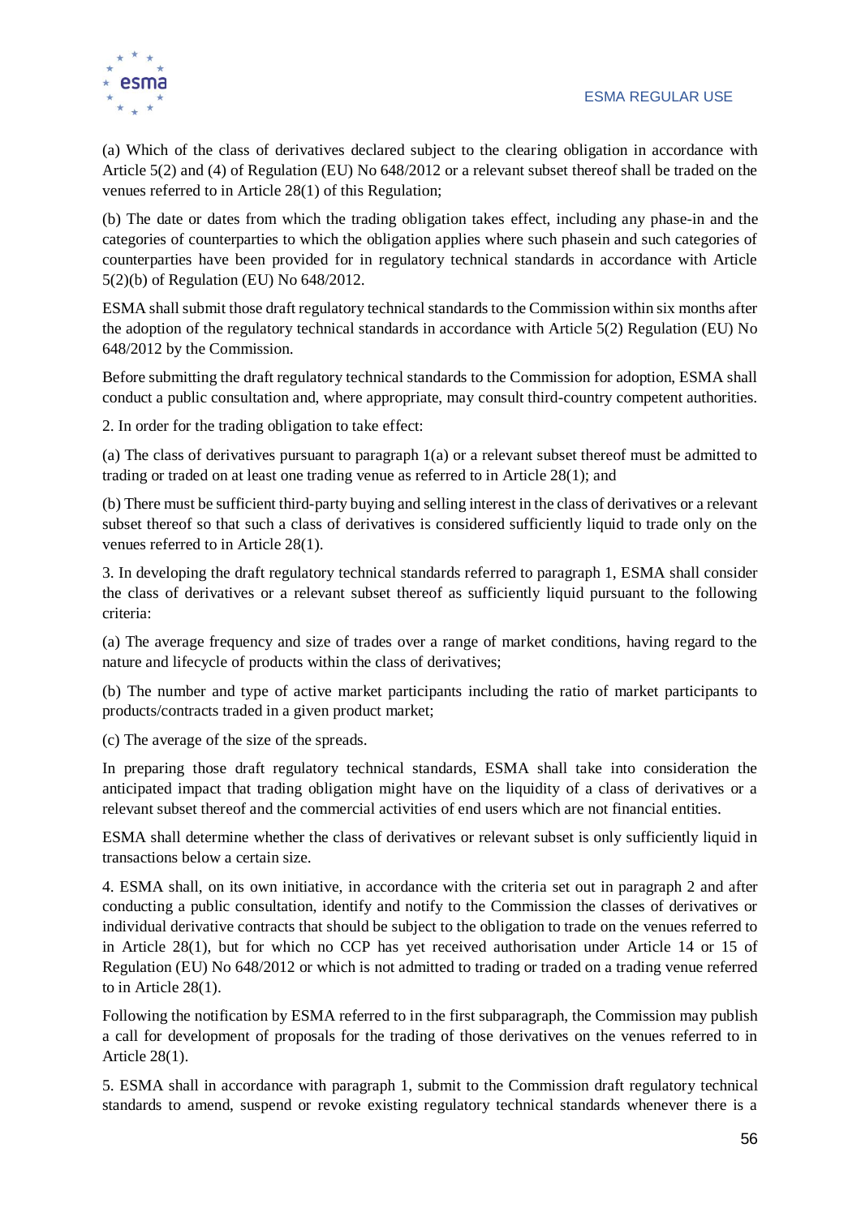(a) Which of the class of derivatives declared subject to the clearing obligation in accordance with Article 5(2) and (4) of Regulation (EU) No 648/2012 or a relevant subset thereof shall be traded on the venues referred to in Article 28(1) of this Regulation;

(b) The date or dates from which the trading obligation takes effect, including any phase-in and the categories of counterparties to which the obligation applies where such phasein and such categories of counterparties have been provided for in regulatory technical standards in accordance with Article 5(2)(b) of Regulation (EU) No 648/2012.

ESMA shall submit those draft regulatory technical standards to the Commission within six months after the adoption of the regulatory technical standards in accordance with Article 5(2) Regulation (EU) No 648/2012 by the Commission.

Before submitting the draft regulatory technical standards to the Commission for adoption, ESMA shall conduct a public consultation and, where appropriate, may consult third-country competent authorities.

2. In order for the trading obligation to take effect:

(a) The class of derivatives pursuant to paragraph 1(a) or a relevant subset thereof must be admitted to trading or traded on at least one trading venue as referred to in Article 28(1); and

(b) There must be sufficient third-party buying and selling interest in the class of derivatives or a relevant subset thereof so that such a class of derivatives is considered sufficiently liquid to trade only on the venues referred to in Article 28(1).

3. In developing the draft regulatory technical standards referred to paragraph 1, ESMA shall consider the class of derivatives or a relevant subset thereof as sufficiently liquid pursuant to the following criteria:

(a) The average frequency and size of trades over a range of market conditions, having regard to the nature and lifecycle of products within the class of derivatives;

(b) The number and type of active market participants including the ratio of market participants to products/contracts traded in a given product market;

(c) The average of the size of the spreads.

In preparing those draft regulatory technical standards, ESMA shall take into consideration the anticipated impact that trading obligation might have on the liquidity of a class of derivatives or a relevant subset thereof and the commercial activities of end users which are not financial entities.

ESMA shall determine whether the class of derivatives or relevant subset is only sufficiently liquid in transactions below a certain size.

4. ESMA shall, on its own initiative, in accordance with the criteria set out in paragraph 2 and after conducting a public consultation, identify and notify to the Commission the classes of derivatives or individual derivative contracts that should be subject to the obligation to trade on the venues referred to in Article 28(1), but for which no CCP has yet received authorisation under Article 14 or 15 of Regulation (EU) No 648/2012 or which is not admitted to trading or traded on a trading venue referred to in Article 28(1).

Following the notification by ESMA referred to in the first subparagraph, the Commission may publish a call for development of proposals for the trading of those derivatives on the venues referred to in Article 28(1).

5. ESMA shall in accordance with paragraph 1, submit to the Commission draft regulatory technical standards to amend, suspend or revoke existing regulatory technical standards whenever there is a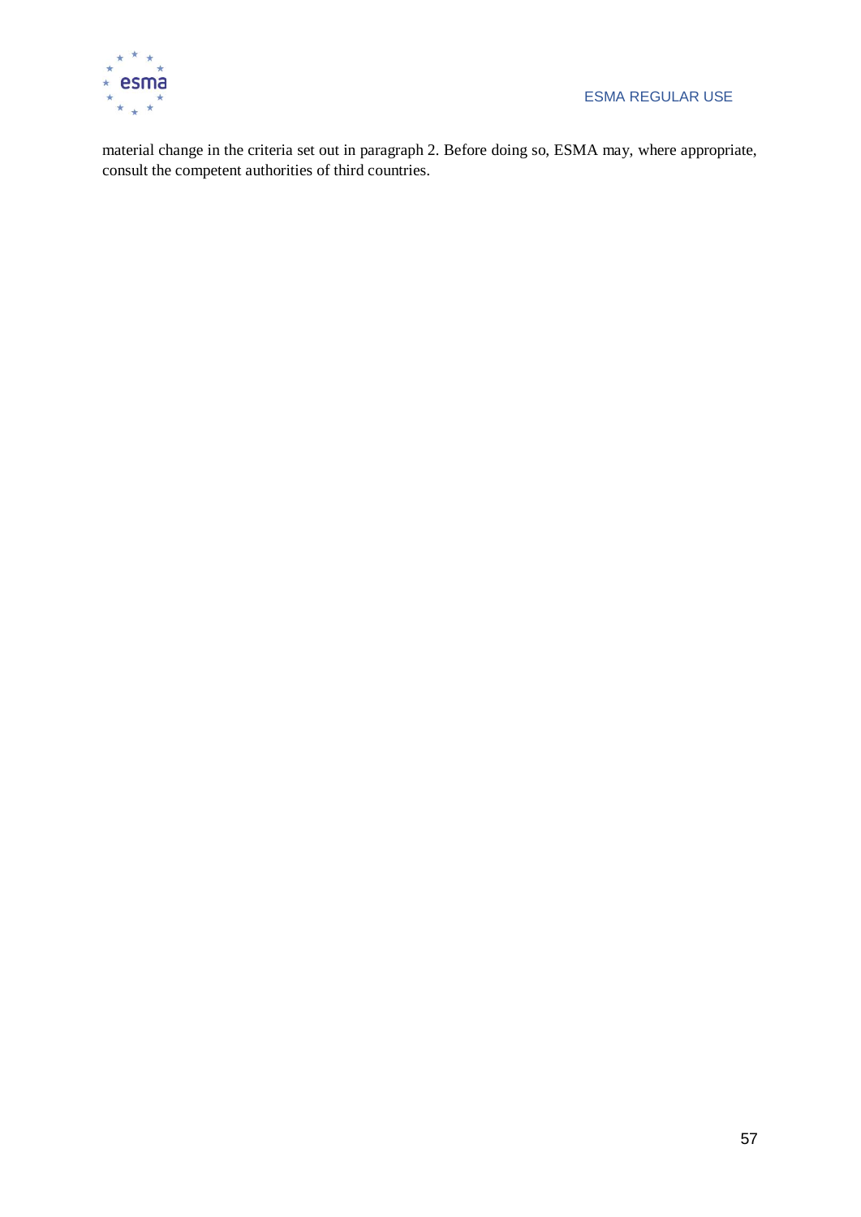material change in the criteria set out in paragraph 2. Before doing so, ESMA may, where appropriate, consult the competent authorities of third countries.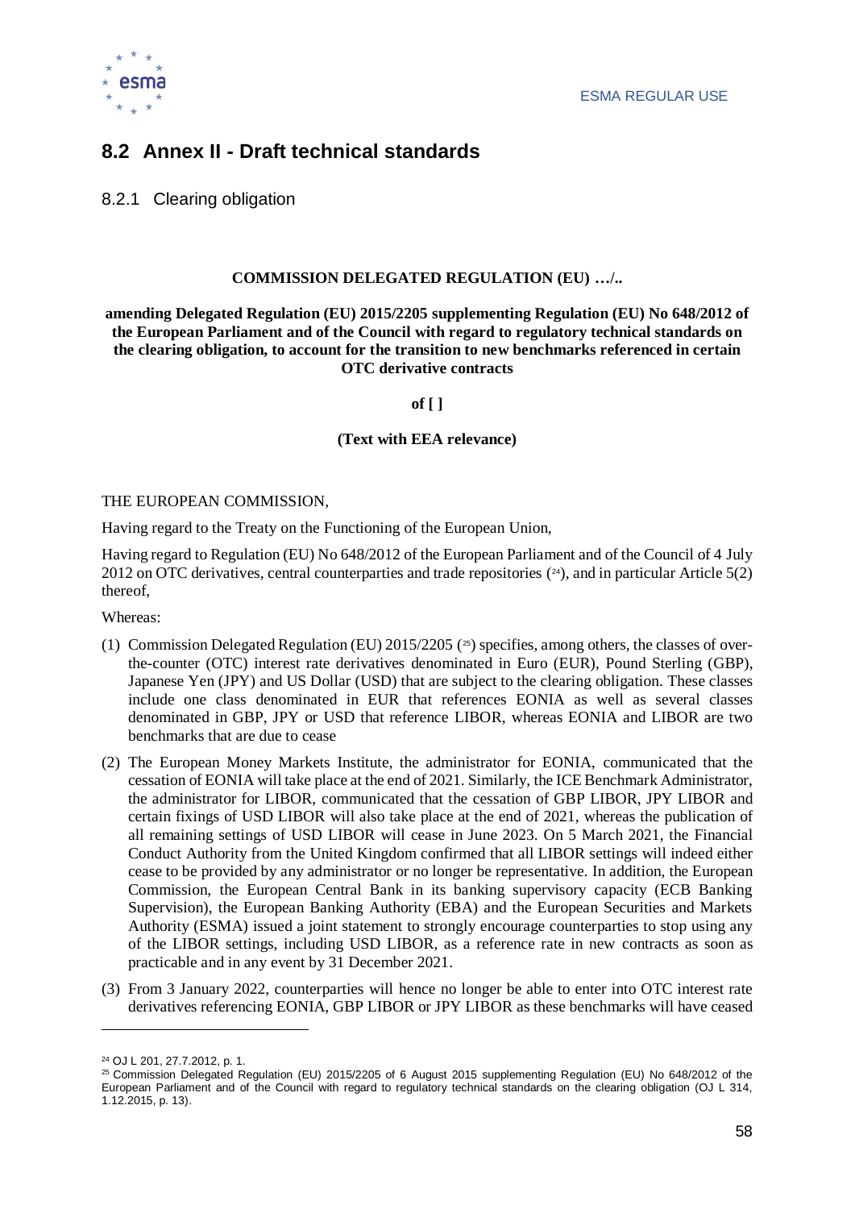## 8.2 Annex II - Draft technical standards

### 8.2.1 Clearing obligation

**COMMISSION DELEGATED REGULATION (EU) …/..**

**amending Delegated Regulation (EU) 2015/2205 supplementing Regulation (EU) No 648/2012 of the European Parliament and of the Council with regard to regulatory technical standards on the clearing obligation, to account for the transition to new benchmarks referenced in certain OTC derivative contracts**

**of [ ]**

**(Text with EEA relevance)**

THE EUROPEAN COMMISSION,

Having regard to the Treaty on the Functioning of the European Union,

Having regard to Regulation (EU) No 648/2012 of the European Parliament and of the Council of 4 July 2012 on OTC derivatives, central counterparties and trade repositories ([24]), and in particular Article 5(2) thereof,

Whereas:

(1) Commission Delegated Regulation (EU) 2015/2205 ([25]) specifies, among others, the classes of over-the-counter (OTC) interest rate derivatives denominated in Euro (EUR), Pound Sterling (GBP), Japanese Yen (JPY) and US Dollar (USD) that are subject to the clearing obligation. These classes include one class denominated in EUR that references EONIA as well as several classes denominated in GBP, JPY or USD that reference LIBOR, whereas EONIA and LIBOR are two benchmarks that are due to cease

(2) The European Money Markets Institute, the administrator for EONIA, communicated that the cessation of EONIA will take place at the end of 2021. Similarly, the ICE Benchmark Administrator, the administrator for LIBOR, communicated that the cessation of GBP LIBOR, JPY LIBOR and certain fixings of USD LIBOR will also take place at the end of 2021, whereas the publication of all remaining settings of USD LIBOR will cease in June 2023. On 5 March 2021, the Financial Conduct Authority from the United Kingdom confirmed that all LIBOR settings will indeed either cease to be provided by any administrator or no longer be representative. In addition, the European Commission, the European Central Bank in its banking supervisory capacity (ECB Banking Supervision), the European Banking Authority (EBA) and the European Securities and Markets Authority (ESMA) issued a joint statement to strongly encourage counterparties to stop using any of the LIBOR settings, including USD LIBOR, as a reference rate in new contracts as soon as practicable and in any event by 31 December 2021.

(3) From 3 January 2022, counterparties will hence no longer be able to enter into OTC interest rate derivatives referencing EONIA, GBP LIBOR or JPY LIBOR as these benchmarks will have ceased

---

[24] OJ L 201, 27.7.2012, p. 1.

[25] Commission Delegated Regulation (EU) 2015/2205 of 6 August 2015 supplementing Regulation (EU) No 648/2012 of the European Parliament and of the Council with regard to regulatory technical standards on the clearing obligation (OJ L 314, 1.12.2015, p. 13).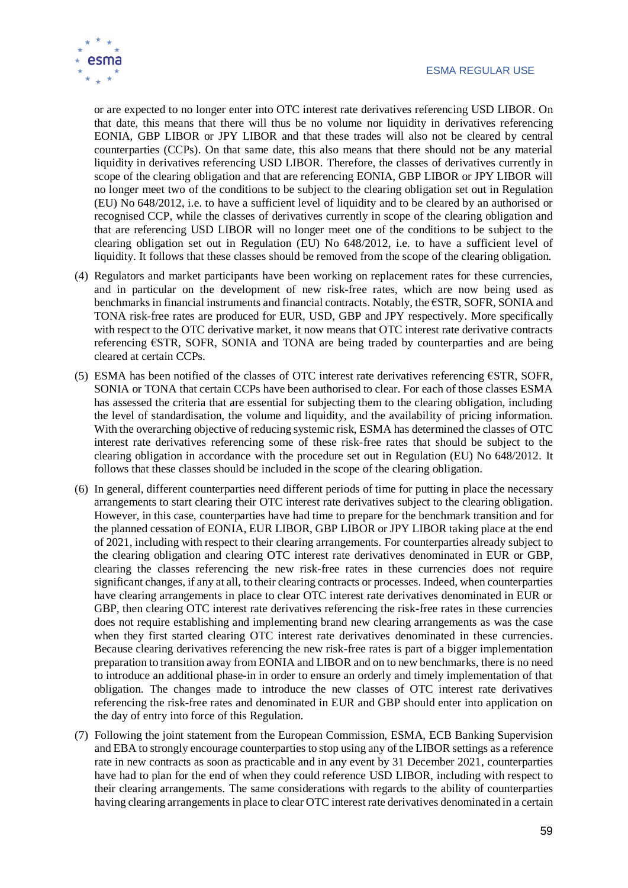or are expected to no longer enter into OTC interest rate derivatives referencing USD LIBOR. On that date, this means that there will thus be no volume nor liquidity in derivatives referencing EONIA, GBP LIBOR or JPY LIBOR and that these trades will also not be cleared by central counterparties (CCPs). On that same date, this also means that there should not be any material liquidity in derivatives referencing USD LIBOR. Therefore, the classes of derivatives currently in scope of the clearing obligation and that are referencing EONIA, GBP LIBOR or JPY LIBOR will no longer meet two of the conditions to be subject to the clearing obligation set out in Regulation (EU) No 648/2012, i.e. to have a sufficient level of liquidity and to be cleared by an authorised or recognised CCP, while the classes of derivatives currently in scope of the clearing obligation and that are referencing USD LIBOR will no longer meet one of the conditions to be subject to the clearing obligation set out in Regulation (EU) No 648/2012, i.e. to have a sufficient level of liquidity. It follows that these classes should be removed from the scope of the clearing obligation.

(4) Regulators and market participants have been working on replacement rates for these currencies, and in particular on the development of new risk-free rates, which are now being used as benchmarks in financial instruments and financial contracts. Notably, the €STR, SOFR, SONIA and TONA risk-free rates are produced for EUR, USD, GBP and JPY respectively. More specifically with respect to the OTC derivative market, it now means that OTC interest rate derivative contracts referencing €STR, SOFR, SONIA and TONA are being traded by counterparties and are being cleared at certain CCPs.

(5) ESMA has been notified of the classes of OTC interest rate derivatives referencing €STR, SOFR, SONIA or TONA that certain CCPs have been authorised to clear. For each of those classes ESMA has assessed the criteria that are essential for subjecting them to the clearing obligation, including the level of standardisation, the volume and liquidity, and the availability of pricing information. With the overarching objective of reducing systemic risk, ESMA has determined the classes of OTC interest rate derivatives referencing some of these risk-free rates that should be subject to the clearing obligation in accordance with the procedure set out in Regulation (EU) No 648/2012. It follows that these classes should be included in the scope of the clearing obligation.

(6) In general, different counterparties need different periods of time for putting in place the necessary arrangements to start clearing their OTC interest rate derivatives subject to the clearing obligation. However, in this case, counterparties have had time to prepare for the benchmark transition and for the planned cessation of EONIA, EUR LIBOR, GBP LIBOR or JPY LIBOR taking place at the end of 2021, including with respect to their clearing arrangements. For counterparties already subject to the clearing obligation and clearing OTC interest rate derivatives denominated in EUR or GBP, clearing the classes referencing the new risk-free rates in these currencies does not require significant changes, if any at all, to their clearing contracts or processes. Indeed, when counterparties have clearing arrangements in place to clear OTC interest rate derivatives denominated in EUR or GBP, then clearing OTC interest rate derivatives referencing the risk-free rates in these currencies does not require establishing and implementing brand new clearing arrangements as was the case when they first started clearing OTC interest rate derivatives denominated in these currencies. Because clearing derivatives referencing the new risk-free rates is part of a bigger implementation preparation to transition away from EONIA and LIBOR and on to new benchmarks, there is no need to introduce an additional phase-in in order to ensure an orderly and timely implementation of that obligation. The changes made to introduce the new classes of OTC interest rate derivatives referencing the risk-free rates and denominated in EUR and GBP should enter into application on the day of entry into force of this Regulation.

(7) Following the joint statement from the European Commission, ESMA, ECB Banking Supervision and EBA to strongly encourage counterparties to stop using any of the LIBOR settings as a reference rate in new contracts as soon as practicable and in any event by 31 December 2021, counterparties have had to plan for the end of when they could reference USD LIBOR, including with respect to their clearing arrangements. The same considerations with regards to the ability of counterparties having clearing arrangements in place to clear OTC interest rate derivatives denominated in a certain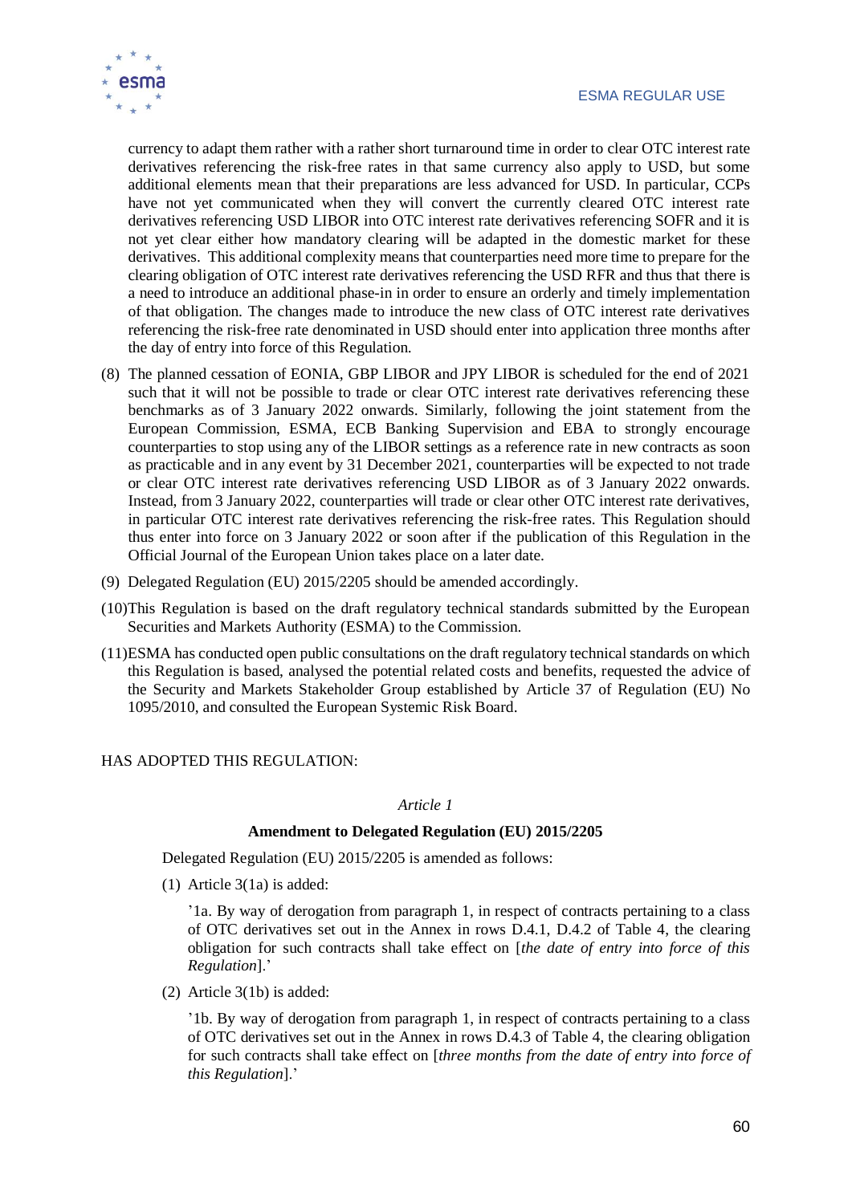currency to adapt them rather with a rather short turnaround time in order to clear OTC interest rate derivatives referencing the risk-free rates in that same currency also apply to USD, but some additional elements mean that their preparations are less advanced for USD. In particular, CCPs have not yet communicated when they will convert the currently cleared OTC interest rate derivatives referencing USD LIBOR into OTC interest rate derivatives referencing SOFR and it is not yet clear either how mandatory clearing will be adapted in the domestic market for these derivatives. This additional complexity means that counterparties need more time to prepare for the clearing obligation of OTC interest rate derivatives referencing the USD RFR and thus that there is a need to introduce an additional phase-in in order to ensure an orderly and timely implementation of that obligation. The changes made to introduce the new class of OTC interest rate derivatives referencing the risk-free rate denominated in USD should enter into application three months after the day of entry into force of this Regulation.

(8) The planned cessation of EONIA, GBP LIBOR and JPY LIBOR is scheduled for the end of 2021 such that it will not be possible to trade or clear OTC interest rate derivatives referencing these benchmarks as of 3 January 2022 onwards. Similarly, following the joint statement from the European Commission, ESMA, ECB Banking Supervision and EBA to strongly encourage counterparties to stop using any of the LIBOR settings as a reference rate in new contracts as soon as practicable and in any event by 31 December 2021, counterparties will be expected to not trade or clear OTC interest rate derivatives referencing USD LIBOR as of 3 January 2022 onwards. Instead, from 3 January 2022, counterparties will trade or clear other OTC interest rate derivatives, in particular OTC interest rate derivatives referencing the risk-free rates. This Regulation should thus enter into force on 3 January 2022 or soon after if the publication of this Regulation in the Official Journal of the European Union takes place on a later date.

(9) Delegated Regulation (EU) 2015/2205 should be amended accordingly.

(10) This Regulation is based on the draft regulatory technical standards submitted by the European Securities and Markets Authority (ESMA) to the Commission.

(11) ESMA has conducted open public consultations on the draft regulatory technical standards on which this Regulation is based, analysed the potential related costs and benefits, requested the advice of the Security and Markets Stakeholder Group established by Article 37 of Regulation (EU) No 1095/2010, and consulted the European Systemic Risk Board.

HAS ADOPTED THIS REGULATION:

*Article 1*

**Amendment to Delegated Regulation (EU) 2015/2205**

Delegated Regulation (EU) 2015/2205 is amended as follows:

(1) Article 3(1a) is added:

'1a. By way of derogation from paragraph 1, in respect of contracts pertaining to a class of OTC derivatives set out in the Annex in rows D.4.1, D.4.2 of Table 4, the clearing obligation for such contracts shall take effect on [*the date of entry into force of this Regulation*].'

(2) Article 3(1b) is added:

'1b. By way of derogation from paragraph 1, in respect of contracts pertaining to a class of OTC derivatives set out in the Annex in rows D.4.3 of Table 4, the clearing obligation for such contracts shall take effect on [*three months from the date of entry into force of this Regulation*].'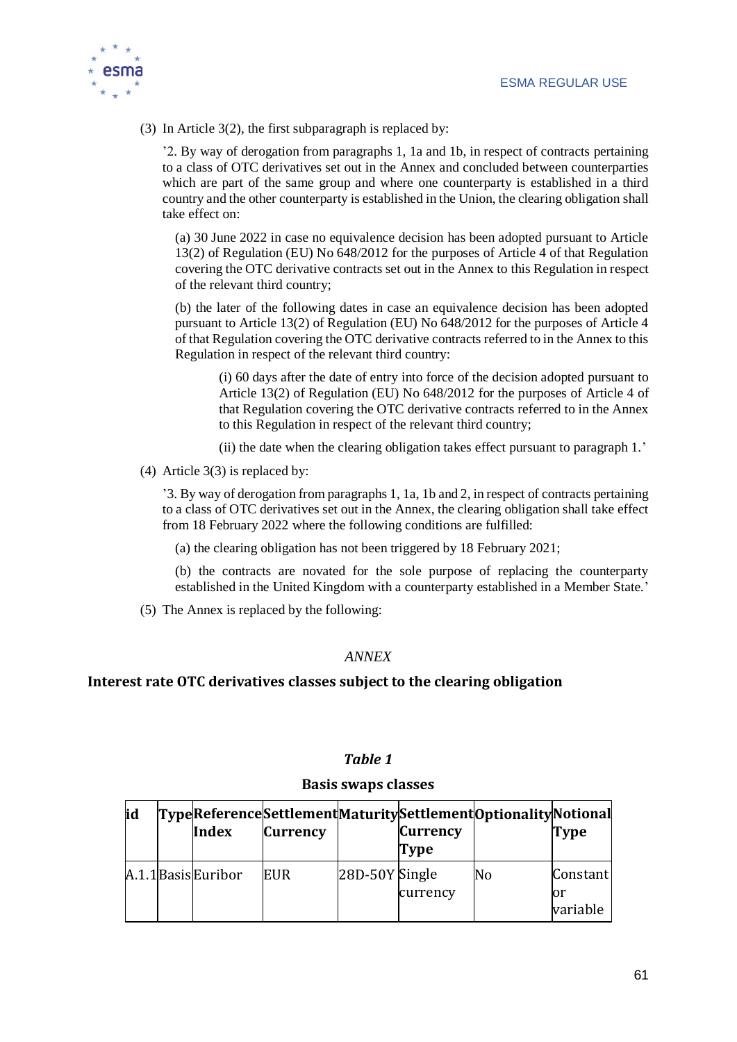(3) In Article 3(2), the first subparagraph is replaced by:

'2. By way of derogation from paragraphs 1, 1a and 1b, in respect of contracts pertaining to a class of OTC derivatives set out in the Annex and concluded between counterparties which are part of the same group and where one counterparty is established in a third country and the other counterparty is established in the Union, the clearing obligation shall take effect on:

(a) 30 June 2022 in case no equivalence decision has been adopted pursuant to Article 13(2) of Regulation (EU) No 648/2012 for the purposes of Article 4 of that Regulation covering the OTC derivative contracts set out in the Annex to this Regulation in respect of the relevant third country;

(b) the later of the following dates in case an equivalence decision has been adopted pursuant to Article 13(2) of Regulation (EU) No 648/2012 for the purposes of Article 4 of that Regulation covering the OTC derivative contracts referred to in the Annex to this Regulation in respect of the relevant third country:

(i) 60 days after the date of entry into force of the decision adopted pursuant to Article 13(2) of Regulation (EU) No 648/2012 for the purposes of Article 4 of that Regulation covering the OTC derivative contracts referred to in the Annex to this Regulation in respect of the relevant third country;

(ii) the date when the clearing obligation takes effect pursuant to paragraph 1.'

(4) Article 3(3) is replaced by:

'3. By way of derogation from paragraphs 1, 1a, 1b and 2, in respect of contracts pertaining to a class of OTC derivatives set out in the Annex, the clearing obligation shall take effect from 18 February 2022 where the following conditions are fulfilled:

(a) the clearing obligation has not been triggered by 18 February 2021;

(b) the contracts are novated for the sole purpose of replacing the counterparty established in the United Kingdom with a counterparty established in a Member State.'

(5) The Annex is replaced by the following:

*ANNEX*

**Interest rate OTC derivatives classes subject to the clearing obligation**

***Table 1***

**Basis swaps classes**

| id | Type | Reference Index | Settlement Currency | Maturity | Settlement Currency Type | Optionality | Notional Type |
|---|---|---|---|---|---|---|---|
| A.1.1 | Basis | Euribor | EUR | 28D-50Y | Single currency | No | Constant or variable |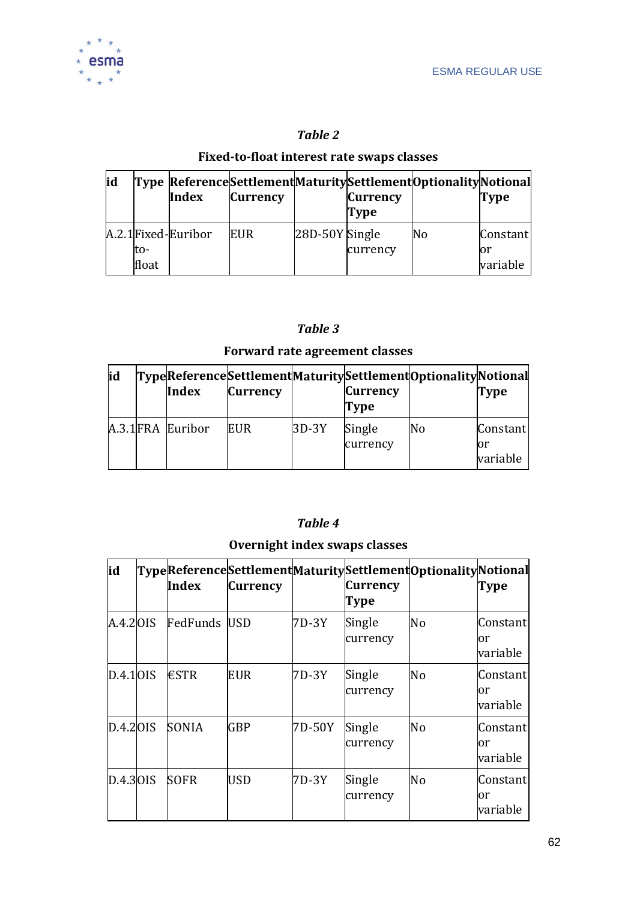*Table 2*

**Fixed-to-float interest rate swaps classes**

| id | Type | Reference Index | Settlement Currency | Maturity | Settlement Currency Type | Optionality | Notional Type |
|---|---|---|---|---|---|---|---|
| A.2.1 | Fixed-to-float | Euribor | EUR | 28D-50Y | Single currency | No | Constant or variable |

*Table 3*

**Forward rate agreement classes**

| id | Type | Reference Index | Settlement Currency | Maturity | Settlement Currency Type | Optionality | Notional Type |
|---|---|---|---|---|---|---|---|
| A.3.1 | FRA | Euribor | EUR | 3D-3Y | Single currency | No | Constant or variable |

*Table 4*

**Overnight index swaps classes**

| id | Type | Reference Index | Settlement Currency | Maturity | Settlement Currency Type | Optionality | Notional Type |
|---|---|---|---|---|---|---|---|
| A.4.2 | OIS | FedFunds | USD | 7D-3Y | Single currency | No | Constant or variable |
| D.4.1 | OIS | €STR | EUR | 7D-3Y | Single currency | No | Constant or variable |
| D.4.2 | OIS | SONIA | GBP | 7D-50Y | Single currency | No | Constant or variable |
| D.4.3 | OIS | SOFR | USD | 7D-3Y | Single currency | No | Constant or variable |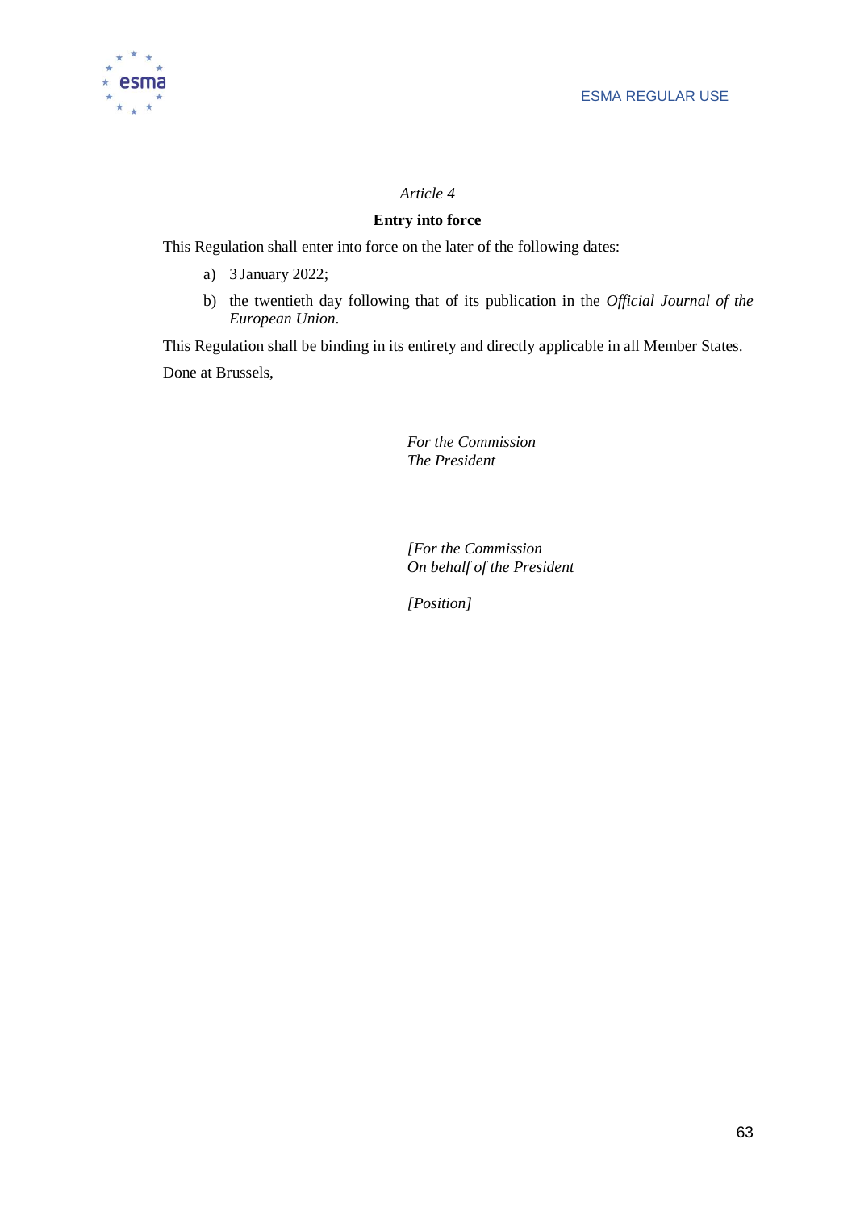*Article 4*

**Entry into force**

This Regulation shall enter into force on the later of the following dates:

a) 3 January 2022;

b) the twentieth day following that of its publication in the *Official Journal of the European Union*.

This Regulation shall be binding in its entirety and directly applicable in all Member States.

Done at Brussels,

*For the Commission*
*The President*

*[For the Commission*
*On behalf of the President*

*[Position]*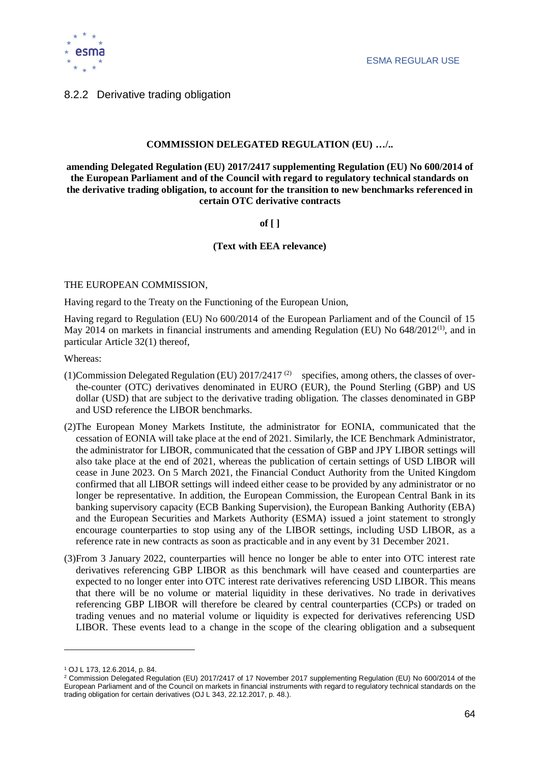### 8.2.2 Derivative trading obligation

**COMMISSION DELEGATED REGULATION (EU) …/..**

**amending Delegated Regulation (EU) 2017/2417 supplementing Regulation (EU) No 600/2014 of the European Parliament and of the Council with regard to regulatory technical standards on the derivative trading obligation, to account for the transition to new benchmarks referenced in certain OTC derivative contracts**

**of [ ]**

**(Text with EEA relevance)**

THE EUROPEAN COMMISSION,

Having regard to the Treaty on the Functioning of the European Union,

Having regard to Regulation (EU) No 600/2014 of the European Parliament and of the Council of 15 May 2014 on markets in financial instruments and amending Regulation (EU) No 648/2012[1], and in particular Article 32(1) thereof,

Whereas:

(1) Commission Delegated Regulation (EU) 2017/2417 [2] specifies, among others, the classes of over-the-counter (OTC) derivatives denominated in EURO (EUR), the Pound Sterling (GBP) and US dollar (USD) that are subject to the derivative trading obligation. The classes denominated in GBP and USD reference the LIBOR benchmarks.

(2) The European Money Markets Institute, the administrator for EONIA, communicated that the cessation of EONIA will take place at the end of 2021. Similarly, the ICE Benchmark Administrator, the administrator for LIBOR, communicated that the cessation of GBP and JPY LIBOR settings will also take place at the end of 2021, whereas the publication of certain settings of USD LIBOR will cease in June 2023. On 5 March 2021, the Financial Conduct Authority from the United Kingdom confirmed that all LIBOR settings will indeed either cease to be provided by any administrator or no longer be representative. In addition, the European Commission, the European Central Bank in its banking supervisory capacity (ECB Banking Supervision), the European Banking Authority (EBA) and the European Securities and Markets Authority (ESMA) issued a joint statement to strongly encourage counterparties to stop using any of the LIBOR settings, including USD LIBOR, as a reference rate in new contracts as soon as practicable and in any event by 31 December 2021.

(3) From 3 January 2022, counterparties will hence no longer be able to enter into OTC interest rate derivatives referencing GBP LIBOR as this benchmark will have ceased and counterparties are expected to no longer enter into OTC interest rate derivatives referencing USD LIBOR. This means that there will be no volume or material liquidity in these derivatives. No trade in derivatives referencing GBP LIBOR will therefore be cleared by central counterparties (CCPs) or traded on trading venues and no material volume or liquidity is expected for derivatives referencing USD LIBOR. These events lead to a change in the scope of the clearing obligation and a subsequent

---

[1] OJ L 173, 12.6.2014, p. 84.

[2] Commission Delegated Regulation (EU) 2017/2417 of 17 November 2017 supplementing Regulation (EU) No 600/2014 of the European Parliament and of the Council on markets in financial instruments with regard to regulatory technical standards on the trading obligation for certain derivatives (OJ L 343, 22.12.2017, p. 48.).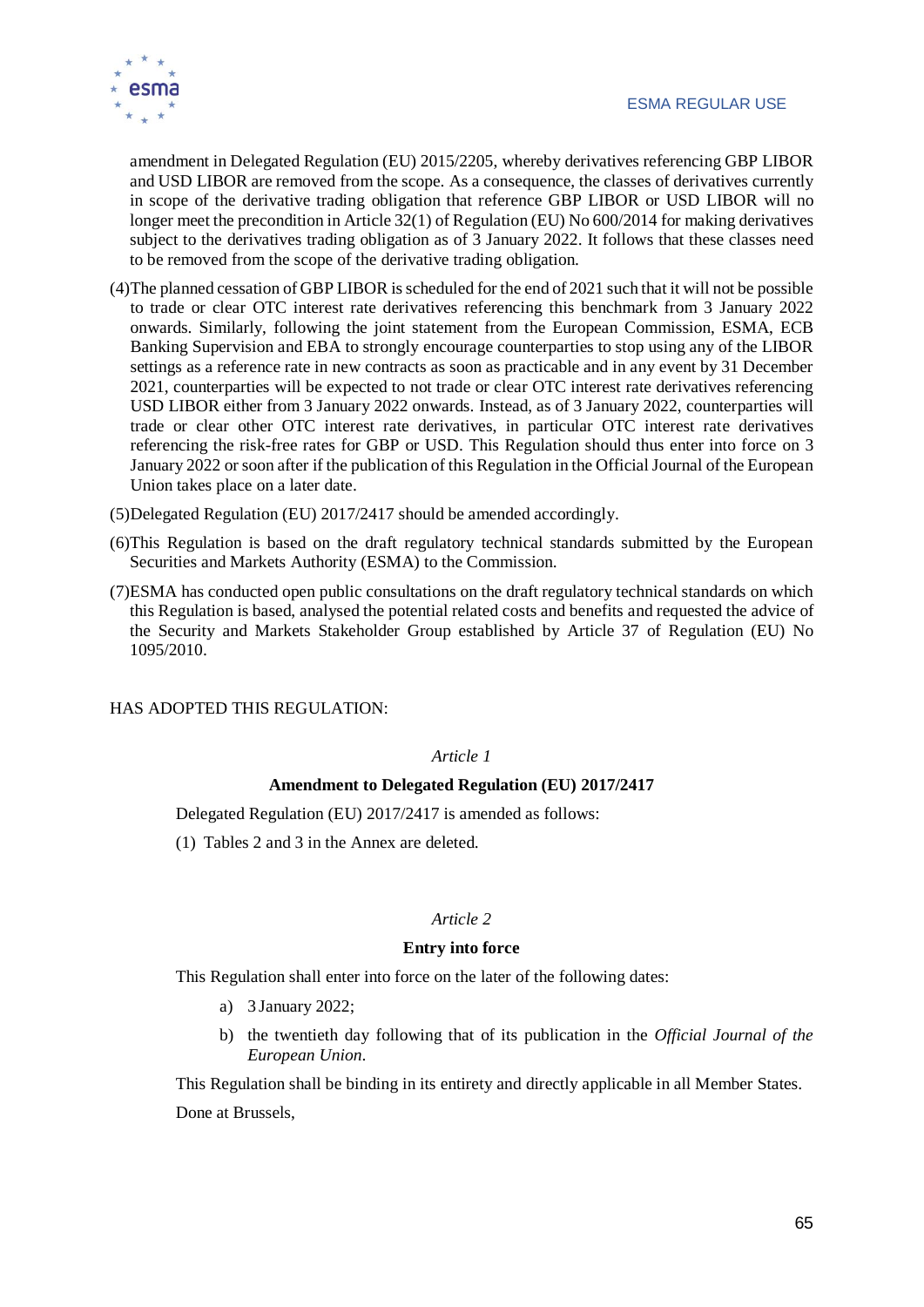amendment in Delegated Regulation (EU) 2015/2205, whereby derivatives referencing GBP LIBOR and USD LIBOR are removed from the scope. As a consequence, the classes of derivatives currently in scope of the derivative trading obligation that reference GBP LIBOR or USD LIBOR will no longer meet the precondition in Article 32(1) of Regulation (EU) No 600/2014 for making derivatives subject to the derivatives trading obligation as of 3 January 2022. It follows that these classes need to be removed from the scope of the derivative trading obligation.

(4) The planned cessation of GBP LIBOR is scheduled for the end of 2021 such that it will not be possible to trade or clear OTC interest rate derivatives referencing this benchmark from 3 January 2022 onwards. Similarly, following the joint statement from the European Commission, ESMA, ECB Banking Supervision and EBA to strongly encourage counterparties to stop using any of the LIBOR settings as a reference rate in new contracts as soon as practicable and in any event by 31 December 2021, counterparties will be expected to not trade or clear OTC interest rate derivatives referencing USD LIBOR either from 3 January 2022 onwards. Instead, as of 3 January 2022, counterparties will trade or clear other OTC interest rate derivatives, in particular OTC interest rate derivatives referencing the risk-free rates for GBP or USD. This Regulation should thus enter into force on 3 January 2022 or soon after if the publication of this Regulation in the Official Journal of the European Union takes place on a later date.

(5) Delegated Regulation (EU) 2017/2417 should be amended accordingly.

(6) This Regulation is based on the draft regulatory technical standards submitted by the European Securities and Markets Authority (ESMA) to the Commission.

(7) ESMA has conducted open public consultations on the draft regulatory technical standards on which this Regulation is based, analysed the potential related costs and benefits and requested the advice of the Security and Markets Stakeholder Group established by Article 37 of Regulation (EU) No 1095/2010.

HAS ADOPTED THIS REGULATION:

*Article 1*

**Amendment to Delegated Regulation (EU) 2017/2417**

Delegated Regulation (EU) 2017/2417 is amended as follows:

(1) Tables 2 and 3 in the Annex are deleted.

*Article 2*

**Entry into force**

This Regulation shall enter into force on the later of the following dates:

a) 3 January 2022;

b) the twentieth day following that of its publication in the *Official Journal of the European Union*.

This Regulation shall be binding in its entirety and directly applicable in all Member States.

Done at Brussels,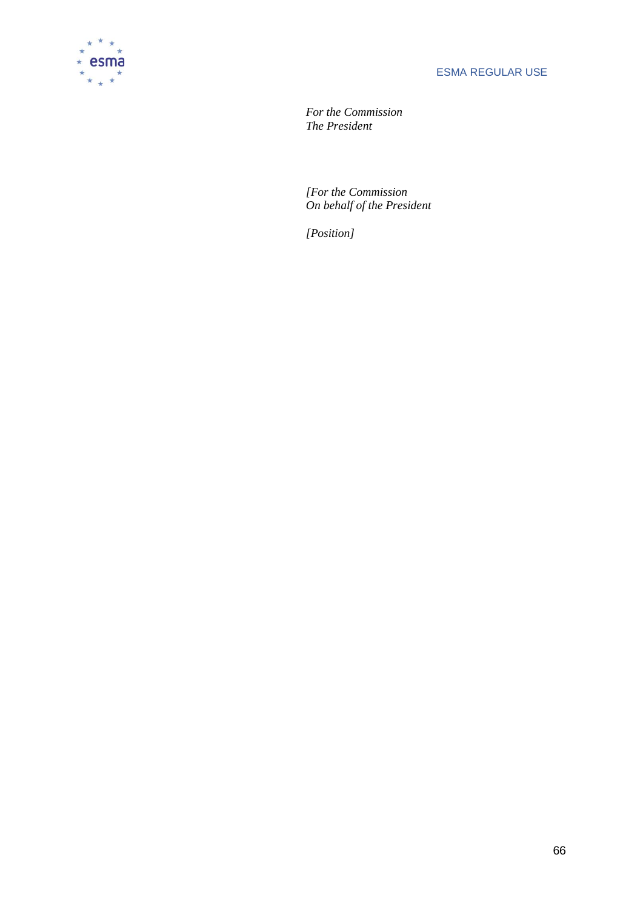*For the Commission*
*The President*

*[For the Commission*
*On behalf of the President*

*[Position]*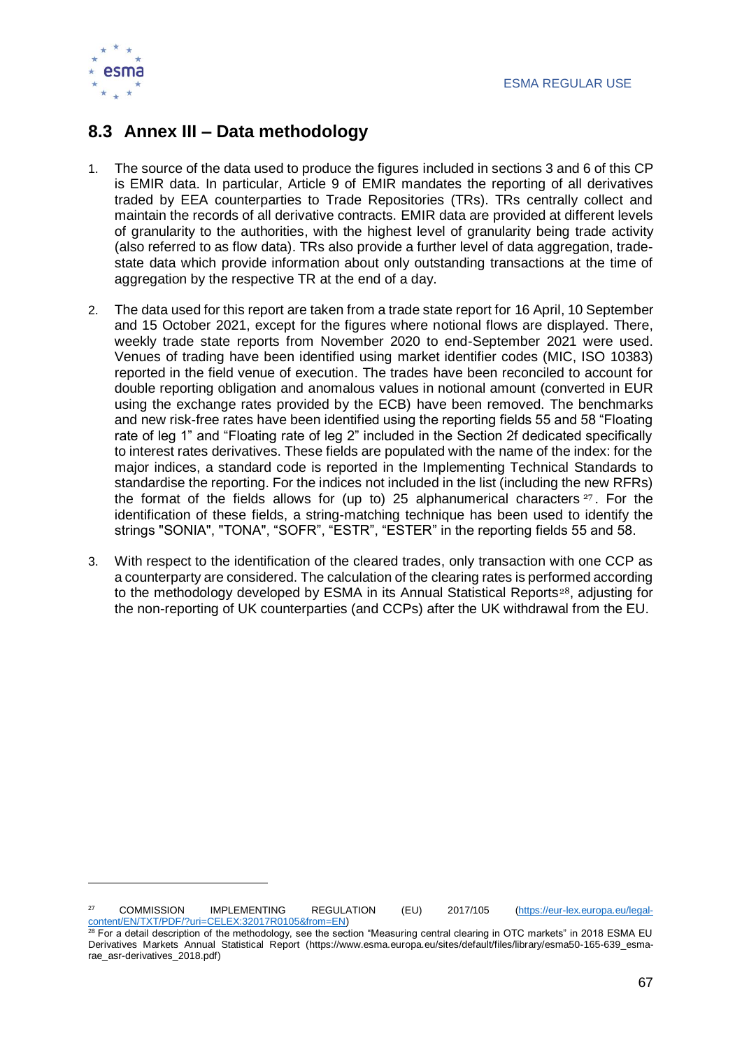## 8.3 Annex III – Data methodology

1. The source of the data used to produce the figures included in sections 3 and 6 of this CP is EMIR data. In particular, Article 9 of EMIR mandates the reporting of all derivatives traded by EEA counterparties to Trade Repositories (TRs). TRs centrally collect and maintain the records of all derivative contracts. EMIR data are provided at different levels of granularity to the authorities, with the highest level of granularity being trade activity (also referred to as flow data). TRs also provide a further level of data aggregation, trade-state data which provide information about only outstanding transactions at the time of aggregation by the respective TR at the end of a day.

2. The data used for this report are taken from a trade state report for 16 April, 10 September and 15 October 2021, except for the figures where notional flows are displayed. There, weekly trade state reports from November 2020 to end-September 2021 were used. Venues of trading have been identified using market identifier codes (MIC, ISO 10383) reported in the field venue of execution. The trades have been reconciled to account for double reporting obligation and anomalous values in notional amount (converted in EUR using the exchange rates provided by the ECB) have been removed. The benchmarks and new risk-free rates have been identified using the reporting fields 55 and 58 "Floating rate of leg 1" and "Floating rate of leg 2" included in the Section 2f dedicated specifically to interest rates derivatives. These fields are populated with the name of the index: for the major indices, a standard code is reported in the Implementing Technical Standards to standardise the reporting. For the indices not included in the list (including the new RFRs) the format of the fields allows for (up to) 25 alphanumerical characters [27]. For the identification of these fields, a string-matching technique has been used to identify the strings "SONIA", "TONA", "SOFR", "ESTR", "ESTER" in the reporting fields 55 and 58.

3. With respect to the identification of the cleared trades, only transaction with one CCP as a counterparty are considered. The calculation of the clearing rates is performed according to the methodology developed by ESMA in its Annual Statistical Reports[28], adjusting for the non-reporting of UK counterparties (and CCPs) after the UK withdrawal from the EU.

---

[27] COMMISSION IMPLEMENTING REGULATION (EU) 2017/105 (https://eur-lex.europa.eu/legal-content/EN/TXT/PDF/?uri=CELEX:32017R0105&from=EN)

[28] For a detail description of the methodology, see the section "Measuring central clearing in OTC markets" in 2018 ESMA EU Derivatives Markets Annual Statistical Report (https://www.esma.europa.eu/sites/default/files/library/esma50-165-639_esma-rae_asr-derivatives_2018.pdf)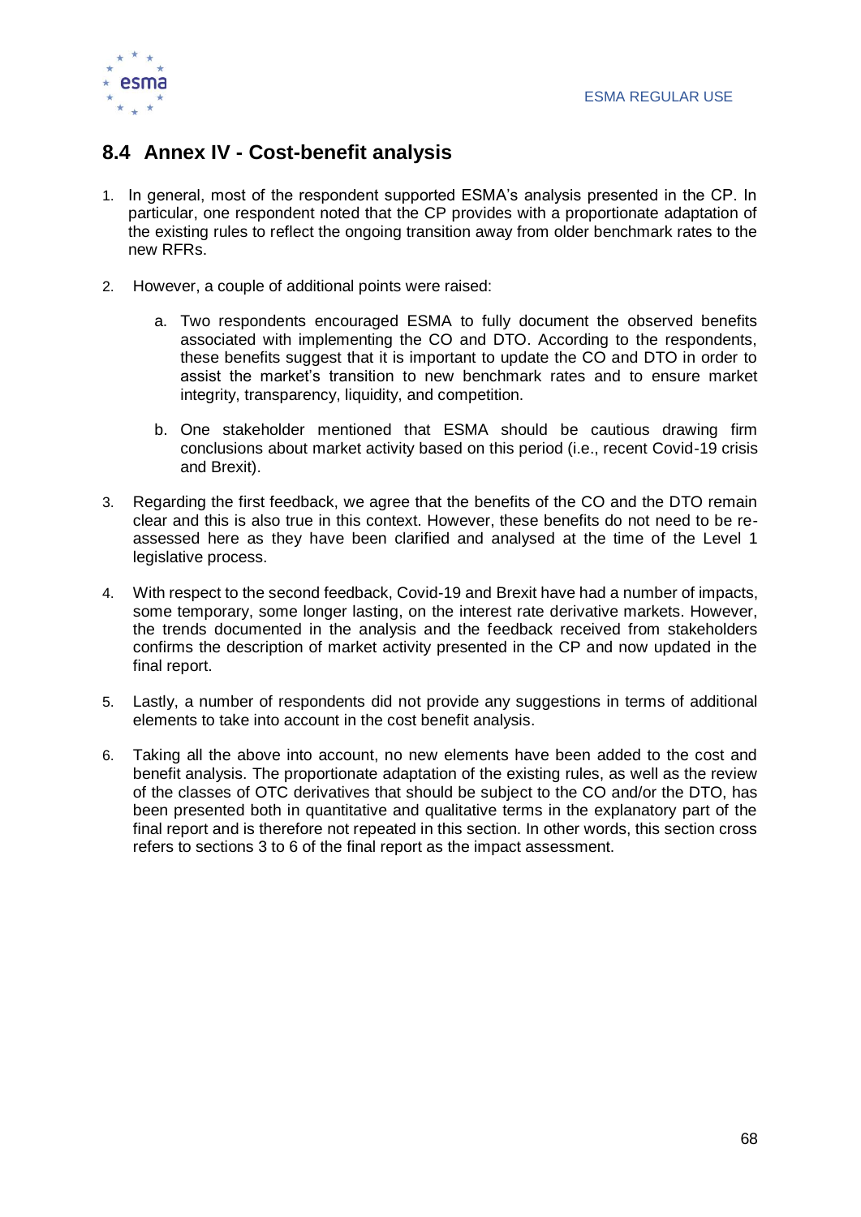## 8.4 Annex IV - Cost-benefit analysis

1. In general, most of the respondent supported ESMA's analysis presented in the CP. In particular, one respondent noted that the CP provides with a proportionate adaptation of the existing rules to reflect the ongoing transition away from older benchmark rates to the new RFRs.

2. However, a couple of additional points were raised:

   a. Two respondents encouraged ESMA to fully document the observed benefits associated with implementing the CO and DTO. According to the respondents, these benefits suggest that it is important to update the CO and DTO in order to assist the market's transition to new benchmark rates and to ensure market integrity, transparency, liquidity, and competition.

   b. One stakeholder mentioned that ESMA should be cautious drawing firm conclusions about market activity based on this period (i.e., recent Covid-19 crisis and Brexit).

3. Regarding the first feedback, we agree that the benefits of the CO and the DTO remain clear and this is also true in this context. However, these benefits do not need to be re-assessed here as they have been clarified and analysed at the time of the Level 1 legislative process.

4. With respect to the second feedback, Covid-19 and Brexit have had a number of impacts, some temporary, some longer lasting, on the interest rate derivative markets. However, the trends documented in the analysis and the feedback received from stakeholders confirms the description of market activity presented in the CP and now updated in the final report.

5. Lastly, a number of respondents did not provide any suggestions in terms of additional elements to take into account in the cost benefit analysis.

6. Taking all the above into account, no new elements have been added to the cost and benefit analysis. The proportionate adaptation of the existing rules, as well as the review of the classes of OTC derivatives that should be subject to the CO and/or the DTO, has been presented both in quantitative and qualitative terms in the explanatory part of the final report and is therefore not repeated in this section. In other words, this section cross refers to sections 3 to 6 of the final report as the impact assessment.